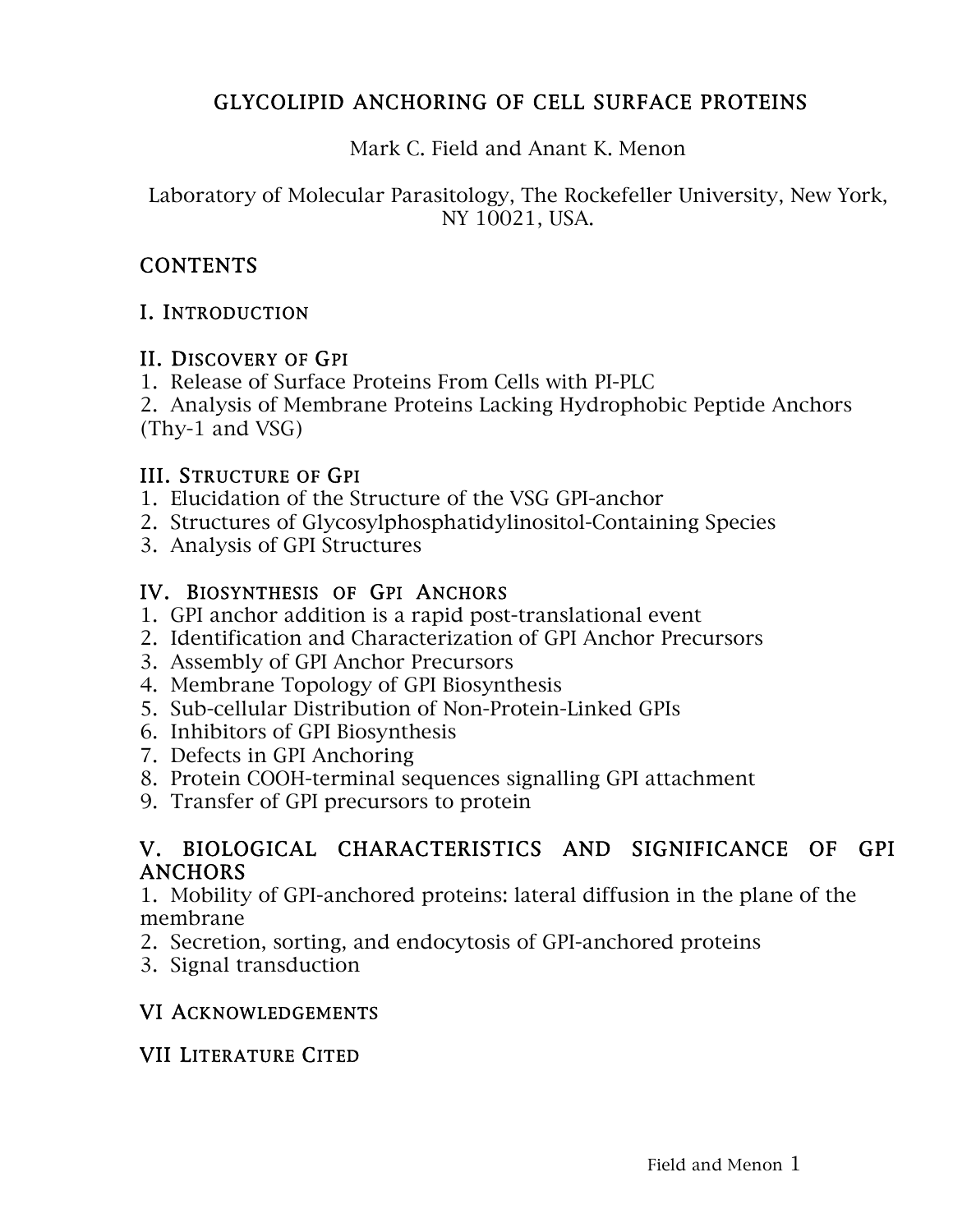# GLYCOLIPID ANCHORING OF CELL SURFACE PROTEINS

Mark C. Field and Anant K. Menon

Laboratory of Molecular Parasitology, The Rockefeller University, New York, NY 10021, USA.

## CONTENTS

### I. Introduction

### II. Discovery of Gpi

1. Release of Surface Proteins From Cells with PI-PLC
2. Analysis of Membrane Proteins Lacking Hydrophobic Peptide Anchors (Thy-1 and VSG)

### III. Structure of Gpi

1. Elucidation of the Structure of the VSG GPI-anchor
2. Structures of Glycosylphosphatidylinositol-Containing Species
3. Analysis of GPI Structures

### IV. Biosynthesis of Gpi Anchors

1. GPI anchor addition is a rapid post-translational event
2. Identification and Characterization of GPI Anchor Precursors
3. Assembly of GPI Anchor Precursors
4. Membrane Topology of GPI Biosynthesis
5. Sub-cellular Distribution of Non-Protein-Linked GPIs
6. Inhibitors of GPI Biosynthesis
7. Defects in GPI Anchoring
8. Protein COOH-terminal sequences signalling GPI attachment
9. Transfer of GPI precursors to protein

### V. BIOLOGICAL CHARACTERISTICS AND SIGNIFICANCE OF GPI ANCHORS

1. Mobility of GPI-anchored proteins: lateral diffusion in the plane of the membrane
2. Secretion, sorting, and endocytosis of GPI-anchored proteins
3. Signal transduction

### VI Acknowledgements

### VII Literature Cited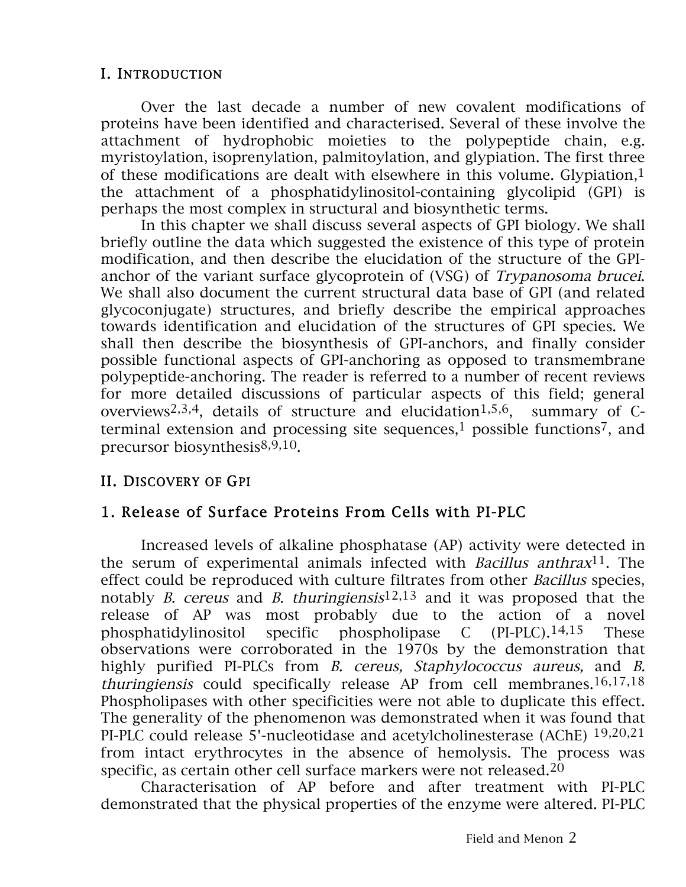## I. Introduction

Over the last decade a number of new covalent modifications of proteins have been identified and characterised. Several of these involve the attachment of hydrophobic moieties to the polypeptide chain, e.g. myristoylation, isoprenylation, palmitoylation, and glypiation. The first three of these modifications are dealt with elsewhere in this volume. Glypiation,[1] the attachment of a phosphatidylinositol-containing glycolipid (GPI) is perhaps the most complex in structural and biosynthetic terms.

In this chapter we shall discuss several aspects of GPI biology. We shall briefly outline the data which suggested the existence of this type of protein modification, and then describe the elucidation of the structure of the GPI-anchor of the variant surface glycoprotein of (VSG) of *Trypanosoma brucei*. We shall also document the current structural data base of GPI (and related glycoconjugate) structures, and briefly describe the empirical approaches towards identification and elucidation of the structures of GPI species. We shall then describe the biosynthesis of GPI-anchors, and finally consider possible functional aspects of GPI-anchoring as opposed to transmembrane polypeptide-anchoring. The reader is referred to a number of recent reviews for more detailed discussions of particular aspects of this field; general overviews[2,3,4], details of structure and elucidation[1,5,6], summary of C-terminal extension and processing site sequences,[1] possible functions[7], and precursor biosynthesis[8,9,10].

## II. Discovery of GPI

### 1. Release of Surface Proteins From Cells with PI-PLC

Increased levels of alkaline phosphatase (AP) activity were detected in the serum of experimental animals infected with *Bacillus anthrax*[11]. The effect could be reproduced with culture filtrates from other *Bacillus* species, notably *B. cereus* and *B. thuringiensis*[12,13] and it was proposed that the release of AP was most probably due to the action of a novel phosphatidylinositol specific phospholipase C (PI-PLC).[14,15] These observations were corroborated in the 1970s by the demonstration that highly purified PI-PLCs from *B. cereus, Staphylococcus aureus,* and *B. thuringiensis* could specifically release AP from cell membranes.[16,17,18] Phospholipases with other specificities were not able to duplicate this effect. The generality of the phenomenon was demonstrated when it was found that PI-PLC could release 5'-nucleotidase and acetylcholinesterase (AChE) [19,20,21] from intact erythrocytes in the absence of hemolysis. The process was specific, as certain other cell surface markers were not released.[20]

Characterisation of AP before and after treatment with PI-PLC demonstrated that the physical properties of the enzyme were altered. PI-PLC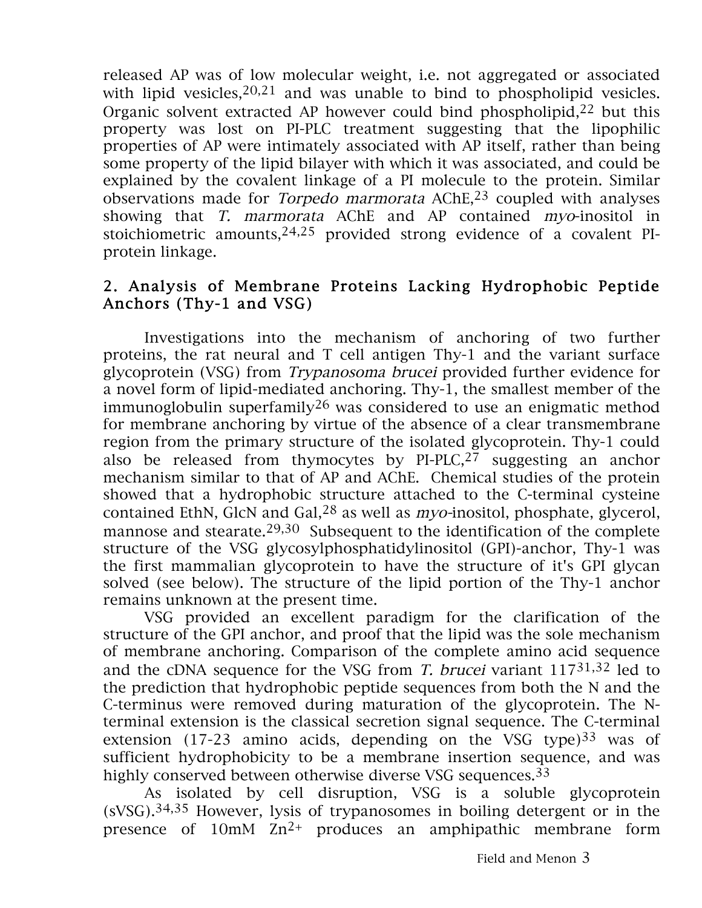released AP was of low molecular weight, i.e. not aggregated or associated with lipid vesicles,[20,21] and was unable to bind to phospholipid vesicles. Organic solvent extracted AP however could bind phospholipid,[22] but this property was lost on PI-PLC treatment suggesting that the lipophilic properties of AP were intimately associated with AP itself, rather than being some property of the lipid bilayer with which it was associated, and could be explained by the covalent linkage of a PI molecule to the protein. Similar observations made for *Torpedo marmorata* AChE,[23] coupled with analyses showing that *T. marmorata* AChE and AP contained *myo*-inositol in stoichiometric amounts,[24,25] provided strong evidence of a covalent PI-protein linkage.

## 2. Analysis of Membrane Proteins Lacking Hydrophobic Peptide Anchors (Thy-1 and VSG)

Investigations into the mechanism of anchoring of two further proteins, the rat neural and T cell antigen Thy-1 and the variant surface glycoprotein (VSG) from *Trypanosoma brucei* provided further evidence for a novel form of lipid-mediated anchoring. Thy-1, the smallest member of the immunoglobulin superfamily[26] was considered to use an enigmatic method for membrane anchoring by virtue of the absence of a clear transmembrane region from the primary structure of the isolated glycoprotein. Thy-1 could also be released from thymocytes by PI-PLC,[27] suggesting an anchor mechanism similar to that of AP and AChE. Chemical studies of the protein showed that a hydrophobic structure attached to the C-terminal cysteine contained EthN, GlcN and Gal,[28] as well as *myo*-inositol, phosphate, glycerol, mannose and stearate.[29,30] Subsequent to the identification of the complete structure of the VSG glycosylphosphatidylinositol (GPI)-anchor, Thy-1 was the first mammalian glycoprotein to have the structure of it's GPI glycan solved (see below). The structure of the lipid portion of the Thy-1 anchor remains unknown at the present time.

VSG provided an excellent paradigm for the clarification of the structure of the GPI anchor, and proof that the lipid was the sole mechanism of membrane anchoring. Comparison of the complete amino acid sequence and the cDNA sequence for the VSG from *T. brucei* variant 117[31,32] led to the prediction that hydrophobic peptide sequences from both the N and the C-terminus were removed during maturation of the glycoprotein. The N-terminal extension is the classical secretion signal sequence. The C-terminal extension (17-23 amino acids, depending on the VSG type)[33] was of sufficient hydrophobicity to be a membrane insertion sequence, and was highly conserved between otherwise diverse VSG sequences.[33]

As isolated by cell disruption, VSG is a soluble glycoprotein (sVSG).[34,35] However, lysis of trypanosomes in boiling detergent or in the presence of 10mM $Zn^{2+}$ produces an amphipathic membrane form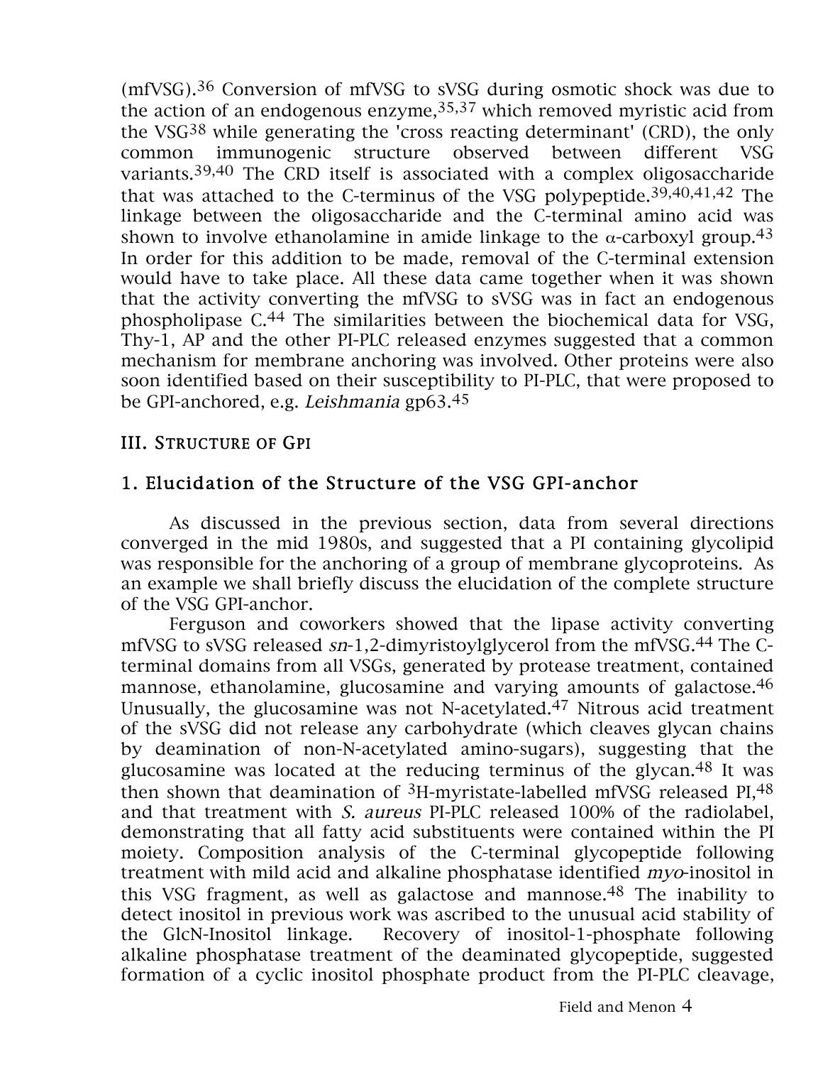(mfVSG).[36] Conversion of mfVSG to sVSG during osmotic shock was due to the action of an endogenous enzyme,[35,37] which removed myristic acid from the VSG[38] while generating the 'cross reacting determinant' (CRD), the only common immunogenic structure observed between different VSG variants.[39,40] The CRD itself is associated with a complex oligosaccharide that was attached to the C-terminus of the VSG polypeptide.[39,40,41,42] The linkage between the oligosaccharide and the C-terminal amino acid was shown to involve ethanolamine in amide linkage to the $\alpha$-carboxyl group.[43] In order for this addition to be made, removal of the C-terminal extension would have to take place. All these data came together when it was shown that the activity converting the mfVSG to sVSG was in fact an endogenous phospholipase C.[44] The similarities between the biochemical data for VSG, Thy-1, AP and the other PI-PLC released enzymes suggested that a common mechanism for membrane anchoring was involved. Other proteins were also soon identified based on their susceptibility to PI-PLC, that were proposed to be GPI-anchored, e.g. *Leishmania* gp63.[45]

## III. Structure of GPI

### 1. Elucidation of the Structure of the VSG GPI-anchor

As discussed in the previous section, data from several directions converged in the mid 1980s, and suggested that a PI containing glycolipid was responsible for the anchoring of a group of membrane glycoproteins. As an example we shall briefly discuss the elucidation of the complete structure of the VSG GPI-anchor.

Ferguson and coworkers showed that the lipase activity converting mfVSG to sVSG released *sn*-1,2-dimyristoylglycerol from the mfVSG.[44] The C-terminal domains from all VSGs, generated by protease treatment, contained mannose, ethanolamine, glucosamine and varying amounts of galactose.[46] Unusually, the glucosamine was not N-acetylated.[47] Nitrous acid treatment of the sVSG did not release any carbohydrate (which cleaves glycan chains by deamination of non-N-acetylated amino-sugars), suggesting that the glucosamine was located at the reducing terminus of the glycan.[48] It was then shown that deamination of $^{3}$H-myristate-labelled mfVSG released PI,[48] and that treatment with *S. aureus* PI-PLC released 100% of the radiolabel, demonstrating that all fatty acid substituents were contained within the PI moiety. Composition analysis of the C-terminal glycopeptide following treatment with mild acid and alkaline phosphatase identified *myo*-inositol in this VSG fragment, as well as galactose and mannose.[48] The inability to detect inositol in previous work was ascribed to the unusual acid stability of the GlcN-Inositol linkage. Recovery of inositol-1-phosphate following alkaline phosphatase treatment of the deaminated glycopeptide, suggested formation of a cyclic inositol phosphate product from the PI-PLC cleavage,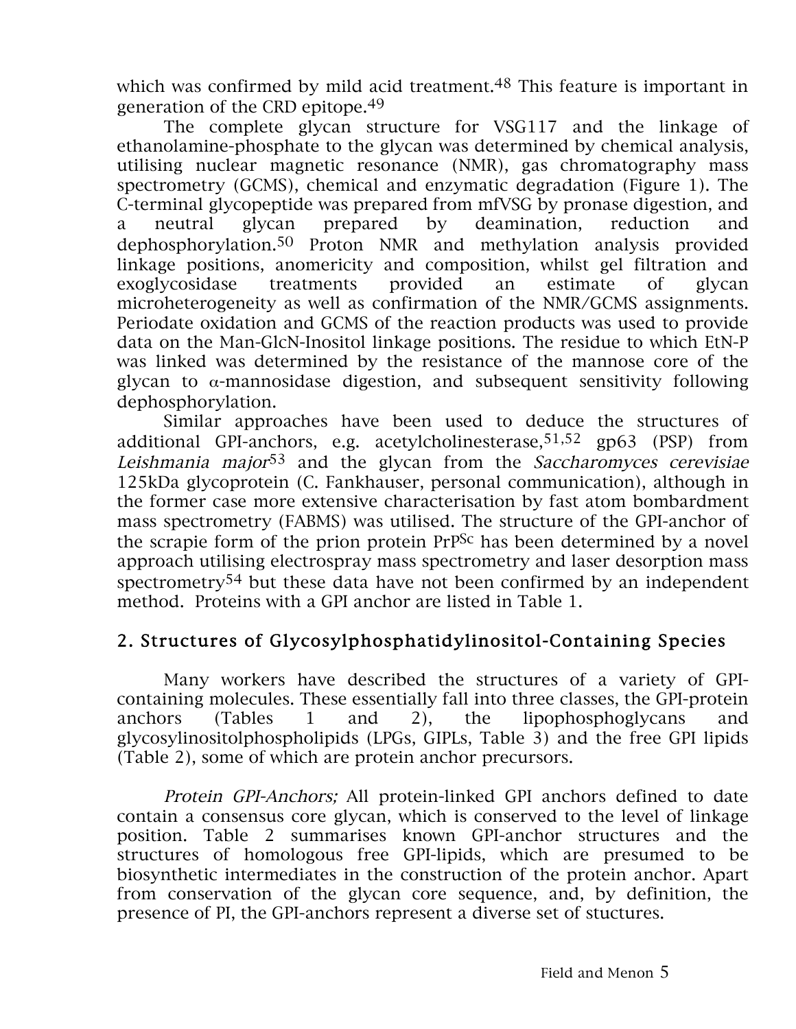which was confirmed by mild acid treatment.[48] This feature is important in generation of the CRD epitope.[49]

The complete glycan structure for VSG117 and the linkage of ethanolamine-phosphate to the glycan was determined by chemical analysis, utilising nuclear magnetic resonance (NMR), gas chromatography mass spectrometry (GCMS), chemical and enzymatic degradation (Figure 1). The C-terminal glycopeptide was prepared from mfVSG by pronase digestion, and a neutral glycan prepared by deamination, reduction and dephosphorylation.[50] Proton NMR and methylation analysis provided linkage positions, anomericity and composition, whilst gel filtration and exoglycosidase treatments provided an estimate of glycan microheterogeneity as well as confirmation of the NMR/GCMS assignments. Periodate oxidation and GCMS of the reaction products was used to provide data on the Man-GlcN-Inositol linkage positions. The residue to which EtN-P was linked was determined by the resistance of the mannose core of the glycan to α-mannosidase digestion, and subsequent sensitivity following dephosphorylation.

Similar approaches have been used to deduce the structures of additional GPI-anchors, e.g. acetylcholinesterase,[51,52] gp63 (PSP) from *Leishmania major*[53] and the glycan from the *Saccharomyces cerevisiae* 125kDa glycoprotein (C. Fankhauser, personal communication), although in the former case more extensive characterisation by fast atom bombardment mass spectrometry (FABMS) was utilised. The structure of the GPI-anchor of the scrapie form of the prion protein $PrP^{Sc}$ has been determined by a novel approach utilising electrospray mass spectrometry and laser desorption mass spectrometry[54] but these data have not been confirmed by an independent method. Proteins with a GPI anchor are listed in Table 1.

## 2. Structures of Glycosylphosphatidylinositol-Containing Species

Many workers have described the structures of a variety of GPI-containing molecules. These essentially fall into three classes, the GPI-protein anchors (Tables 1 and 2), the lipophosphoglycans and glycosylinositolphospholipids (LPGs, GIPLs, Table 3) and the free GPI lipids (Table 2), some of which are protein anchor precursors.

*Protein GPI-Anchors;* All protein-linked GPI anchors defined to date contain a consensus core glycan, which is conserved to the level of linkage position. Table 2 summarises known GPI-anchor structures and the structures of homologous free GPI-lipids, which are presumed to be biosynthetic intermediates in the construction of the protein anchor. Apart from conservation of the glycan core sequence, and, by definition, the presence of PI, the GPI-anchors represent a diverse set of stuctures.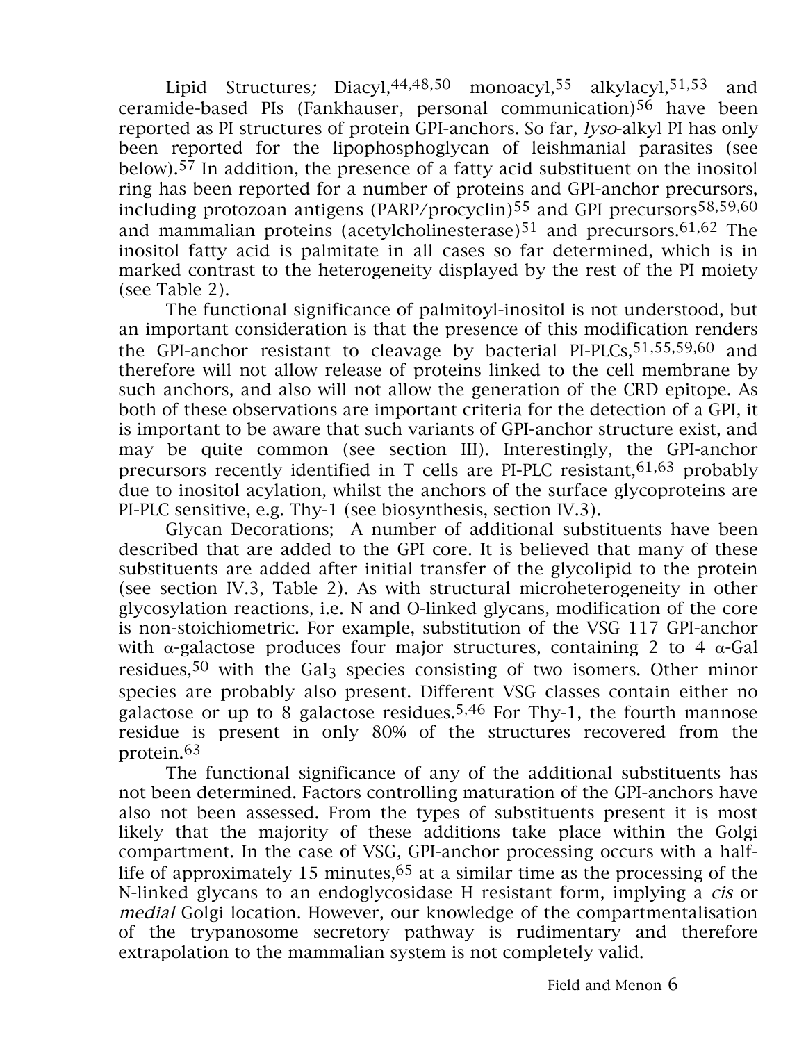Lipid Structures; Diacyl,[44,48,50] monoacyl,[55] alkylacyl,[51,53] and ceramide-based PIs (Fankhauser, personal communication)[56] have been reported as PI structures of protein GPI-anchors. So far, *lyso*-alkyl PI has only been reported for the lipophosphoglycan of leishmanial parasites (see below).[57] In addition, the presence of a fatty acid substituent on the inositol ring has been reported for a number of proteins and GPI-anchor precursors, including protozoan antigens (PARP/procyclin)[55] and GPI precursors[58,59,60] and mammalian proteins (acetylcholinesterase)[51] and precursors.[61,62] The inositol fatty acid is palmitate in all cases so far determined, which is in marked contrast to the heterogeneity displayed by the rest of the PI moiety (see Table 2).

The functional significance of palmitoyl-inositol is not understood, but an important consideration is that the presence of this modification renders the GPI-anchor resistant to cleavage by bacterial PI-PLCs,[51,55,59,60] and therefore will not allow release of proteins linked to the cell membrane by such anchors, and also will not allow the generation of the CRD epitope. As both of these observations are important criteria for the detection of a GPI, it is important to be aware that such variants of GPI-anchor structure exist, and may be quite common (see section III). Interestingly, the GPI-anchor precursors recently identified in T cells are PI-PLC resistant,[61,63] probably due to inositol acylation, whilst the anchors of the surface glycoproteins are PI-PLC sensitive, e.g. Thy-1 (see biosynthesis, section IV.3).

Glycan Decorations; A number of additional substituents have been described that are added to the GPI core. It is believed that many of these substituents are added after initial transfer of the glycolipid to the protein (see section IV.3, Table 2). As with structural microheterogeneity in other glycosylation reactions, i.e. N and O-linked glycans, modification of the core is non-stoichiometric. For example, substitution of the VSG 117 GPI-anchor with $\alpha$-galactose produces four major structures, containing 2 to 4 $\alpha$-Gal residues,[50] with the $Gal_3$ species consisting of two isomers. Other minor species are probably also present. Different VSG classes contain either no galactose or up to 8 galactose residues.[5,46] For Thy-1, the fourth mannose residue is present in only 80% of the structures recovered from the protein.[63]

The functional significance of any of the additional substituents has not been determined. Factors controlling maturation of the GPI-anchors have also not been assessed. From the types of substituents present it is most likely that the majority of these additions take place within the Golgi compartment. In the case of VSG, GPI-anchor processing occurs with a half-life of approximately 15 minutes,[65] at a similar time as the processing of the N-linked glycans to an endoglycosidase H resistant form, implying a *cis* or *medial* Golgi location. However, our knowledge of the compartmentalisation of the trypanosome secretory pathway is rudimentary and therefore extrapolation to the mammalian system is not completely valid.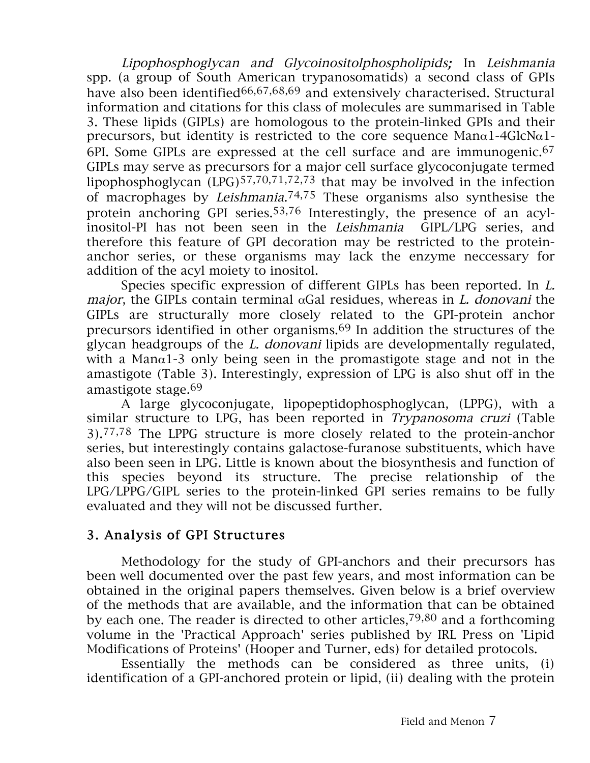*Lipophosphoglycan and Glycoinositolphospholipids;* In *Leishmania* spp. (a group of South American trypanosomatids) a second class of GPIs have also been identified[66,67,68,69] and extensively characterised. Structural information and citations for this class of molecules are summarised in Table 3. These lipids (GIPLs) are homologous to the protein-linked GPIs and their precursors, but identity is restricted to the core sequence Manα1-4GlcNα1-6PI. Some GIPLs are expressed at the cell surface and are immunogenic.[67] GIPLs may serve as precursors for a major cell surface glycoconjugate termed lipophosphoglycan (LPG)[57,70,71,72,73] that may be involved in the infection of macrophages by *Leishmania*.[74,75] These organisms also synthesise the protein anchoring GPI series.[53,76] Interestingly, the presence of an acyl-inositol-PI has not been seen in the *Leishmania* GIPL/LPG series, and therefore this feature of GPI decoration may be restricted to the protein-anchor series, or these organisms may lack the enzyme neccessary for addition of the acyl moiety to inositol.

Species specific expression of different GIPLs has been reported. In *L. major*, the GIPLs contain terminal αGal residues, whereas in *L. donovani* the GIPLs are structurally more closely related to the GPI-protein anchor precursors identified in other organisms.[69] In addition the structures of the glycan headgroups of the *L. donovani* lipids are developmentally regulated, with a Manα1-3 only being seen in the promastigote stage and not in the amastigote (Table 3). Interestingly, expression of LPG is also shut off in the amastigote stage.[69]

A large glycoconjugate, lipopeptidophosphoglycan, (LPPG), with a similar structure to LPG, has been reported in *Trypanosoma cruzi* (Table 3).[77,78] The LPPG structure is more closely related to the protein-anchor series, but interestingly contains galactose-furanose substituents, which have also been seen in LPG. Little is known about the biosynthesis and function of this species beyond its structure. The precise relationship of the LPG/LPPG/GIPL series to the protein-linked GPI series remains to be fully evaluated and they will not be discussed further.

## 3. Analysis of GPI Structures

Methodology for the study of GPI-anchors and their precursors has been well documented over the past few years, and most information can be obtained in the original papers themselves. Given below is a brief overview of the methods that are available, and the information that can be obtained by each one. The reader is directed to other articles,[79,80] and a forthcoming volume in the 'Practical Approach' series published by IRL Press on 'Lipid Modifications of Proteins' (Hooper and Turner, eds) for detailed protocols.

Essentially the methods can be considered as three units, (i) identification of a GPI-anchored protein or lipid, (ii) dealing with the protein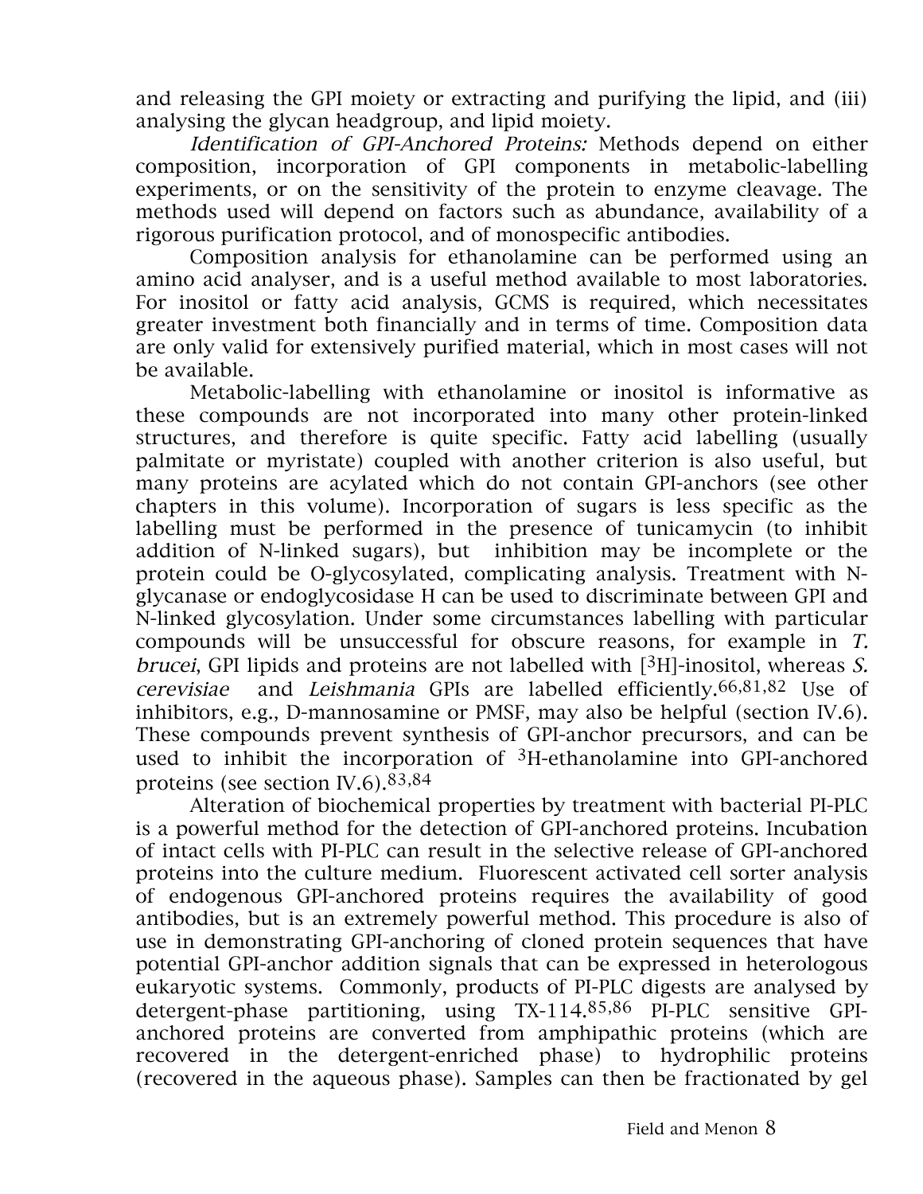and releasing the GPI moiety or extracting and purifying the lipid, and (iii) analysing the glycan headgroup, and lipid moiety.

*Identification of GPI-Anchored Proteins:* Methods depend on either composition, incorporation of GPI components in metabolic-labelling experiments, or on the sensitivity of the protein to enzyme cleavage. The methods used will depend on factors such as abundance, availability of a rigorous purification protocol, and of monospecific antibodies.

Composition analysis for ethanolamine can be performed using an amino acid analyser, and is a useful method available to most laboratories. For inositol or fatty acid analysis, GCMS is required, which necessitates greater investment both financially and in terms of time. Composition data are only valid for extensively purified material, which in most cases will not be available.

Metabolic-labelling with ethanolamine or inositol is informative as these compounds are not incorporated into many other protein-linked structures, and therefore is quite specific. Fatty acid labelling (usually palmitate or myristate) coupled with another criterion is also useful, but many proteins are acylated which do not contain GPI-anchors (see other chapters in this volume). Incorporation of sugars is less specific as the labelling must be performed in the presence of tunicamycin (to inhibit addition of N-linked sugars), but inhibition may be incomplete or the protein could be O-glycosylated, complicating analysis. Treatment with N-glycanase or endoglycosidase H can be used to discriminate between GPI and N-linked glycosylation. Under some circumstances labelling with particular compounds will be unsuccessful for obscure reasons, for example in *T. brucei*, GPI lipids and proteins are not labelled with [$^3$H]-inositol, whereas *S. cerevisiae* and *Leishmania* GPIs are labelled efficiently.[66,81,82] Use of inhibitors, e.g., D-mannosamine or PMSF, may also be helpful (section IV.6). These compounds prevent synthesis of GPI-anchor precursors, and can be used to inhibit the incorporation of $^3$H-ethanolamine into GPI-anchored proteins (see section IV.6).[83,84]

Alteration of biochemical properties by treatment with bacterial PI-PLC is a powerful method for the detection of GPI-anchored proteins. Incubation of intact cells with PI-PLC can result in the selective release of GPI-anchored proteins into the culture medium. Fluorescent activated cell sorter analysis of endogenous GPI-anchored proteins requires the availability of good antibodies, but is an extremely powerful method. This procedure is also of use in demonstrating GPI-anchoring of cloned protein sequences that have potential GPI-anchor addition signals that can be expressed in heterologous eukaryotic systems. Commonly, products of PI-PLC digests are analysed by detergent-phase partitioning, using TX-114.[85,86] PI-PLC sensitive GPI-anchored proteins are converted from amphipathic proteins (which are recovered in the detergent-enriched phase) to hydrophilic proteins (recovered in the aqueous phase). Samples can then be fractionated by gel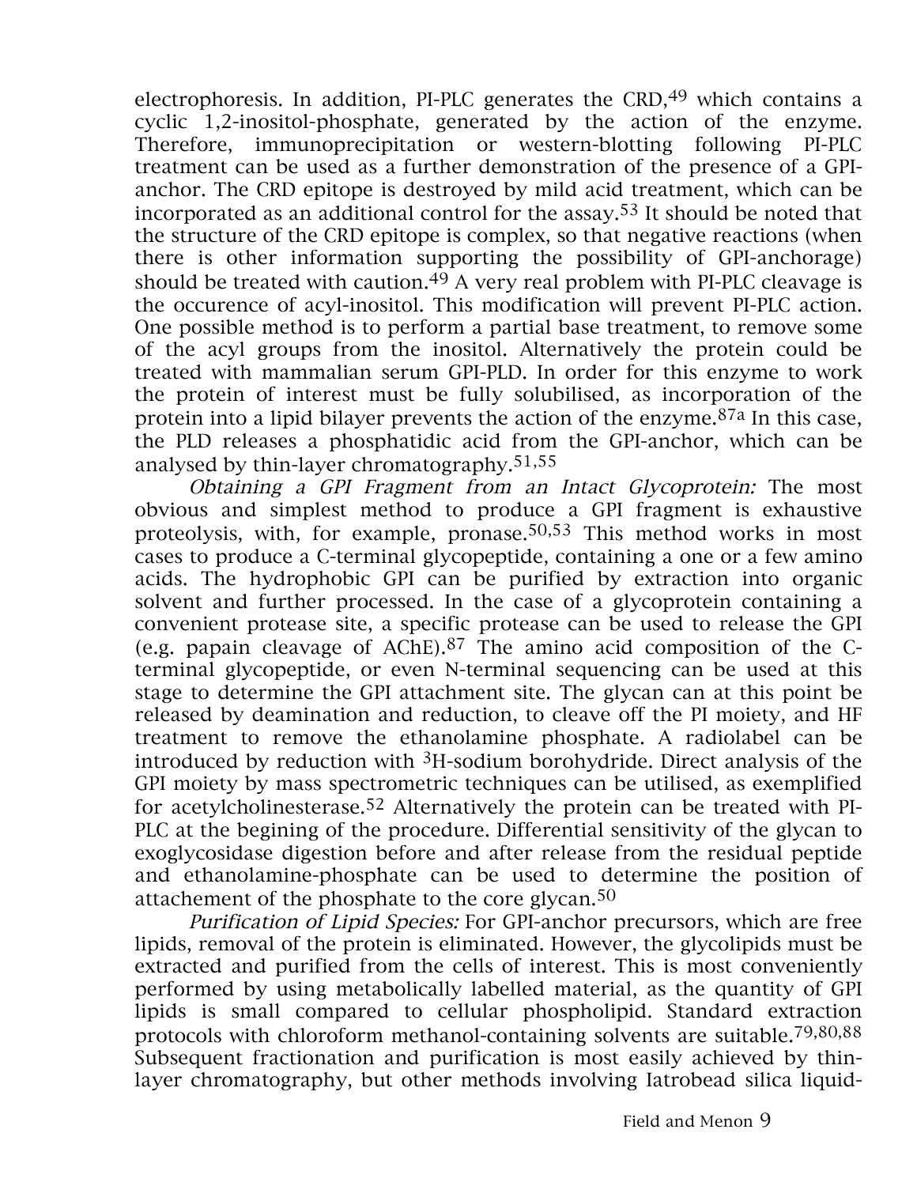electrophoresis. In addition, PI-PLC generates the CRD,[49] which contains a cyclic 1,2-inositol-phosphate, generated by the action of the enzyme. Therefore, immunoprecipitation or western-blotting following PI-PLC treatment can be used as a further demonstration of the presence of a GPI-anchor. The CRD epitope is destroyed by mild acid treatment, which can be incorporated as an additional control for the assay.[53] It should be noted that the structure of the CRD epitope is complex, so that negative reactions (when there is other information supporting the possibility of GPI-anchorage) should be treated with caution.[49] A very real problem with PI-PLC cleavage is the occurence of acyl-inositol. This modification will prevent PI-PLC action. One possible method is to perform a partial base treatment, to remove some of the acyl groups from the inositol. Alternatively the protein could be treated with mammalian serum GPI-PLD. In order for this enzyme to work the protein of interest must be fully solubilised, as incorporation of the protein into a lipid bilayer prevents the action of the enzyme.[87a] In this case, the PLD releases a phosphatidic acid from the GPI-anchor, which can be analysed by thin-layer chromatography.[51,55]

*Obtaining a GPI Fragment from an Intact Glycoprotein:* The most obvious and simplest method to produce a GPI fragment is exhaustive proteolysis, with, for example, pronase.[50,53] This method works in most cases to produce a C-terminal glycopeptide, containing a one or a few amino acids. The hydrophobic GPI can be purified by extraction into organic solvent and further processed. In the case of a glycoprotein containing a convenient protease site, a specific protease can be used to release the GPI (e.g. papain cleavage of AChE).[87] The amino acid composition of the C-terminal glycopeptide, or even N-terminal sequencing can be used at this stage to determine the GPI attachment site. The glycan can at this point be released by deamination and reduction, to cleave off the PI moiety, and HF treatment to remove the ethanolamine phosphate. A radiolabel can be introduced by reduction with $^{3}$H-sodium borohydride. Direct analysis of the GPI moiety by mass spectrometric techniques can be utilised, as exemplified for acetylcholinesterase.[52] Alternatively the protein can be treated with PI-PLC at the begining of the procedure. Differential sensitivity of the glycan to exoglycosidase digestion before and after release from the residual peptide and ethanolamine-phosphate can be used to determine the position of attachement of the phosphate to the core glycan.[50]

*Purification of Lipid Species:* For GPI-anchor precursors, which are free lipids, removal of the protein is eliminated. However, the glycolipids must be extracted and purified from the cells of interest. This is most conveniently performed by using metabolically labelled material, as the quantity of GPI lipids is small compared to cellular phospholipid. Standard extraction protocols with chloroform methanol-containing solvents are suitable.[79,80,88] Subsequent fractionation and purification is most easily achieved by thin-layer chromatography, but other methods involving Iatrobead silica liquid-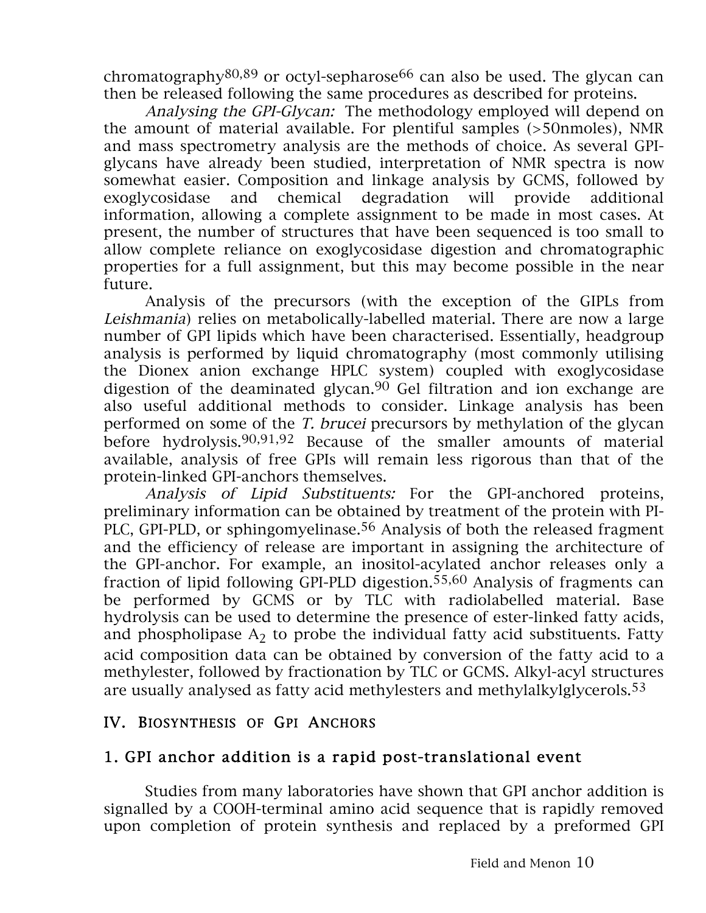chromatography[80,89] or octyl-sepharose[66] can also be used. The glycan can then be released following the same procedures as described for proteins.

*Analysing the GPI-Glycan:* The methodology employed will depend on the amount of material available. For plentiful samples (>50nmoles), NMR and mass spectrometry analysis are the methods of choice. As several GPI-glycans have already been studied, interpretation of NMR spectra is now somewhat easier. Composition and linkage analysis by GCMS, followed by exoglycosidase and chemical degradation will provide additional information, allowing a complete assignment to be made in most cases. At present, the number of structures that have been sequenced is too small to allow complete reliance on exoglycosidase digestion and chromatographic properties for a full assignment, but this may become possible in the near future.

Analysis of the precursors (with the exception of the GIPLs from *Leishmania*) relies on metabolically-labelled material. There are now a large number of GPI lipids which have been characterised. Essentially, headgroup analysis is performed by liquid chromatography (most commonly utilising the Dionex anion exchange HPLC system) coupled with exoglycosidase digestion of the deaminated glycan.[90] Gel filtration and ion exchange are also useful additional methods to consider. Linkage analysis has been performed on some of the *T. brucei* precursors by methylation of the glycan before hydrolysis.[90,91,92] Because of the smaller amounts of material available, analysis of free GPIs will remain less rigorous than that of the protein-linked GPI-anchors themselves.

*Analysis of Lipid Substituents:* For the GPI-anchored proteins, preliminary information can be obtained by treatment of the protein with PI-PLC, GPI-PLD, or sphingomyelinase.[56] Analysis of both the released fragment and the efficiency of release are important in assigning the architecture of the GPI-anchor. For example, an inositol-acylated anchor releases only a fraction of lipid following GPI-PLD digestion.[55,60] Analysis of fragments can be performed by GCMS or by TLC with radiolabelled material. Base hydrolysis can be used to determine the presence of ester-linked fatty acids, and phospholipase $A_2$ to probe the individual fatty acid substituents. Fatty acid composition data can be obtained by conversion of the fatty acid to a methylester, followed by fractionation by TLC or GCMS. Alkyl-acyl structures are usually analysed as fatty acid methylesters and methylalkylglycerols.[53]

## IV. Biosynthesis of GPI Anchors

### 1. GPI anchor addition is a rapid post-translational event

Studies from many laboratories have shown that GPI anchor addition is signalled by a COOH-terminal amino acid sequence that is rapidly removed upon completion of protein synthesis and replaced by a preformed GPI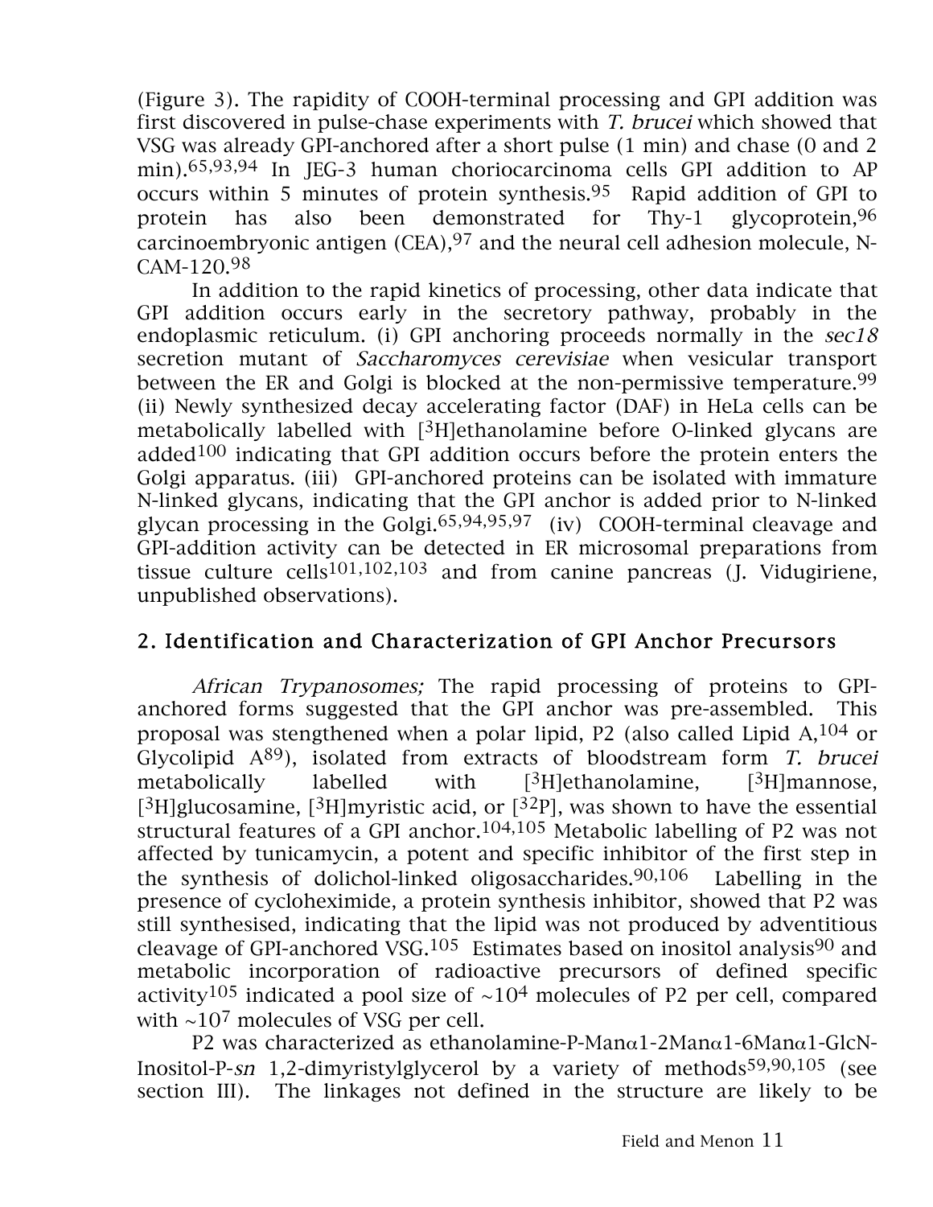(Figure 3). The rapidity of COOH-terminal processing and GPI addition was first discovered in pulse-chase experiments with *T. brucei* which showed that VSG was already GPI-anchored after a short pulse (1 min) and chase (0 and 2 min).[65,93,94] In JEG-3 human choriocarcinoma cells GPI addition to AP occurs within 5 minutes of protein synthesis.[95] Rapid addition of GPI to protein has also been demonstrated for Thy-1 glycoprotein,[96] carcinoembryonic antigen (CEA),[97] and the neural cell adhesion molecule, N-CAM-120.[98]

In addition to the rapid kinetics of processing, other data indicate that GPI addition occurs early in the secretory pathway, probably in the endoplasmic reticulum. (i) GPI anchoring proceeds normally in the *sec18* secretion mutant of *Saccharomyces cerevisiae* when vesicular transport between the ER and Golgi is blocked at the non-permissive temperature.[99] (ii) Newly synthesized decay accelerating factor (DAF) in HeLa cells can be metabolically labelled with [$^3$H]ethanolamine before O-linked glycans are added[100] indicating that GPI addition occurs before the protein enters the Golgi apparatus. (iii) GPI-anchored proteins can be isolated with immature N-linked glycans, indicating that the GPI anchor is added prior to N-linked glycan processing in the Golgi.[65,94,95,97] (iv) COOH-terminal cleavage and GPI-addition activity can be detected in ER microsomal preparations from tissue culture cells[101,102,103] and from canine pancreas (J. Vidugiriene, unpublished observations).

## 2. Identification and Characterization of GPI Anchor Precursors

*African Trypanosomes;* The rapid processing of proteins to GPI-anchored forms suggested that the GPI anchor was pre-assembled. This proposal was stengthened when a polar lipid, P2 (also called Lipid A,[104] or Glycolipid A[89]), isolated from extracts of bloodstream form *T. brucei* metabolically labelled with [$^3$H]ethanolamine, [$^3$H]mannose, [$^3$H]glucosamine, [$^3$H]myristic acid, or [$^{32}$P], was shown to have the essential structural features of a GPI anchor.[104,105] Metabolic labelling of P2 was not affected by tunicamycin, a potent and specific inhibitor of the first step in the synthesis of dolichol-linked oligosaccharides.[90,106] Labelling in the presence of cycloheximide, a protein synthesis inhibitor, showed that P2 was still synthesised, indicating that the lipid was not produced by adventitious cleavage of GPI-anchored VSG.[105] Estimates based on inositol analysis[90] and metabolic incorporation of radioactive precursors of defined specific activity[105] indicated a pool size of ~$10^4$ molecules of P2 per cell, compared with ~$10^7$ molecules of VSG per cell.

P2 was characterized as ethanolamine-P-Man$\alpha$1-2Man$\alpha$1-6Man$\alpha$1-GlcN-Inositol-P-*sn* 1,2-dimyristylglycerol by a variety of methods[59,90,105] (see section III). The linkages not defined in the structure are likely to be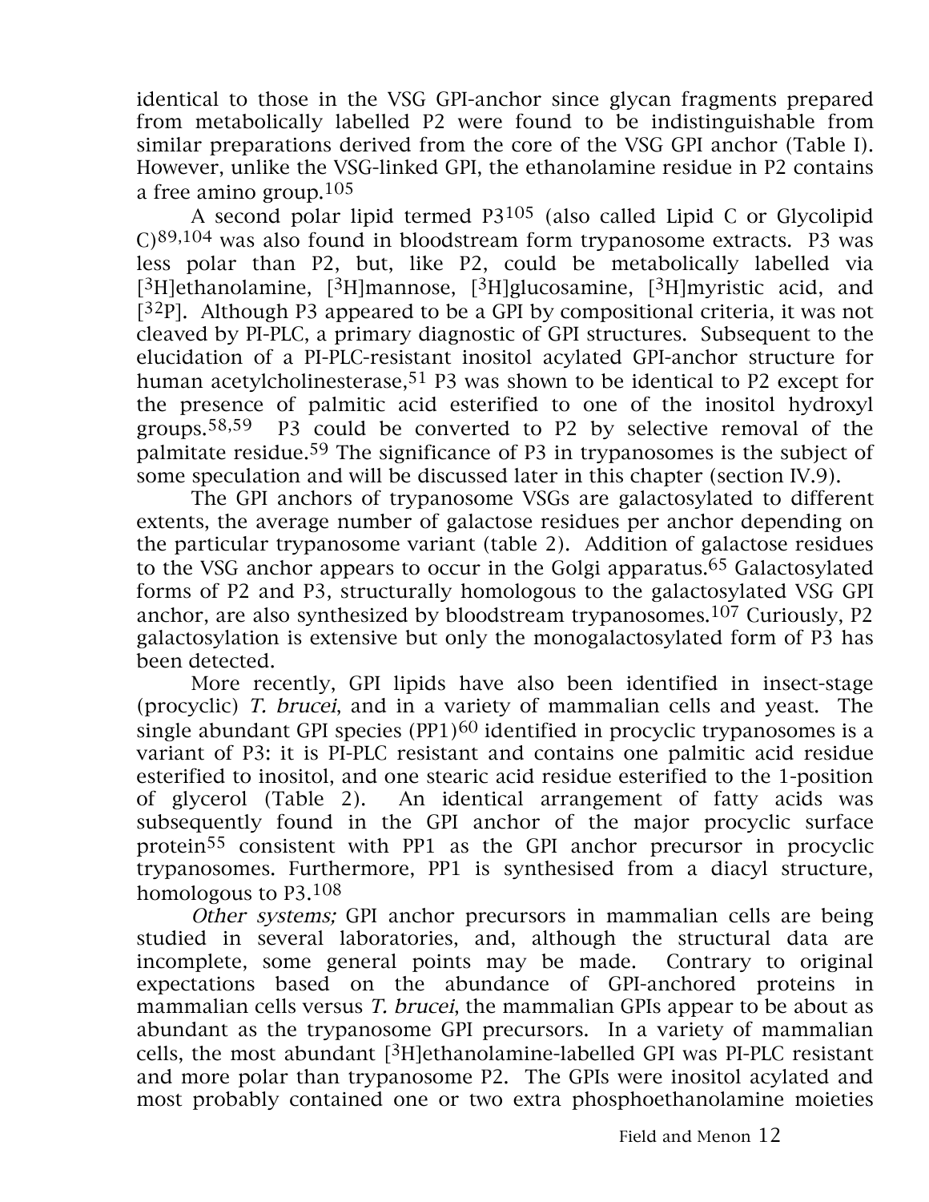identical to those in the VSG GPI-anchor since glycan fragments prepared from metabolically labelled P2 were found to be indistinguishable from similar preparations derived from the core of the VSG GPI anchor (Table I). However, unlike the VSG-linked GPI, the ethanolamine residue in P2 contains a free amino group.[105]

A second polar lipid termed P3[105] (also called Lipid C or Glycolipid C)[89,104] was also found in bloodstream form trypanosome extracts. P3 was less polar than P2, but, like P2, could be metabolically labelled via [$^3$H]ethanolamine, [$^3$H]mannose, [$^3$H]glucosamine, [$^3$H]myristic acid, and [$^{32}$P]. Although P3 appeared to be a GPI by compositional criteria, it was not cleaved by PI-PLC, a primary diagnostic of GPI structures. Subsequent to the elucidation of a PI-PLC-resistant inositol acylated GPI-anchor structure for human acetylcholinesterase,[51] P3 was shown to be identical to P2 except for the presence of palmitic acid esterified to one of the inositol hydroxyl groups.[58,59] P3 could be converted to P2 by selective removal of the palmitate residue.[59] The significance of P3 in trypanosomes is the subject of some speculation and will be discussed later in this chapter (section IV.9).

The GPI anchors of trypanosome VSGs are galactosylated to different extents, the average number of galactose residues per anchor depending on the particular trypanosome variant (table 2). Addition of galactose residues to the VSG anchor appears to occur in the Golgi apparatus.[65] Galactosylated forms of P2 and P3, structurally homologous to the galactosylated VSG GPI anchor, are also synthesized by bloodstream trypanosomes.[107] Curiously, P2 galactosylation is extensive but only the monogalactosylated form of P3 has been detected.

More recently, GPI lipids have also been identified in insect-stage (procyclic) *T. brucei*, and in a variety of mammalian cells and yeast. The single abundant GPI species (PP1)[60] identified in procyclic trypanosomes is a variant of P3: it is PI-PLC resistant and contains one palmitic acid residue esterified to inositol, and one stearic acid residue esterified to the 1-position of glycerol (Table 2). An identical arrangement of fatty acids was subsequently found in the GPI anchor of the major procyclic surface protein[55] consistent with PP1 as the GPI anchor precursor in procyclic trypanosomes. Furthermore, PP1 is synthesised from a diacyl structure, homologous to P3.[108]

*Other systems;* GPI anchor precursors in mammalian cells are being studied in several laboratories, and, although the structural data are incomplete, some general points may be made. Contrary to original expectations based on the abundance of GPI-anchored proteins in mammalian cells versus *T. brucei*, the mammalian GPIs appear to be about as abundant as the trypanosome GPI precursors. In a variety of mammalian cells, the most abundant [$^3$H]ethanolamine-labelled GPI was PI-PLC resistant and more polar than trypanosome P2. The GPIs were inositol acylated and most probably contained one or two extra phosphoethanolamine moieties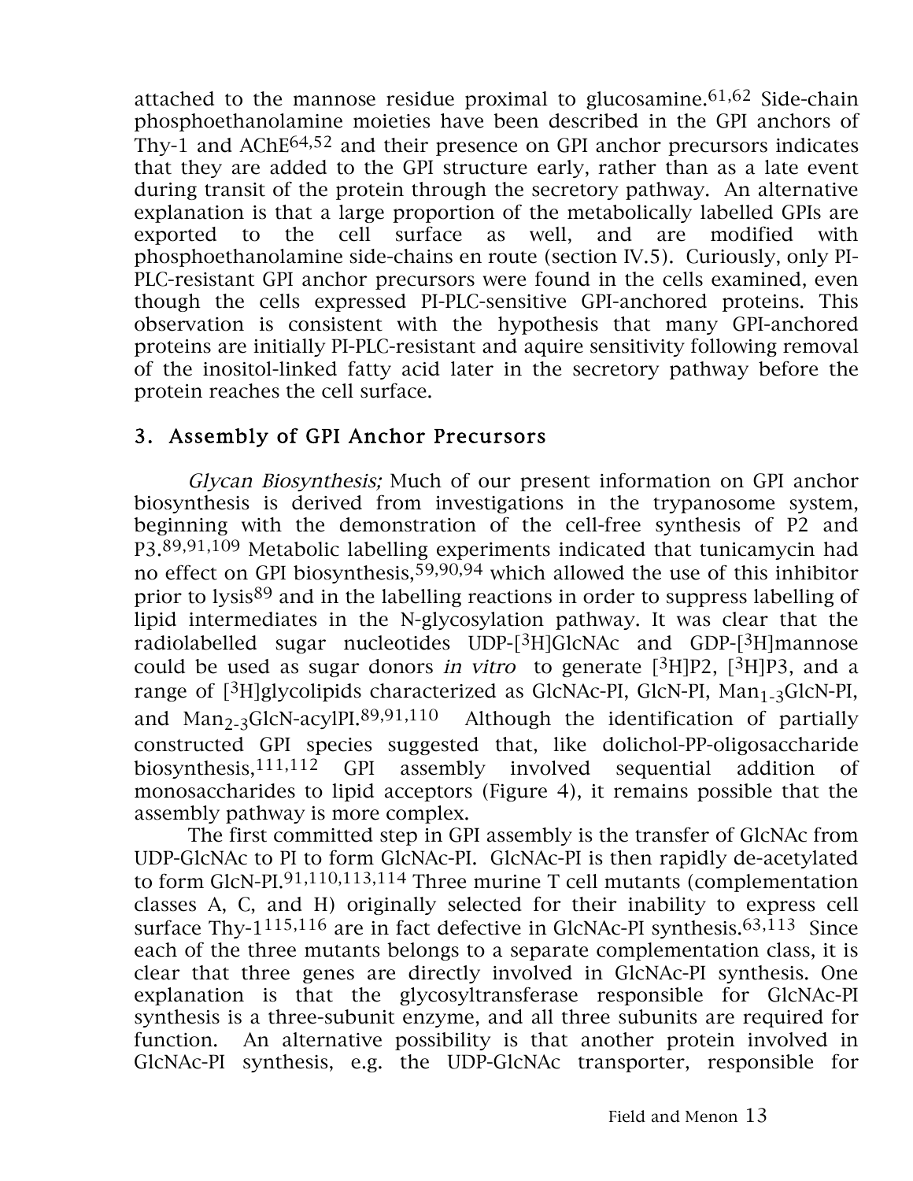attached to the mannose residue proximal to glucosamine.[61,62] Side-chain phosphoethanolamine moieties have been described in the GPI anchors of Thy-1 and AChE[64,52] and their presence on GPI anchor precursors indicates that they are added to the GPI structure early, rather than as a late event during transit of the protein through the secretory pathway. An alternative explanation is that a large proportion of the metabolically labelled GPIs are exported to the cell surface as well, and are modified with phosphoethanolamine side-chains en route (section IV.5). Curiously, only PI-PLC-resistant GPI anchor precursors were found in the cells examined, even though the cells expressed PI-PLC-sensitive GPI-anchored proteins. This observation is consistent with the hypothesis that many GPI-anchored proteins are initially PI-PLC-resistant and aquire sensitivity following removal of the inositol-linked fatty acid later in the secretory pathway before the protein reaches the cell surface.

## 3. Assembly of GPI Anchor Precursors

*Glycan Biosynthesis;* Much of our present information on GPI anchor biosynthesis is derived from investigations in the trypanosome system, beginning with the demonstration of the cell-free synthesis of P2 and P3.[89,91,109] Metabolic labelling experiments indicated that tunicamycin had no effect on GPI biosynthesis,[59,90,94] which allowed the use of this inhibitor prior to lysis[89] and in the labelling reactions in order to suppress labelling of lipid intermediates in the N-glycosylation pathway. It was clear that the radiolabelled sugar nucleotides UDP-[$^3$H]GlcNAc and GDP-[$^3$H]mannose could be used as sugar donors *in vitro* to generate [$^3$H]P2, [$^3$H]P3, and a range of [$^3$H]glycolipids characterized as GlcNAc-PI, GlcN-PI, $Man_{1-3}$GlcN-PI, and $Man_{2-3}$GlcN-acylPI.[89,91,110] Although the identification of partially constructed GPI species suggested that, like dolichol-PP-oligosaccharide biosynthesis,[111,112] GPI assembly involved sequential addition of monosaccharides to lipid acceptors (Figure 4), it remains possible that the assembly pathway is more complex.

The first committed step in GPI assembly is the transfer of GlcNAc from UDP-GlcNAc to PI to form GlcNAc-PI. GlcNAc-PI is then rapidly de-acetylated to form GlcN-PI.[91,110,113,114] Three murine T cell mutants (complementation classes A, C, and H) originally selected for their inability to express cell surface Thy-1[115,116] are in fact defective in GlcNAc-PI synthesis.[63,113] Since each of the three mutants belongs to a separate complementation class, it is clear that three genes are directly involved in GlcNAc-PI synthesis. One explanation is that the glycosyltransferase responsible for GlcNAc-PI synthesis is a three-subunit enzyme, and all three subunits are required for function. An alternative possibility is that another protein involved in GlcNAc-PI synthesis, e.g. the UDP-GlcNAc transporter, responsible for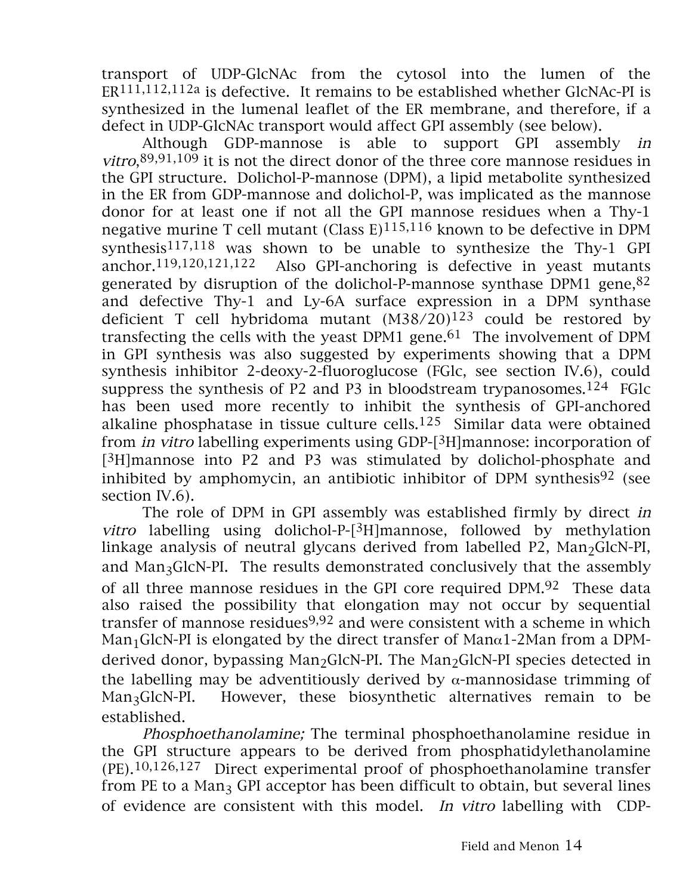transport of UDP-GlcNAc from the cytosol into the lumen of the ER[111,112,112a] is defective. It remains to be established whether GlcNAc-PI is synthesized in the lumenal leaflet of the ER membrane, and therefore, if a defect in UDP-GlcNAc transport would affect GPI assembly (see below).

Although GDP-mannose is able to support GPI assembly *in vitro*,[89,91,109] it is not the direct donor of the three core mannose residues in the GPI structure. Dolichol-P-mannose (DPM), a lipid metabolite synthesized in the ER from GDP-mannose and dolichol-P, was implicated as the mannose donor for at least one if not all the GPI mannose residues when a Thy-1 negative murine T cell mutant (Class E)[115,116] known to be defective in DPM synthesis[117,118] was shown to be unable to synthesize the Thy-1 GPI anchor.[119,120,121,122] Also GPI-anchoring is defective in yeast mutants generated by disruption of the dolichol-P-mannose synthase DPM1 gene,[82] and defective Thy-1 and Ly-6A surface expression in a DPM synthase deficient T cell hybridoma mutant (M38/20)[123] could be restored by transfecting the cells with the yeast DPM1 gene.[61] The involvement of DPM in GPI synthesis was also suggested by experiments showing that a DPM synthesis inhibitor 2-deoxy-2-fluoroglucose (FGlc, see section IV.6), could suppress the synthesis of P2 and P3 in bloodstream trypanosomes.[124] FGlc has been used more recently to inhibit the synthesis of GPI-anchored alkaline phosphatase in tissue culture cells.[125] Similar data were obtained from *in vitro* labelling experiments using GDP-[$^3$H]mannose: incorporation of [$^3$H]mannose into P2 and P3 was stimulated by dolichol-phosphate and inhibited by amphomycin, an antibiotic inhibitor of DPM synthesis[92] (see section IV.6).

The role of DPM in GPI assembly was established firmly by direct *in vitro* labelling using dolichol-P-[$^3$H]mannose, followed by methylation linkage analysis of neutral glycans derived from labelled P2, $Man_2$GlcN-PI, and $Man_3$GlcN-PI. The results demonstrated conclusively that the assembly of all three mannose residues in the GPI core required DPM.[92] These data also raised the possibility that elongation may not occur by sequential transfer of mannose residues[9,92] and were consistent with a scheme in which $Man_1$GlcN-PI is elongated by the direct transfer of Man$\alpha$1-2Man from a DPM-derived donor, bypassing $Man_2$GlcN-PI. The $Man_2$GlcN-PI species detected in the labelling may be adventitiously derived by $\alpha$-mannosidase trimming of $Man_3$GlcN-PI. However, these biosynthetic alternatives remain to be established.

*Phosphoethanolamine;* The terminal phosphoethanolamine residue in the GPI structure appears to be derived from phosphatidylethanolamine (PE).[10,126,127] Direct experimental proof of phosphoethanolamine transfer from PE to a $Man_3$ GPI acceptor has been difficult to obtain, but several lines of evidence are consistent with this model. *In vitro* labelling with CDP-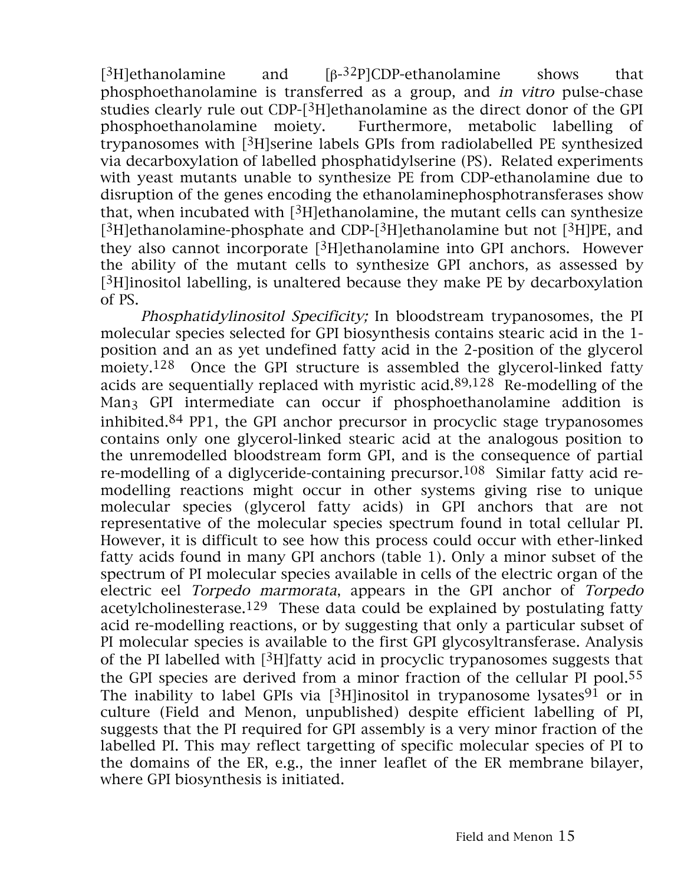[$^{3}$H]ethanolamine and [β-$^{32}$P]CDP-ethanolamine shows that phosphoethanolamine is transferred as a group, and *in vitro* pulse-chase studies clearly rule out CDP-[$^{3}$H]ethanolamine as the direct donor of the GPI phosphoethanolamine moiety. Furthermore, metabolic labelling of trypanosomes with [$^{3}$H]serine labels GPIs from radiolabelled PE synthesized via decarboxylation of labelled phosphatidylserine (PS). Related experiments with yeast mutants unable to synthesize PE from CDP-ethanolamine due to disruption of the genes encoding the ethanolaminephosphotransferases show that, when incubated with [$^{3}$H]ethanolamine, the mutant cells can synthesize [$^{3}$H]ethanolamine-phosphate and CDP-[$^{3}$H]ethanolamine but not [$^{3}$H]PE, and they also cannot incorporate [$^{3}$H]ethanolamine into GPI anchors. However the ability of the mutant cells to synthesize GPI anchors, as assessed by [$^{3}$H]inositol labelling, is unaltered because they make PE by decarboxylation of PS.

*Phosphatidylinositol Specificity;* In bloodstream trypanosomes, the PI molecular species selected for GPI biosynthesis contains stearic acid in the 1-position and an as yet undefined fatty acid in the 2-position of the glycerol moiety.[128] Once the GPI structure is assembled the glycerol-linked fatty acids are sequentially replaced with myristic acid.[89,128] Re-modelling of the $Man_3$ GPI intermediate can occur if phosphoethanolamine addition is inhibited.[84] PP1, the GPI anchor precursor in procyclic stage trypanosomes contains only one glycerol-linked stearic acid at the analogous position to the unremodelled bloodstream form GPI, and is the consequence of partial re-modelling of a diglyceride-containing precursor.[108] Similar fatty acid re-modelling reactions might occur in other systems giving rise to unique molecular species (glycerol fatty acids) in GPI anchors that are not representative of the molecular species spectrum found in total cellular PI. However, it is difficult to see how this process could occur with ether-linked fatty acids found in many GPI anchors (table 1). Only a minor subset of the spectrum of PI molecular species available in cells of the electric organ of the electric eel *Torpedo marmorata*, appears in the GPI anchor of *Torpedo* acetylcholinesterase.[129] These data could be explained by postulating fatty acid re-modelling reactions, or by suggesting that only a particular subset of PI molecular species is available to the first GPI glycosyltransferase. Analysis of the PI labelled with [$^{3}$H]fatty acid in procyclic trypanosomes suggests that the GPI species are derived from a minor fraction of the cellular PI pool.[55] The inability to label GPIs via [$^{3}$H]inositol in trypanosome lysates[91] or in culture (Field and Menon, unpublished) despite efficient labelling of PI, suggests that the PI required for GPI assembly is a very minor fraction of the labelled PI. This may reflect targetting of specific molecular species of PI to the domains of the ER, e.g., the inner leaflet of the ER membrane bilayer, where GPI biosynthesis is initiated.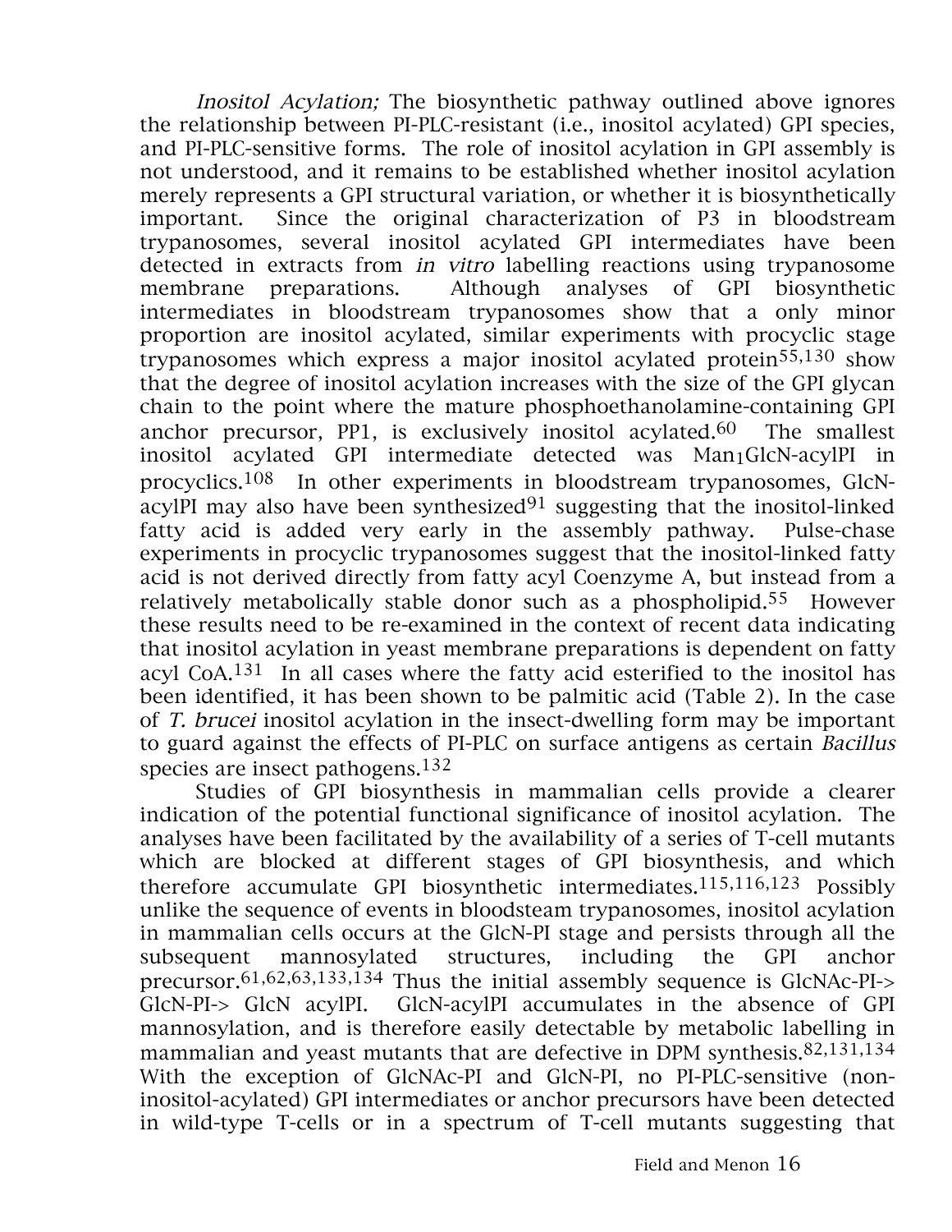*Inositol Acylation;* The biosynthetic pathway outlined above ignores the relationship between PI-PLC-resistant (i.e., inositol acylated) GPI species, and PI-PLC-sensitive forms. The role of inositol acylation in GPI assembly is not understood, and it remains to be established whether inositol acylation merely represents a GPI structural variation, or whether it is biosynthetically important. Since the original characterization of P3 in bloodstream trypanosomes, several inositol acylated GPI intermediates have been detected in extracts from *in vitro* labelling reactions using trypanosome membrane preparations. Although analyses of GPI biosynthetic intermediates in bloodstream trypanosomes show that a only minor proportion are inositol acylated, similar experiments with procyclic stage trypanosomes which express a major inositol acylated protein[55,130] show that the degree of inositol acylation increases with the size of the GPI glycan chain to the point where the mature phosphoethanolamine-containing GPI anchor precursor, PP1, is exclusively inositol acylated.[60] The smallest inositol acylated GPI intermediate detected was $Man_1$GlcN-acylPI in procyclics.[108] In other experiments in bloodstream trypanosomes, GlcN-acylPI may also have been synthesized[91] suggesting that the inositol-linked fatty acid is added very early in the assembly pathway. Pulse-chase experiments in procyclic trypanosomes suggest that the inositol-linked fatty acid is not derived directly from fatty acyl Coenzyme A, but instead from a relatively metabolically stable donor such as a phospholipid.[55] However these results need to be re-examined in the context of recent data indicating that inositol acylation in yeast membrane preparations is dependent on fatty acyl CoA.[131] In all cases where the fatty acid esterified to the inositol has been identified, it has been shown to be palmitic acid (Table 2). In the case of *T. brucei* inositol acylation in the insect-dwelling form may be important to guard against the effects of PI-PLC on surface antigens as certain *Bacillus* species are insect pathogens.[132]

Studies of GPI biosynthesis in mammalian cells provide a clearer indication of the potential functional significance of inositol acylation. The analyses have been facilitated by the availability of a series of T-cell mutants which are blocked at different stages of GPI biosynthesis, and which therefore accumulate GPI biosynthetic intermediates.[115,116,123] Possibly unlike the sequence of events in bloodsteam trypanosomes, inositol acylation in mammalian cells occurs at the GlcN-PI stage and persists through all the subsequent mannosylated structures, including the GPI anchor precursor.[61,62,63,133,134] Thus the initial assembly sequence is GlcNAc-PI-> GlcN-PI-> GlcN acylPI. GlcN-acylPI accumulates in the absence of GPI mannosylation, and is therefore easily detectable by metabolic labelling in mammalian and yeast mutants that are defective in DPM synthesis.[82,131,134] With the exception of GlcNAc-PI and GlcN-PI, no PI-PLC-sensitive (non-inositol-acylated) GPI intermediates or anchor precursors have been detected in wild-type T-cells or in a spectrum of T-cell mutants suggesting that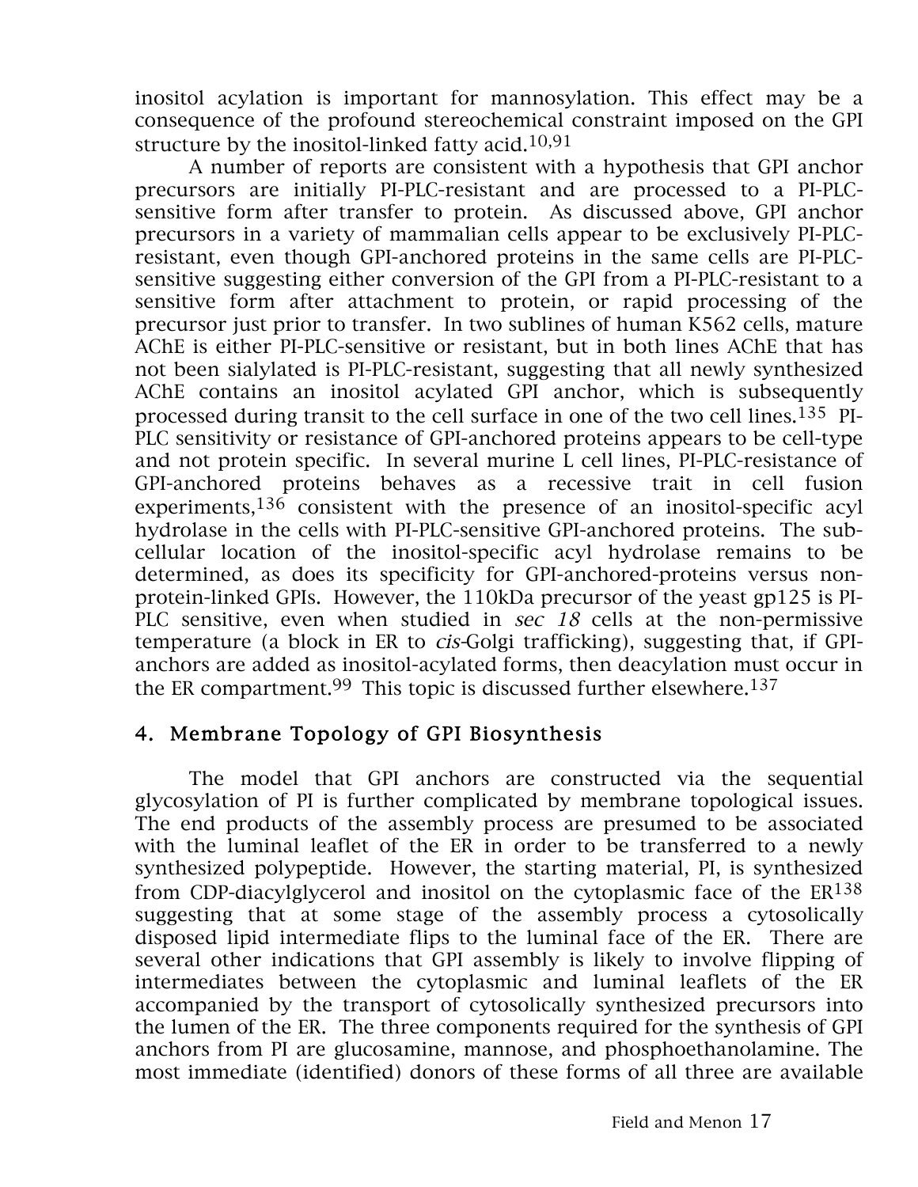inositol acylation is important for mannosylation. This effect may be a consequence of the profound stereochemical constraint imposed on the GPI structure by the inositol-linked fatty acid.[10,91]

A number of reports are consistent with a hypothesis that GPI anchor precursors are initially PI-PLC-resistant and are processed to a PI-PLC-sensitive form after transfer to protein. As discussed above, GPI anchor precursors in a variety of mammalian cells appear to be exclusively PI-PLC-resistant, even though GPI-anchored proteins in the same cells are PI-PLC-sensitive suggesting either conversion of the GPI from a PI-PLC-resistant to a sensitive form after attachment to protein, or rapid processing of the precursor just prior to transfer. In two sublines of human K562 cells, mature AChE is either PI-PLC-sensitive or resistant, but in both lines AChE that has not been sialylated is PI-PLC-resistant, suggesting that all newly synthesized AChE contains an inositol acylated GPI anchor, which is subsequently processed during transit to the cell surface in one of the two cell lines.[135] PI-PLC sensitivity or resistance of GPI-anchored proteins appears to be cell-type and not protein specific. In several murine L cell lines, PI-PLC-resistance of GPI-anchored proteins behaves as a recessive trait in cell fusion experiments,[136] consistent with the presence of an inositol-specific acyl hydrolase in the cells with PI-PLC-sensitive GPI-anchored proteins. The sub-cellular location of the inositol-specific acyl hydrolase remains to be determined, as does its specificity for GPI-anchored-proteins versus non-protein-linked GPIs. However, the 110kDa precursor of the yeast gp125 is PI-PLC sensitive, even when studied in *sec 18* cells at the non-permissive temperature (a block in ER to *cis*-Golgi trafficking), suggesting that, if GPI-anchors are added as inositol-acylated forms, then deacylation must occur in the ER compartment.[99] This topic is discussed further elsewhere.[137]

## 4. Membrane Topology of GPI Biosynthesis

The model that GPI anchors are constructed via the sequential glycosylation of PI is further complicated by membrane topological issues. The end products of the assembly process are presumed to be associated with the luminal leaflet of the ER in order to be transferred to a newly synthesized polypeptide. However, the starting material, PI, is synthesized from CDP-diacylglycerol and inositol on the cytoplasmic face of the ER[138] suggesting that at some stage of the assembly process a cytosolically disposed lipid intermediate flips to the luminal face of the ER. There are several other indications that GPI assembly is likely to involve flipping of intermediates between the cytoplasmic and luminal leaflets of the ER accompanied by the transport of cytosolically synthesized precursors into the lumen of the ER. The three components required for the synthesis of GPI anchors from PI are glucosamine, mannose, and phosphoethanolamine. The most immediate (identified) donors of these forms of all three are available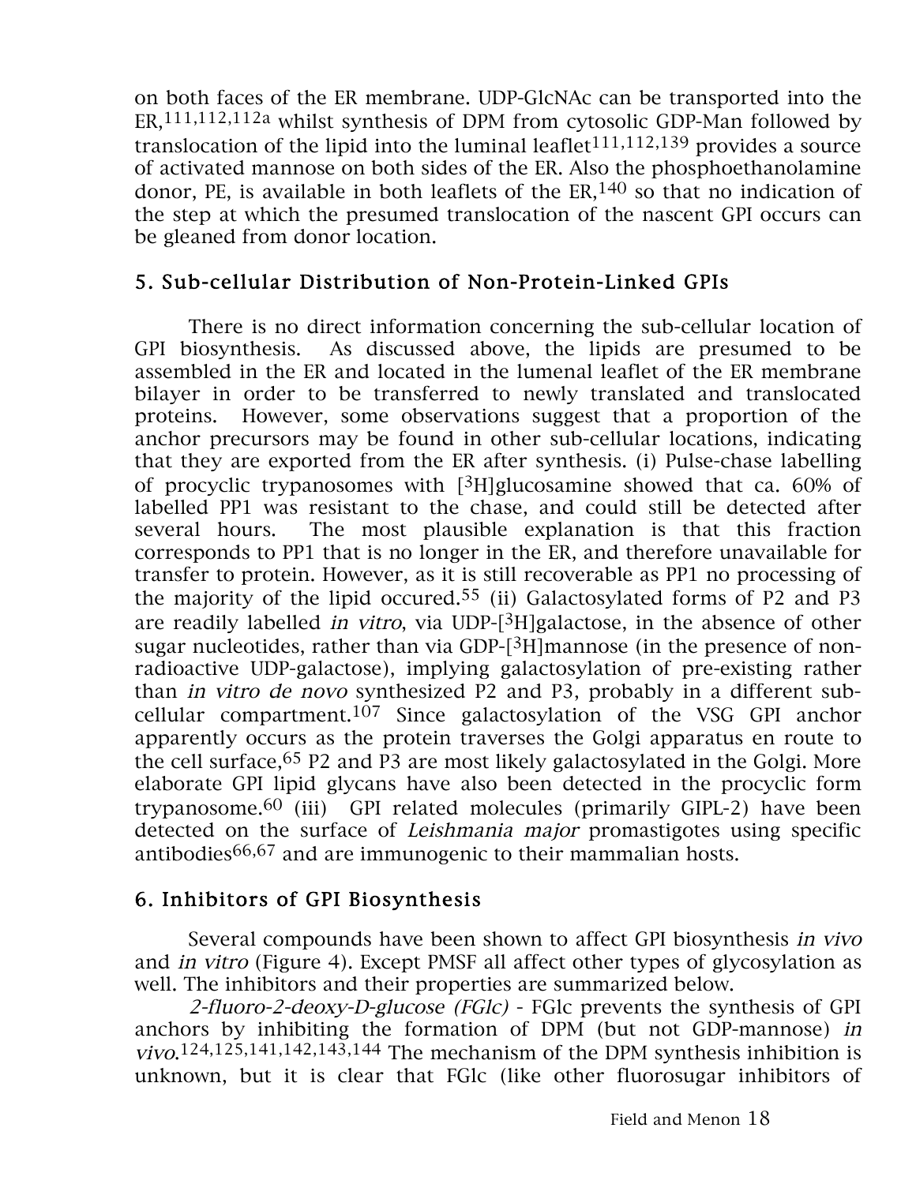on both faces of the ER membrane. UDP-GlcNAc can be transported into the ER,[111,112,112a] whilst synthesis of DPM from cytosolic GDP-Man followed by translocation of the lipid into the luminal leaflet[111,112,139] provides a source of activated mannose on both sides of the ER. Also the phosphoethanolamine donor, PE, is available in both leaflets of the ER,[140] so that no indication of the step at which the presumed translocation of the nascent GPI occurs can be gleaned from donor location.

## 5. Sub-cellular Distribution of Non-Protein-Linked GPIs

There is no direct information concerning the sub-cellular location of GPI biosynthesis. As discussed above, the lipids are presumed to be assembled in the ER and located in the lumenal leaflet of the ER membrane bilayer in order to be transferred to newly translated and translocated proteins. However, some observations suggest that a proportion of the anchor precursors may be found in other sub-cellular locations, indicating that they are exported from the ER after synthesis. (i) Pulse-chase labelling of procyclic trypanosomes with [$^3$H]glucosamine showed that ca. 60% of labelled PP1 was resistant to the chase, and could still be detected after several hours. The most plausible explanation is that this fraction corresponds to PP1 that is no longer in the ER, and therefore unavailable for transfer to protein. However, as it is still recoverable as PP1 no processing of the majority of the lipid occured.[55] (ii) Galactosylated forms of P2 and P3 are readily labelled *in vitro*, via UDP-[$^3$H]galactose, in the absence of other sugar nucleotides, rather than via GDP-[$^3$H]mannose (in the presence of non-radioactive UDP-galactose), implying galactosylation of pre-existing rather than *in vitro de novo* synthesized P2 and P3, probably in a different sub-cellular compartment.[107] Since galactosylation of the VSG GPI anchor apparently occurs as the protein traverses the Golgi apparatus en route to the cell surface,[65] P2 and P3 are most likely galactosylated in the Golgi. More elaborate GPI lipid glycans have also been detected in the procyclic form trypanosome.[60] (iii) GPI related molecules (primarily GIPL-2) have been detected on the surface of *Leishmania major* promastigotes using specific antibodies[66,67] and are immunogenic to their mammalian hosts.

## 6. Inhibitors of GPI Biosynthesis

Several compounds have been shown to affect GPI biosynthesis *in vivo* and *in vitro* (Figure 4). Except PMSF all affect other types of glycosylation as well. The inhibitors and their properties are summarized below.

*2-fluoro-2-deoxy-D-glucose (FGlc)* - FGlc prevents the synthesis of GPI anchors by inhibiting the formation of DPM (but not GDP-mannose) *in vivo*.[124,125,141,142,143,144] The mechanism of the DPM synthesis inhibition is unknown, but it is clear that FGlc (like other fluorosugar inhibitors of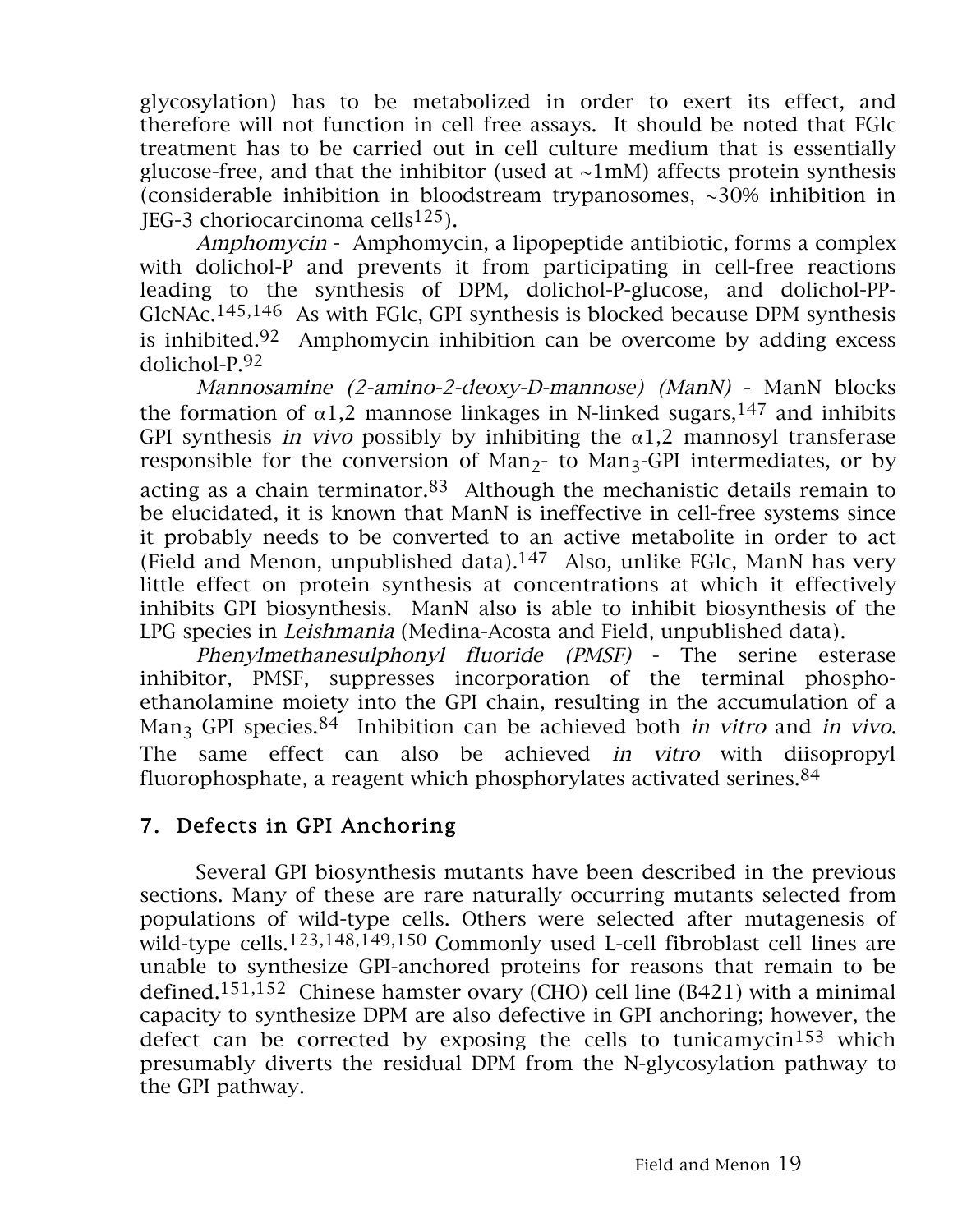glycosylation) has to be metabolized in order to exert its effect, and therefore will not function in cell free assays. It should be noted that FGlc treatment has to be carried out in cell culture medium that is essentially glucose-free, and that the inhibitor (used at ~1mM) affects protein synthesis (considerable inhibition in bloodstream trypanosomes, ~30% inhibition in JEG-3 choriocarcinoma cells[125]).

*Amphomycin* - Amphomycin, a lipopeptide antibiotic, forms a complex with dolichol-P and prevents it from participating in cell-free reactions leading to the synthesis of DPM, dolichol-P-glucose, and dolichol-PP-GlcNAc.[145,146] As with FGlc, GPI synthesis is blocked because DPM synthesis is inhibited.[92] Amphomycin inhibition can be overcome by adding excess dolichol-P.[92]

*Mannosamine (2-amino-2-deoxy-D-mannose) (ManN)* - ManN blocks the formation of $\alpha$1,2 mannose linkages in N-linked sugars,[147] and inhibits GPI synthesis *in vivo* possibly by inhibiting the $\alpha$1,2 mannosyl transferase responsible for the conversion of $Man_2$- to $Man_3$-GPI intermediates, or by acting as a chain terminator.[83] Although the mechanistic details remain to be elucidated, it is known that ManN is ineffective in cell-free systems since it probably needs to be converted to an active metabolite in order to act (Field and Menon, unpublished data).[147] Also, unlike FGlc, ManN has very little effect on protein synthesis at concentrations at which it effectively inhibits GPI biosynthesis. ManN also is able to inhibit biosynthesis of the LPG species in *Leishmania* (Medina-Acosta and Field, unpublished data).

*Phenylmethanesulphonyl fluoride (PMSF)* - The serine esterase inhibitor, PMSF, suppresses incorporation of the terminal phosphoethanolamine moiety into the GPI chain, resulting in the accumulation of a $Man_3$ GPI species.[84] Inhibition can be achieved both *in vitro* and *in vivo*. The same effect can also be achieved *in vitro* with diisopropyl fluorophosphate, a reagent which phosphorylates activated serines.[84]

## 7. Defects in GPI Anchoring

Several GPI biosynthesis mutants have been described in the previous sections. Many of these are rare naturally occurring mutants selected from populations of wild-type cells. Others were selected after mutagenesis of wild-type cells.[123,148,149,150] Commonly used L-cell fibroblast cell lines are unable to synthesize GPI-anchored proteins for reasons that remain to be defined.[151,152] Chinese hamster ovary (CHO) cell line (B421) with a minimal capacity to synthesize DPM are also defective in GPI anchoring; however, the defect can be corrected by exposing the cells to tunicamycin[153] which presumably diverts the residual DPM from the N-glycosylation pathway to the GPI pathway.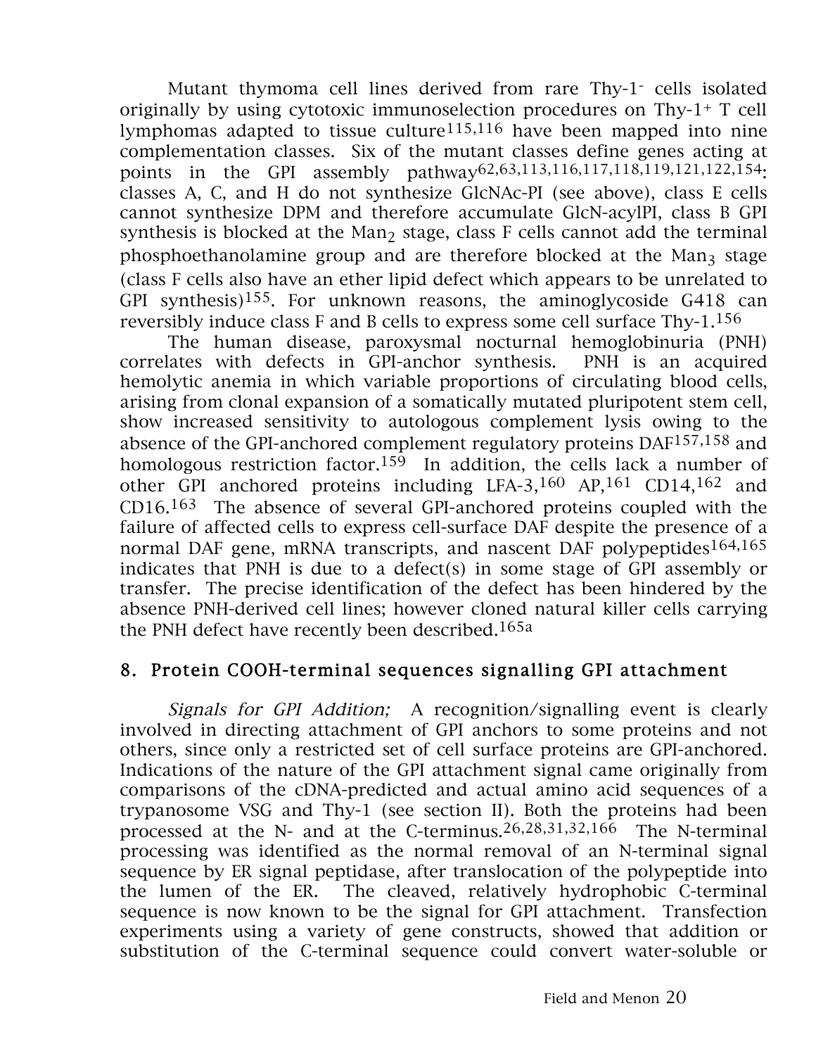Mutant thymoma cell lines derived from rare Thy-1$^-$ cells isolated originally by using cytotoxic immunoselection procedures on Thy-1$^+$ T cell lymphomas adapted to tissue culture[115,116] have been mapped into nine complementation classes. Six of the mutant classes define genes acting at points in the GPI assembly pathway[62,63,113,116,117,118,119,121,122,154]: classes A, C, and H do not synthesize GlcNAc-PI (see above), class E cells cannot synthesize DPM and therefore accumulate GlcN-acylPI, class B GPI synthesis is blocked at the $Man_2$ stage, class F cells cannot add the terminal phosphoethanolamine group and are therefore blocked at the $Man_3$ stage (class F cells also have an ether lipid defect which appears to be unrelated to GPI synthesis)[155]. For unknown reasons, the aminoglycoside G418 can reversibly induce class F and B cells to express some cell surface Thy-1.[156]

The human disease, paroxysmal nocturnal hemoglobinuria (PNH) correlates with defects in GPI-anchor synthesis. PNH is an acquired hemolytic anemia in which variable proportions of circulating blood cells, arising from clonal expansion of a somatically mutated pluripotent stem cell, show increased sensitivity to autologous complement lysis owing to the absence of the GPI-anchored complement regulatory proteins DAF[157,158] and homologous restriction factor.[159] In addition, the cells lack a number of other GPI anchored proteins including LFA-3,[160] AP,[161] CD14,[162] and CD16.[163] The absence of several GPI-anchored proteins coupled with the failure of affected cells to express cell-surface DAF despite the presence of a normal DAF gene, mRNA transcripts, and nascent DAF polypeptides[164,165] indicates that PNH is due to a defect(s) in some stage of GPI assembly or transfer. The precise identification of the defect has been hindered by the absence PNH-derived cell lines; however cloned natural killer cells carrying the PNH defect have recently been described.[165a]

## 8. Protein COOH-terminal sequences signalling GPI attachment

*Signals for GPI Addition;* A recognition/signalling event is clearly involved in directing attachment of GPI anchors to some proteins and not others, since only a restricted set of cell surface proteins are GPI-anchored. Indications of the nature of the GPI attachment signal came originally from comparisons of the cDNA-predicted and actual amino acid sequences of a trypanosome VSG and Thy-1 (see section II). Both the proteins had been processed at the N- and at the C-terminus.[26,28,31,32,166] The N-terminal processing was identified as the normal removal of an N-terminal signal sequence by ER signal peptidase, after translocation of the polypeptide into the lumen of the ER. The cleaved, relatively hydrophobic C-terminal sequence is now known to be the signal for GPI attachment. Transfection experiments using a variety of gene constructs, showed that addition or substitution of the C-terminal sequence could convert water-soluble or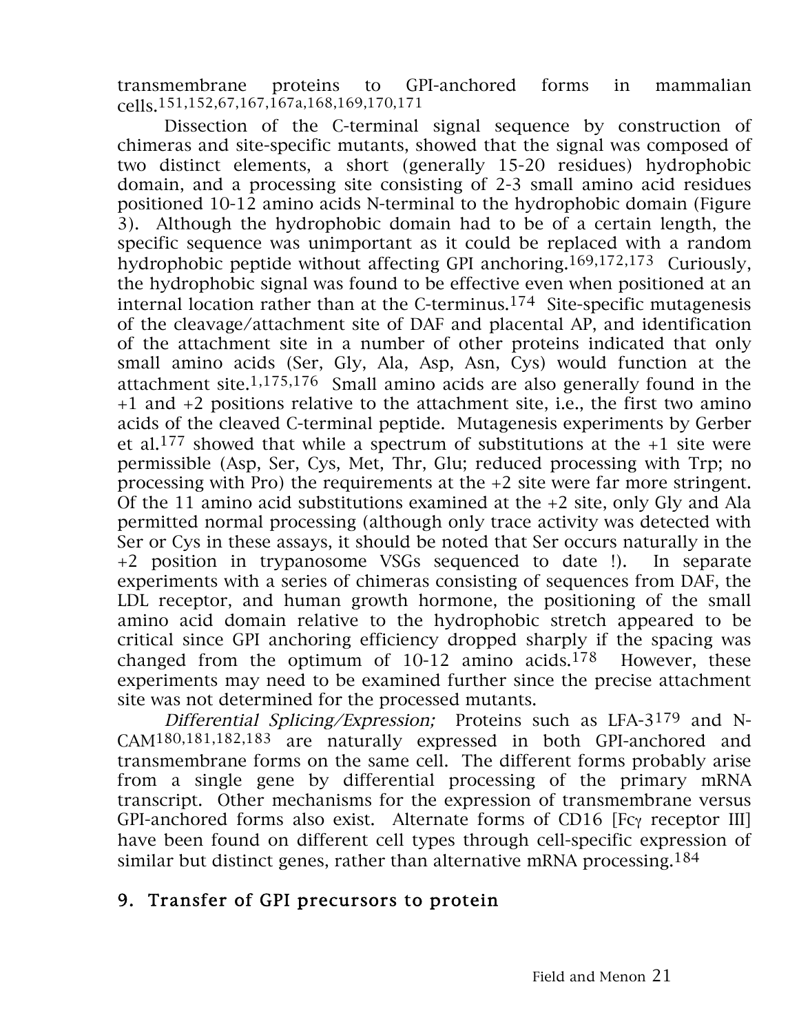transmembrane proteins to GPI-anchored forms in mammalian cells.[151,152,67,167,167a,168,169,170,171]

Dissection of the C-terminal signal sequence by construction of chimeras and site-specific mutants, showed that the signal was composed of two distinct elements, a short (generally 15-20 residues) hydrophobic domain, and a processing site consisting of 2-3 small amino acid residues positioned 10-12 amino acids N-terminal to the hydrophobic domain (Figure 3). Although the hydrophobic domain had to be of a certain length, the specific sequence was unimportant as it could be replaced with a random hydrophobic peptide without affecting GPI anchoring.[169,172,173] Curiously, the hydrophobic signal was found to be effective even when positioned at an internal location rather than at the C-terminus.[174] Site-specific mutagenesis of the cleavage/attachment site of DAF and placental AP, and identification of the attachment site in a number of other proteins indicated that only small amino acids (Ser, Gly, Ala, Asp, Asn, Cys) would function at the attachment site.[1,175,176] Small amino acids are also generally found in the +1 and +2 positions relative to the attachment site, i.e., the first two amino acids of the cleaved C-terminal peptide. Mutagenesis experiments by Gerber et al.[177] showed that while a spectrum of substitutions at the +1 site were permissible (Asp, Ser, Cys, Met, Thr, Glu; reduced processing with Trp; no processing with Pro) the requirements at the +2 site were far more stringent. Of the 11 amino acid substitutions examined at the +2 site, only Gly and Ala permitted normal processing (although only trace activity was detected with Ser or Cys in these assays, it should be noted that Ser occurs naturally in the +2 position in trypanosome VSGs sequenced to date !). In separate experiments with a series of chimeras consisting of sequences from DAF, the LDL receptor, and human growth hormone, the positioning of the small amino acid domain relative to the hydrophobic stretch appeared to be critical since GPI anchoring efficiency dropped sharply if the spacing was changed from the optimum of 10-12 amino acids.[178] However, these experiments may need to be examined further since the precise attachment site was not determined for the processed mutants.

*Differential Splicing/Expression;* Proteins such as LFA-3[179] and N-CAM[180,181,182,183] are naturally expressed in both GPI-anchored and transmembrane forms on the same cell. The different forms probably arise from a single gene by differential processing of the primary mRNA transcript. Other mechanisms for the expression of transmembrane versus GPI-anchored forms also exist. Alternate forms of CD16 [Fcγ receptor III] have been found on different cell types through cell-specific expression of similar but distinct genes, rather than alternative mRNA processing.[184]

## 9. Transfer of GPI precursors to protein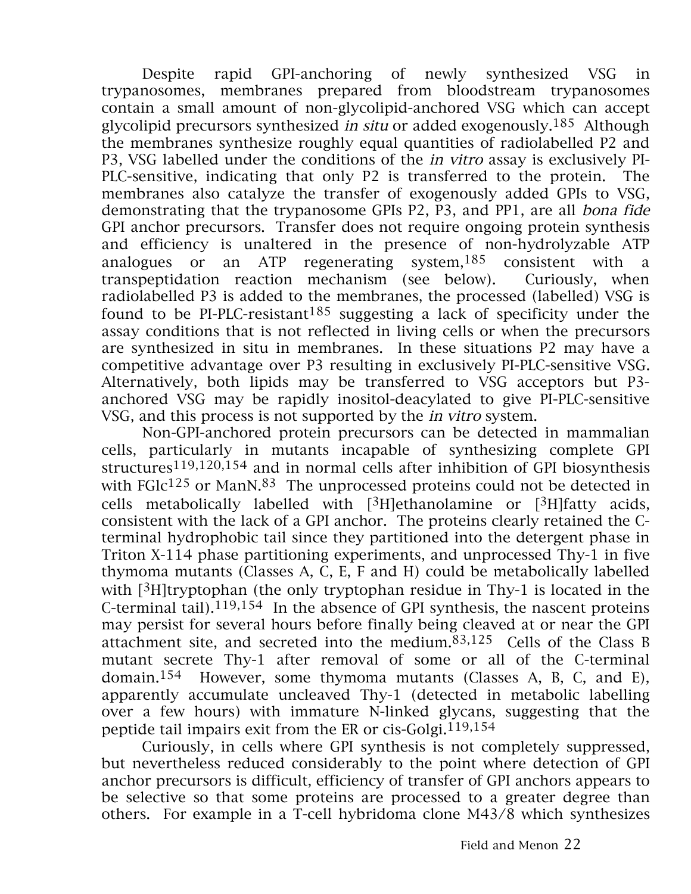Despite rapid GPI-anchoring of newly synthesized VSG in trypanosomes, membranes prepared from bloodstream trypanosomes contain a small amount of non-glycolipid-anchored VSG which can accept glycolipid precursors synthesized *in situ* or added exogenously.[185] Although the membranes synthesize roughly equal quantities of radiolabelled P2 and P3, VSG labelled under the conditions of the *in vitro* assay is exclusively PI-PLC-sensitive, indicating that only P2 is transferred to the protein. The membranes also catalyze the transfer of exogenously added GPIs to VSG, demonstrating that the trypanosome GPIs P2, P3, and PP1, are all *bona fide* GPI anchor precursors. Transfer does not require ongoing protein synthesis and efficiency is unaltered in the presence of non-hydrolyzable ATP analogues or an ATP regenerating system,[185] consistent with a transpeptidation reaction mechanism (see below). Curiously, when radiolabelled P3 is added to the membranes, the processed (labelled) VSG is found to be PI-PLC-resistant[185] suggesting a lack of specificity under the assay conditions that is not reflected in living cells or when the precursors are synthesized in situ in membranes. In these situations P2 may have a competitive advantage over P3 resulting in exclusively PI-PLC-sensitive VSG. Alternatively, both lipids may be transferred to VSG acceptors but P3-anchored VSG may be rapidly inositol-deacylated to give PI-PLC-sensitive VSG, and this process is not supported by the *in vitro* system.

Non-GPI-anchored protein precursors can be detected in mammalian cells, particularly in mutants incapable of synthesizing complete GPI structures[119,120,154] and in normal cells after inhibition of GPI biosynthesis with FGlc[125] or ManN.[83] The unprocessed proteins could not be detected in cells metabolically labelled with [$^3$H]ethanolamine or [$^3$H]fatty acids, consistent with the lack of a GPI anchor. The proteins clearly retained the C-terminal hydrophobic tail since they partitioned into the detergent phase in Triton X-114 phase partitioning experiments, and unprocessed Thy-1 in five thymoma mutants (Classes A, C, E, F and H) could be metabolically labelled with [$^3$H]tryptophan (the only tryptophan residue in Thy-1 is located in the C-terminal tail).[119,154] In the absence of GPI synthesis, the nascent proteins may persist for several hours before finally being cleaved at or near the GPI attachment site, and secreted into the medium.[83,125] Cells of the Class B mutant secrete Thy-1 after removal of some or all of the C-terminal domain.[154] However, some thymoma mutants (Classes A, B, C, and E), apparently accumulate uncleaved Thy-1 (detected in metabolic labelling over a few hours) with immature N-linked glycans, suggesting that the peptide tail impairs exit from the ER or cis-Golgi.[119,154]

Curiously, in cells where GPI synthesis is not completely suppressed, but nevertheless reduced considerably to the point where detection of GPI anchor precursors is difficult, efficiency of transfer of GPI anchors appears to be selective so that some proteins are processed to a greater degree than others. For example in a T-cell hybridoma clone M43/8 which synthesizes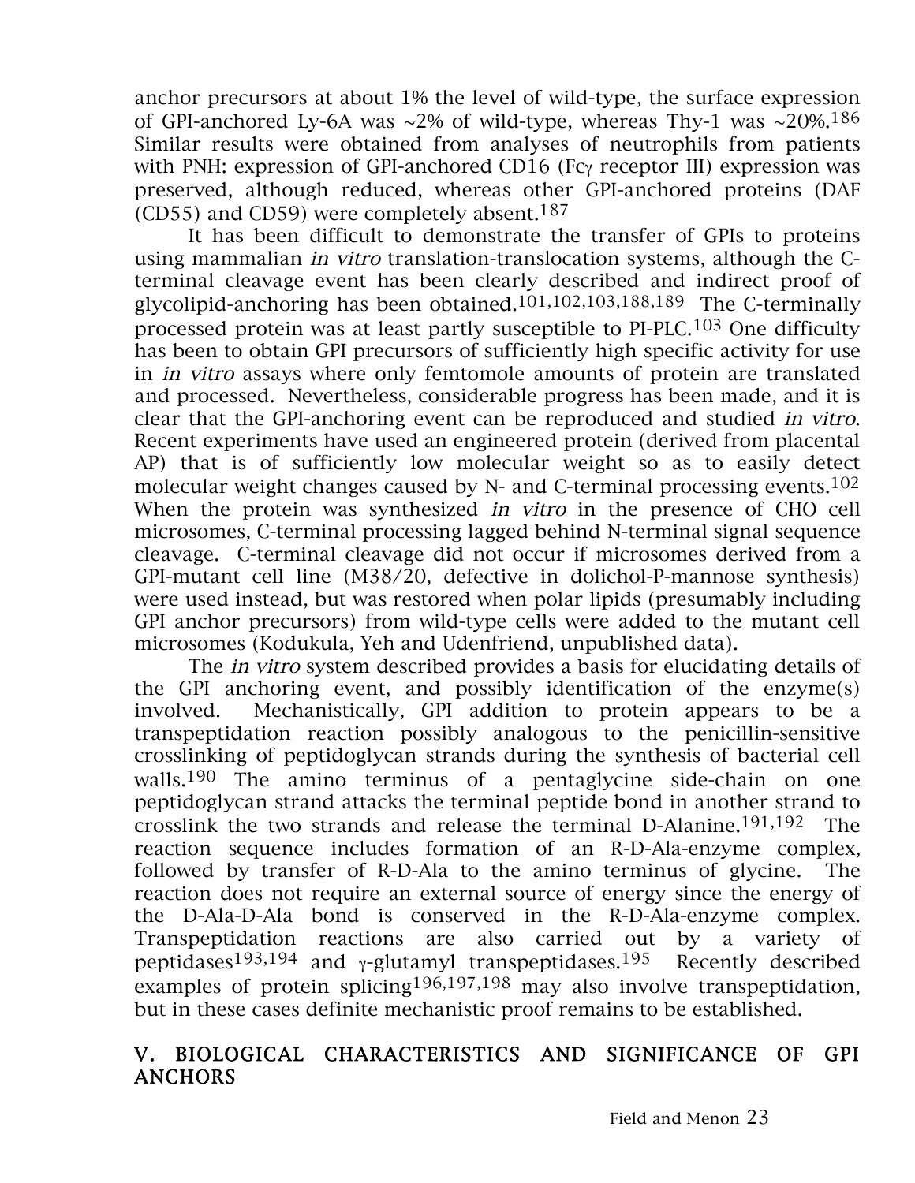anchor precursors at about 1% the level of wild-type, the surface expression of GPI-anchored Ly-6A was ~2% of wild-type, whereas Thy-1 was ~20%.[186] Similar results were obtained from analyses of neutrophils from patients with PNH: expression of GPI-anchored CD16 (Fcγ receptor III) expression was preserved, although reduced, whereas other GPI-anchored proteins (DAF (CD55) and CD59) were completely absent.[187]

It has been difficult to demonstrate the transfer of GPIs to proteins using mammalian *in vitro* translation-translocation systems, although the C-terminal cleavage event has been clearly described and indirect proof of glycolipid-anchoring has been obtained.[101,102,103,188,189] The C-terminally processed protein was at least partly susceptible to PI-PLC.[103] One difficulty has been to obtain GPI precursors of sufficiently high specific activity for use in *in vitro* assays where only femtomole amounts of protein are translated and processed. Nevertheless, considerable progress has been made, and it is clear that the GPI-anchoring event can be reproduced and studied *in vitro*. Recent experiments have used an engineered protein (derived from placental AP) that is of sufficiently low molecular weight so as to easily detect molecular weight changes caused by N- and C-terminal processing events.[102] When the protein was synthesized *in vitro* in the presence of CHO cell microsomes, C-terminal processing lagged behind N-terminal signal sequence cleavage. C-terminal cleavage did not occur if microsomes derived from a GPI-mutant cell line (M38/20, defective in dolichol-P-mannose synthesis) were used instead, but was restored when polar lipids (presumably including GPI anchor precursors) from wild-type cells were added to the mutant cell microsomes (Kodukula, Yeh and Udenfriend, unpublished data).

The *in vitro* system described provides a basis for elucidating details of the GPI anchoring event, and possibly identification of the enzyme(s) involved. Mechanistically, GPI addition to protein appears to be a transpeptidation reaction possibly analogous to the penicillin-sensitive crosslinking of peptidoglycan strands during the synthesis of bacterial cell walls.[190] The amino terminus of a pentaglycine side-chain on one peptidoglycan strand attacks the terminal peptide bond in another strand to crosslink the two strands and release the terminal D-Alanine.[191,192] The reaction sequence includes formation of an R-D-Ala-enzyme complex, followed by transfer of R-D-Ala to the amino terminus of glycine. The reaction does not require an external source of energy since the energy of the D-Ala-D-Ala bond is conserved in the R-D-Ala-enzyme complex. Transpeptidation reactions are also carried out by a variety of peptidases[193,194] and γ-glutamyl transpeptidases.[195] Recently described examples of protein splicing[196,197,198] may also involve transpeptidation, but in these cases definite mechanistic proof remains to be established.

## V. BIOLOGICAL CHARACTERISTICS AND SIGNIFICANCE OF GPI ANCHORS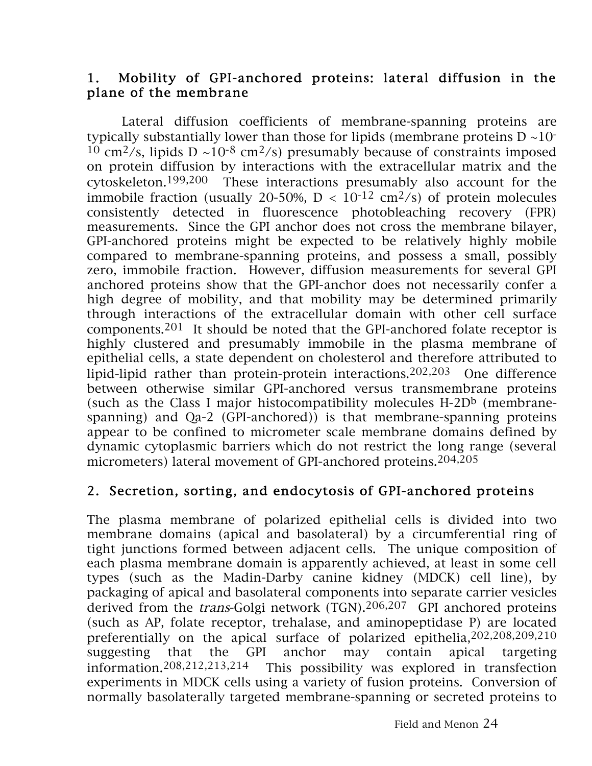## 1. Mobility of GPI-anchored proteins: lateral diffusion in the plane of the membrane

Lateral diffusion coefficients of membrane-spanning proteins are typically substantially lower than those for lipids (membrane proteins D ~$10^{-10}$ $cm^2/s$, lipids D ~$10^{-8}$ $cm^2/s$) presumably because of constraints imposed on protein diffusion by interactions with the extracellular matrix and the cytoskeleton.[199,200] These interactions presumably also account for the immobile fraction (usually 20-50%, D < $10^{-12}$ $cm^2/s$) of protein molecules consistently detected in fluorescence photobleaching recovery (FPR) measurements. Since the GPI anchor does not cross the membrane bilayer, GPI-anchored proteins might be expected to be relatively highly mobile compared to membrane-spanning proteins, and possess a small, possibly zero, immobile fraction. However, diffusion measurements for several GPI anchored proteins show that the GPI-anchor does not necessarily confer a high degree of mobility, and that mobility may be determined primarily through interactions of the extracellular domain with other cell surface components.[201] It should be noted that the GPI-anchored folate receptor is highly clustered and presumably immobile in the plasma membrane of epithelial cells, a state dependent on cholesterol and therefore attributed to lipid-lipid rather than protein-protein interactions.[202,203] One difference between otherwise similar GPI-anchored versus transmembrane proteins (such as the Class I major histocompatibility molecules H-2D$^b$ (membrane-spanning) and Qa-2 (GPI-anchored)) is that membrane-spanning proteins appear to be confined to micrometer scale membrane domains defined by dynamic cytoplasmic barriers which do not restrict the long range (several micrometers) lateral movement of GPI-anchored proteins.[204,205]

## 2. Secretion, sorting, and endocytosis of GPI-anchored proteins

The plasma membrane of polarized epithelial cells is divided into two membrane domains (apical and basolateral) by a circumferential ring of tight junctions formed between adjacent cells. The unique composition of each plasma membrane domain is apparently achieved, at least in some cell types (such as the Madin-Darby canine kidney (MDCK) cell line), by packaging of apical and basolateral components into separate carrier vesicles derived from the *trans*-Golgi network (TGN).[206,207] GPI anchored proteins (such as AP, folate receptor, trehalase, and aminopeptidase P) are located preferentially on the apical surface of polarized epithelia,[202,208,209,210] suggesting that the GPI anchor may contain apical targeting information.[208,212,213,214] This possibility was explored in transfection experiments in MDCK cells using a variety of fusion proteins. Conversion of normally basolaterally targeted membrane-spanning or secreted proteins to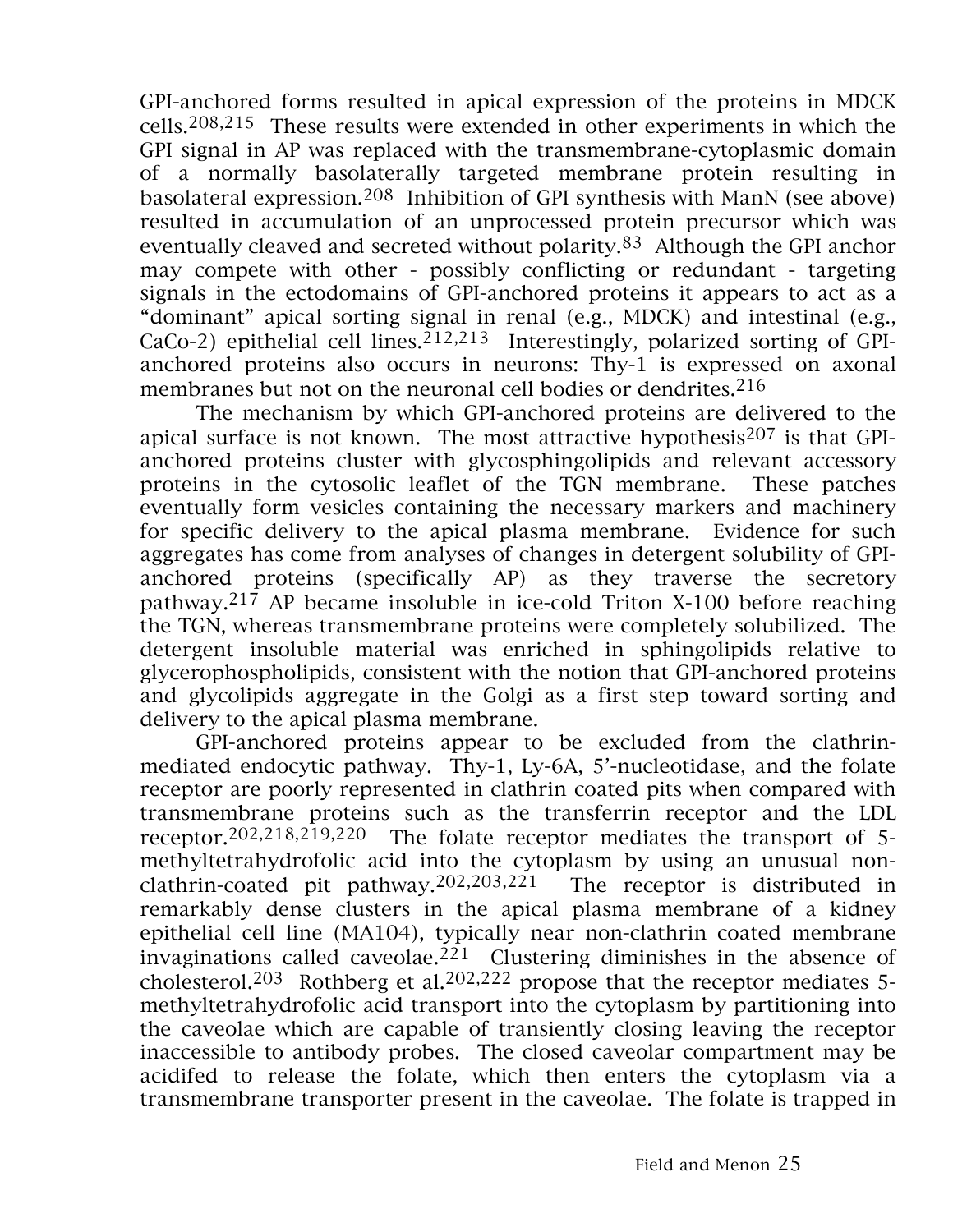GPI-anchored forms resulted in apical expression of the proteins in MDCK cells.[208,215] These results were extended in other experiments in which the GPI signal in AP was replaced with the transmembrane-cytoplasmic domain of a normally basolaterally targeted membrane protein resulting in basolateral expression.[208] Inhibition of GPI synthesis with ManN (see above) resulted in accumulation of an unprocessed protein precursor which was eventually cleaved and secreted without polarity.[83] Although the GPI anchor may compete with other - possibly conflicting or redundant - targeting signals in the ectodomains of GPI-anchored proteins it appears to act as a "dominant" apical sorting signal in renal (e.g., MDCK) and intestinal (e.g., CaCo-2) epithelial cell lines.[212,213] Interestingly, polarized sorting of GPI-anchored proteins also occurs in neurons: Thy-1 is expressed on axonal membranes but not on the neuronal cell bodies or dendrites.[216]

The mechanism by which GPI-anchored proteins are delivered to the apical surface is not known. The most attractive hypothesis[207] is that GPI-anchored proteins cluster with glycosphingolipids and relevant accessory proteins in the cytosolic leaflet of the TGN membrane. These patches eventually form vesicles containing the necessary markers and machinery for specific delivery to the apical plasma membrane. Evidence for such aggregates has come from analyses of changes in detergent solubility of GPI-anchored proteins (specifically AP) as they traverse the secretory pathway.[217] AP became insoluble in ice-cold Triton X-100 before reaching the TGN, whereas transmembrane proteins were completely solubilized. The detergent insoluble material was enriched in sphingolipids relative to glycerophospholipids, consistent with the notion that GPI-anchored proteins and glycolipids aggregate in the Golgi as a first step toward sorting and delivery to the apical plasma membrane.

GPI-anchored proteins appear to be excluded from the clathrin-mediated endocytic pathway. Thy-1, Ly-6A, 5'-nucleotidase, and the folate receptor are poorly represented in clathrin coated pits when compared with transmembrane proteins such as the transferrin receptor and the LDL receptor.[202,218,219,220] The folate receptor mediates the transport of 5-methyltetrahydrofolic acid into the cytoplasm by using an unusual non-clathrin-coated pit pathway.[202,203,221] The receptor is distributed in remarkably dense clusters in the apical plasma membrane of a kidney epithelial cell line (MA104), typically near non-clathrin coated membrane invaginations called caveolae.[221] Clustering diminishes in the absence of cholesterol.[203] Rothberg et al.[202,222] propose that the receptor mediates 5-methyltetrahydrofolic acid transport into the cytoplasm by partitioning into the caveolae which are capable of transiently closing leaving the receptor inaccessible to antibody probes. The closed caveolar compartment may be acidifed to release the folate, which then enters the cytoplasm via a transmembrane transporter present in the caveolae. The folate is trapped in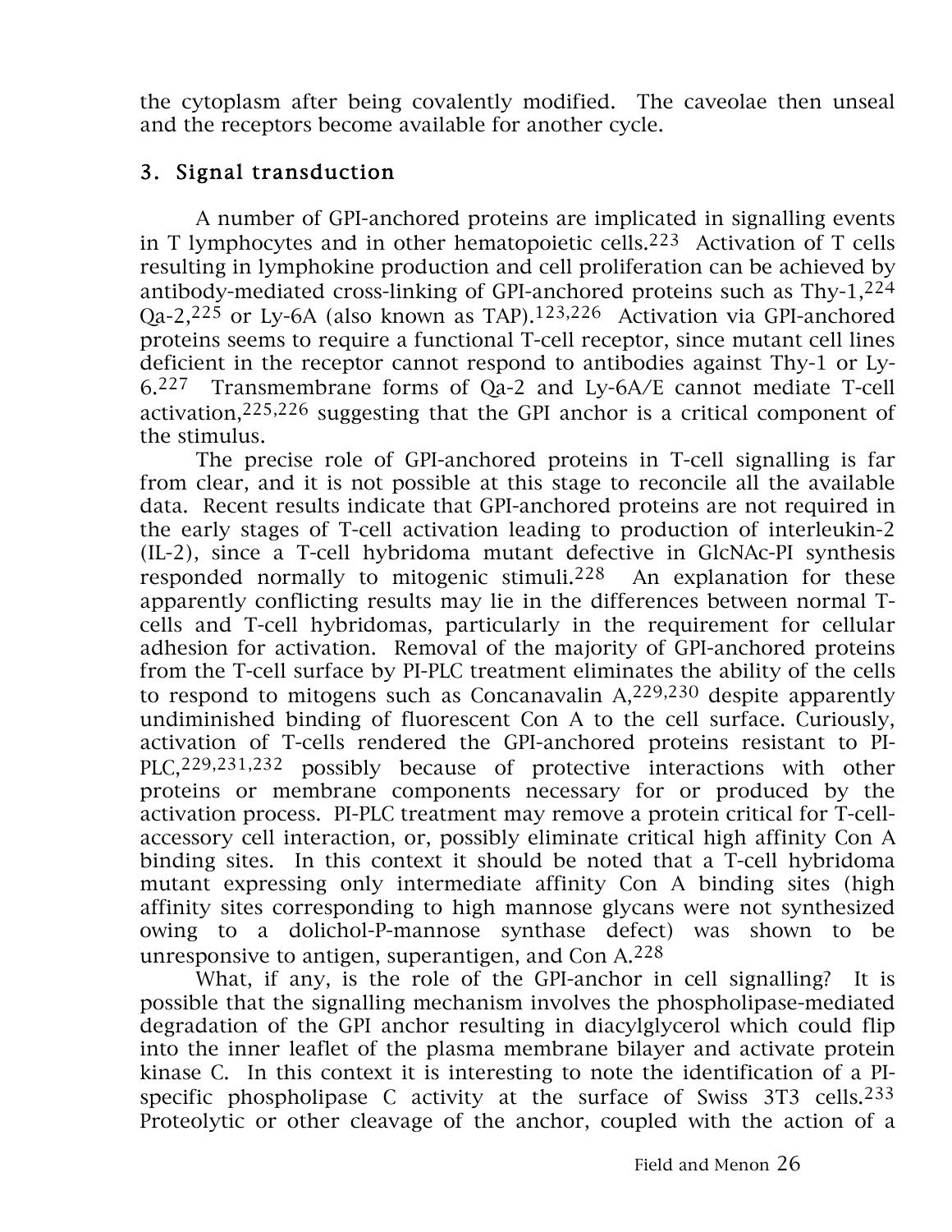the cytoplasm after being covalently modified. The caveolae then unseal and the receptors become available for another cycle.

### 3. Signal transduction

A number of GPI-anchored proteins are implicated in signalling events in T lymphocytes and in other hematopoietic cells.[223] Activation of T cells resulting in lymphokine production and cell proliferation can be achieved by antibody-mediated cross-linking of GPI-anchored proteins such as Thy-1,[224] Qa-2,[225] or Ly-6A (also known as TAP).[123,226] Activation via GPI-anchored proteins seems to require a functional T-cell receptor, since mutant cell lines deficient in the receptor cannot respond to antibodies against Thy-1 or Ly-6.[227] Transmembrane forms of Qa-2 and Ly-6A/E cannot mediate T-cell activation,[225,226] suggesting that the GPI anchor is a critical component of the stimulus.

The precise role of GPI-anchored proteins in T-cell signalling is far from clear, and it is not possible at this stage to reconcile all the available data. Recent results indicate that GPI-anchored proteins are not required in the early stages of T-cell activation leading to production of interleukin-2 (IL-2), since a T-cell hybridoma mutant defective in GlcNAc-PI synthesis responded normally to mitogenic stimuli.[228] An explanation for these apparently conflicting results may lie in the differences between normal T-cells and T-cell hybridomas, particularly in the requirement for cellular adhesion for activation. Removal of the majority of GPI-anchored proteins from the T-cell surface by PI-PLC treatment eliminates the ability of the cells to respond to mitogens such as Concanavalin A,[229,230] despite apparently undiminished binding of fluorescent Con A to the cell surface. Curiously, activation of T-cells rendered the GPI-anchored proteins resistant to PI-PLC,[229,231,232] possibly because of protective interactions with other proteins or membrane components necessary for or produced by the activation process. PI-PLC treatment may remove a protein critical for T-cell-accessory cell interaction, or, possibly eliminate critical high affinity Con A binding sites. In this context it should be noted that a T-cell hybridoma mutant expressing only intermediate affinity Con A binding sites (high affinity sites corresponding to high mannose glycans were not synthesized owing to a dolichol-P-mannose synthase defect) was shown to be unresponsive to antigen, superantigen, and Con A.[228]

What, if any, is the role of the GPI-anchor in cell signalling? It is possible that the signalling mechanism involves the phospholipase-mediated degradation of the GPI anchor resulting in diacylglycerol which could flip into the inner leaflet of the plasma membrane bilayer and activate protein kinase C. In this context it is interesting to note the identification of a PI-specific phospholipase C activity at the surface of Swiss 3T3 cells.[233] Proteolytic or other cleavage of the anchor, coupled with the action of a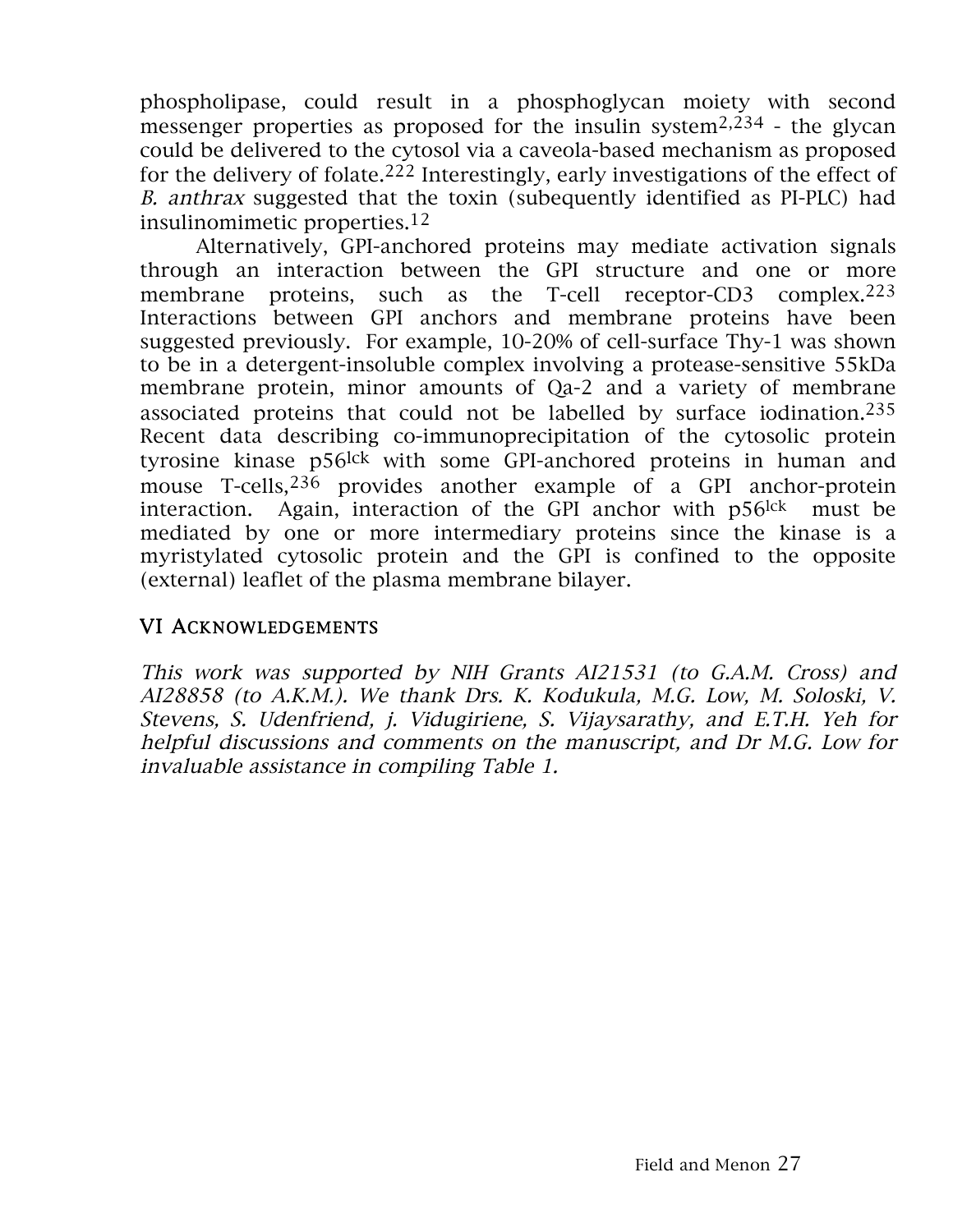phospholipase, could result in a phosphoglycan moiety with second messenger properties as proposed for the insulin system[2,234] - the glycan could be delivered to the cytosol via a caveola-based mechanism as proposed for the delivery of folate.[222] Interestingly, early investigations of the effect of *B. anthrax* suggested that the toxin (subequently identified as PI-PLC) had insulinomimetic properties.[12]

Alternatively, GPI-anchored proteins may mediate activation signals through an interaction between the GPI structure and one or more membrane proteins, such as the T-cell receptor-CD3 complex.[223] Interactions between GPI anchors and membrane proteins have been suggested previously. For example, 10-20% of cell-surface Thy-1 was shown to be in a detergent-insoluble complex involving a protease-sensitive 55kDa membrane protein, minor amounts of Qa-2 and a variety of membrane associated proteins that could not be labelled by surface iodination.[235] Recent data describing co-immunoprecipitation of the cytosolic protein tyrosine kinase $p56^{lck}$ with some GPI-anchored proteins in human and mouse T-cells,[236] provides another example of a GPI anchor-protein interaction. Again, interaction of the GPI anchor with $p56^{lck}$ must be mediated by one or more intermediary proteins since the kinase is a myristylated cytosolic protein and the GPI is confined to the opposite (external) leaflet of the plasma membrane bilayer.

## VI Acknowledgements

*This work was supported by NIH Grants AI21531 (to G.A.M. Cross) and AI28858 (to A.K.M.). We thank Drs. K. Kodukula, M.G. Low, M. Soloski, V. Stevens, S. Udenfriend, j. Vidugiriene, S. Vijaysarathy, and E.T.H. Yeh for helpful discussions and comments on the manuscript, and Dr M.G. Low for invaluable assistance in compiling Table 1.*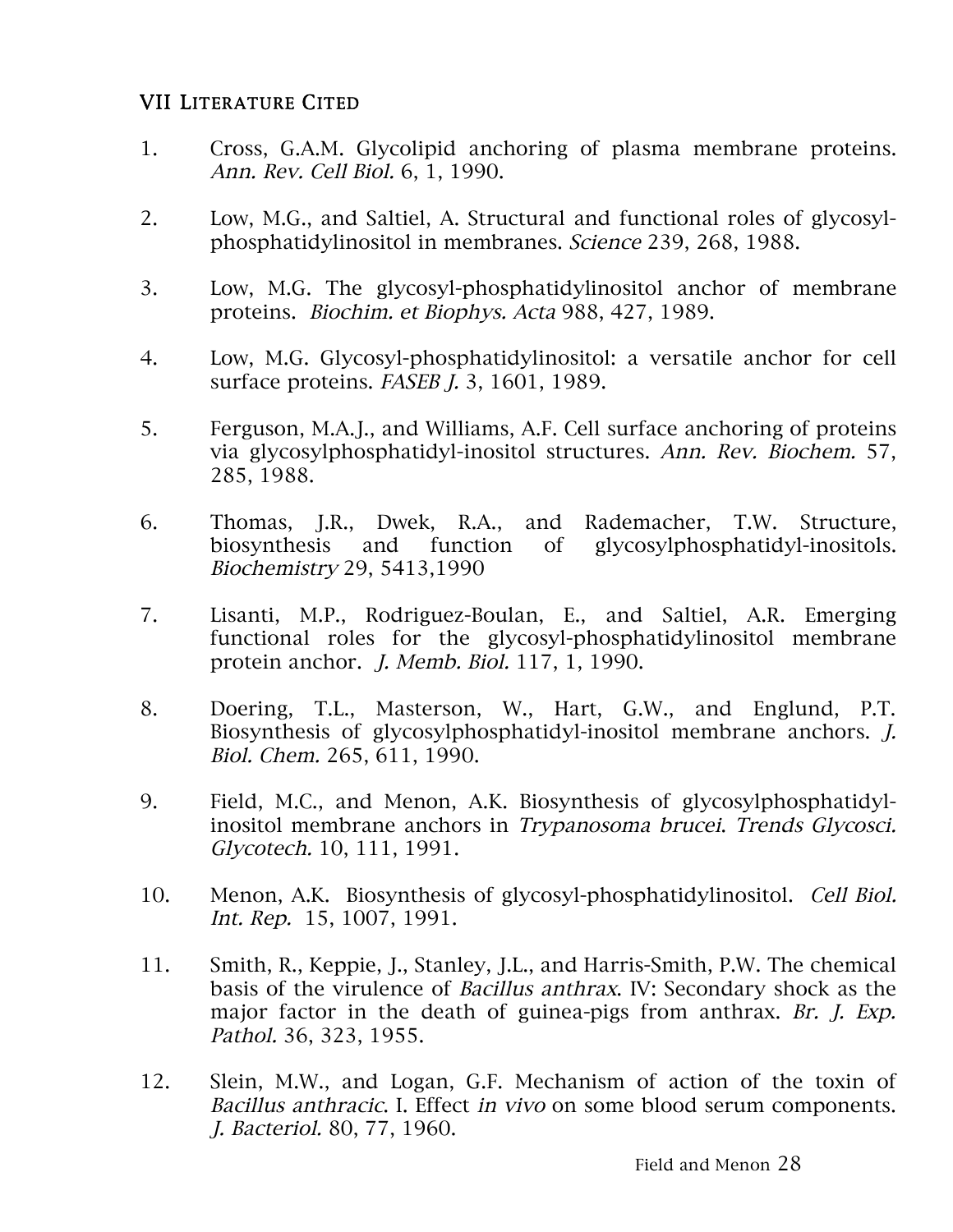## VII Literature Cited

1. Cross, G.A.M. Glycolipid anchoring of plasma membrane proteins. *Ann. Rev. Cell Biol.* 6, 1, 1990.

2. Low, M.G., and Saltiel, A. Structural and functional roles of glycosyl-phosphatidylinositol in membranes. *Science* 239, 268, 1988.

3. Low, M.G. The glycosyl-phosphatidylinositol anchor of membrane proteins. *Biochim. et Biophys. Acta* 988, 427, 1989.

4. Low, M.G. Glycosyl-phosphatidylinositol: a versatile anchor for cell surface proteins. *FASEB J.* 3, 1601, 1989.

5. Ferguson, M.A.J., and Williams, A.F. Cell surface anchoring of proteins via glycosylphosphatidyl-inositol structures. *Ann. Rev. Biochem.* 57, 285, 1988.

6. Thomas, J.R., Dwek, R.A., and Rademacher, T.W. Structure, biosynthesis and function of glycosylphosphatidyl-inositols. *Biochemistry* 29, 5413,1990

7. Lisanti, M.P., Rodriguez-Boulan, E., and Saltiel, A.R. Emerging functional roles for the glycosyl-phosphatidylinositol membrane protein anchor. *J. Memb. Biol.* 117, 1, 1990.

8. Doering, T.L., Masterson, W., Hart, G.W., and Englund, P.T. Biosynthesis of glycosylphosphatidyl-inositol membrane anchors. *J. Biol. Chem.* 265, 611, 1990.

9. Field, M.C., and Menon, A.K. Biosynthesis of glycosylphosphatidyl-inositol membrane anchors in *Trypanosoma brucei*. *Trends Glycosci. Glycotech.* 10, 111, 1991.

10. Menon, A.K. Biosynthesis of glycosyl-phosphatidylinositol. *Cell Biol. Int. Rep.* 15, 1007, 1991.

11. Smith, R., Keppie, J., Stanley, J.L., and Harris-Smith, P.W. The chemical basis of the virulence of *Bacillus anthrax*. IV: Secondary shock as the major factor in the death of guinea-pigs from anthrax. *Br. J. Exp. Pathol.* 36, 323, 1955.

12. Slein, M.W., and Logan, G.F. Mechanism of action of the toxin of *Bacillus anthracic*. I. Effect *in vivo* on some blood serum components. *J. Bacteriol.* 80, 77, 1960.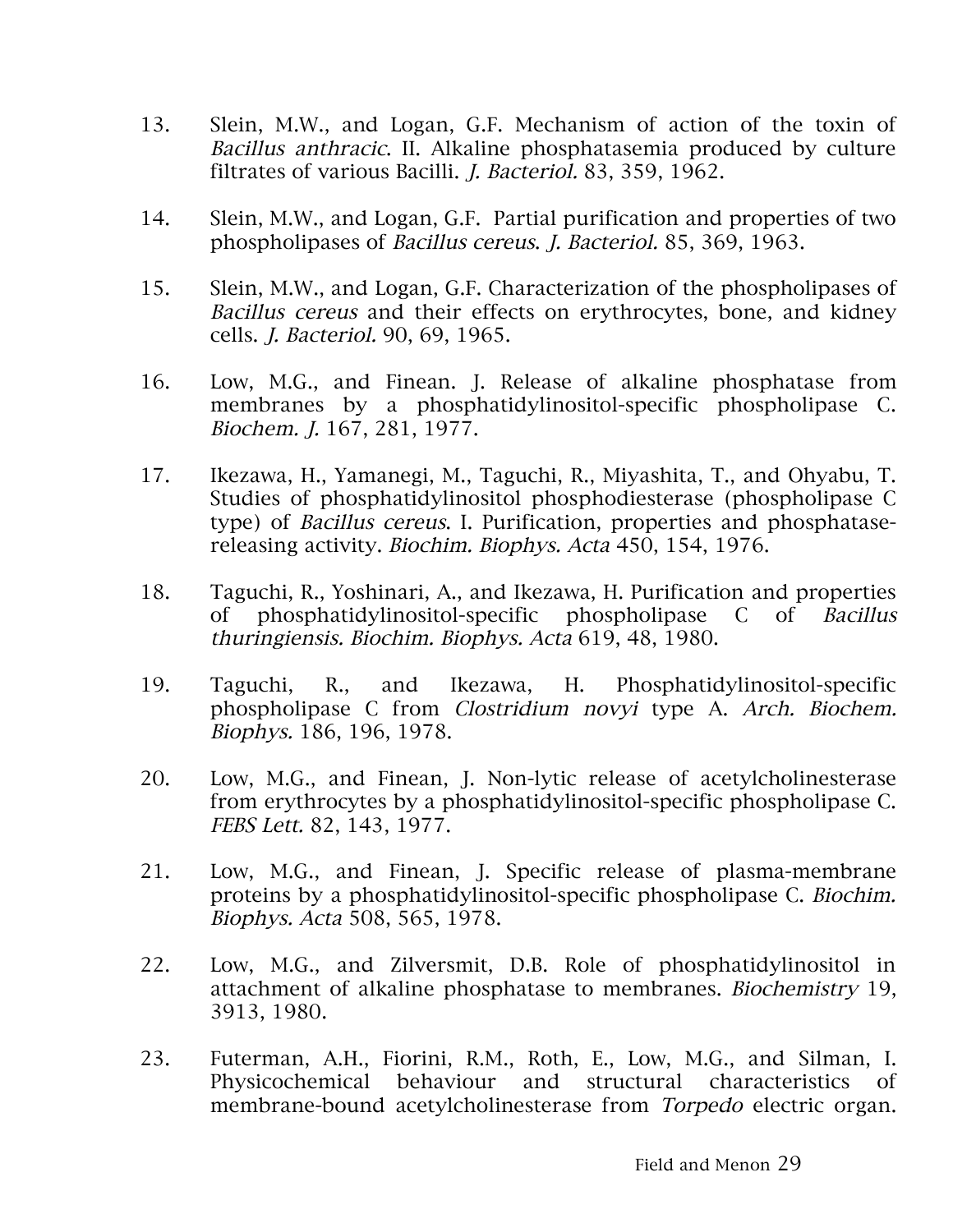13. Slein, M.W., and Logan, G.F. Mechanism of action of the toxin of *Bacillus anthracic.* II. Alkaline phosphatasemia produced by culture filtrates of various Bacilli. *J. Bacteriol.* 83, 359, 1962.

14. Slein, M.W., and Logan, G.F. Partial purification and properties of two phospholipases of *Bacillus cereus. J. Bacteriol.* 85, 369, 1963.

15. Slein, M.W., and Logan, G.F. Characterization of the phospholipases of *Bacillus cereus* and their effects on erythrocytes, bone, and kidney cells. *J. Bacteriol.* 90, 69, 1965.

16. Low, M.G., and Finean. J. Release of alkaline phosphatase from membranes by a phosphatidylinositol-specific phospholipase C. *Biochem. J.* 167, 281, 1977.

17. Ikezawa, H., Yamanegi, M., Taguchi, R., Miyashita, T., and Ohyabu, T. Studies of phosphatidylinositol phosphodiesterase (phospholipase C type) of *Bacillus cereus.* I. Purification, properties and phosphatase-releasing activity. *Biochim. Biophys. Acta* 450, 154, 1976.

18. Taguchi, R., Yoshinari, A., and Ikezawa, H. Purification and properties of phosphatidylinositol-specific phospholipase C of *Bacillus thuringiensis. Biochim. Biophys. Acta* 619, 48, 1980.

19. Taguchi, R., and Ikezawa, H. Phosphatidylinositol-specific phospholipase C from *Clostridium novyi* type A. *Arch. Biochem. Biophys.* 186, 196, 1978.

20. Low, M.G., and Finean, J. Non-lytic release of acetylcholinesterase from erythrocytes by a phosphatidylinositol-specific phospholipase C. *FEBS Lett.* 82, 143, 1977.

21. Low, M.G., and Finean, J. Specific release of plasma-membrane proteins by a phosphatidylinositol-specific phospholipase C. *Biochim. Biophys. Acta* 508, 565, 1978.

22. Low, M.G., and Zilversmit, D.B. Role of phosphatidylinositol in attachment of alkaline phosphatase to membranes. *Biochemistry* 19, 3913, 1980.

23. Futerman, A.H., Fiorini, R.M., Roth, E., Low, M.G., and Silman, I. Physicochemical behaviour and structural characteristics of membrane-bound acetylcholinesterase from *Torpedo* electric organ.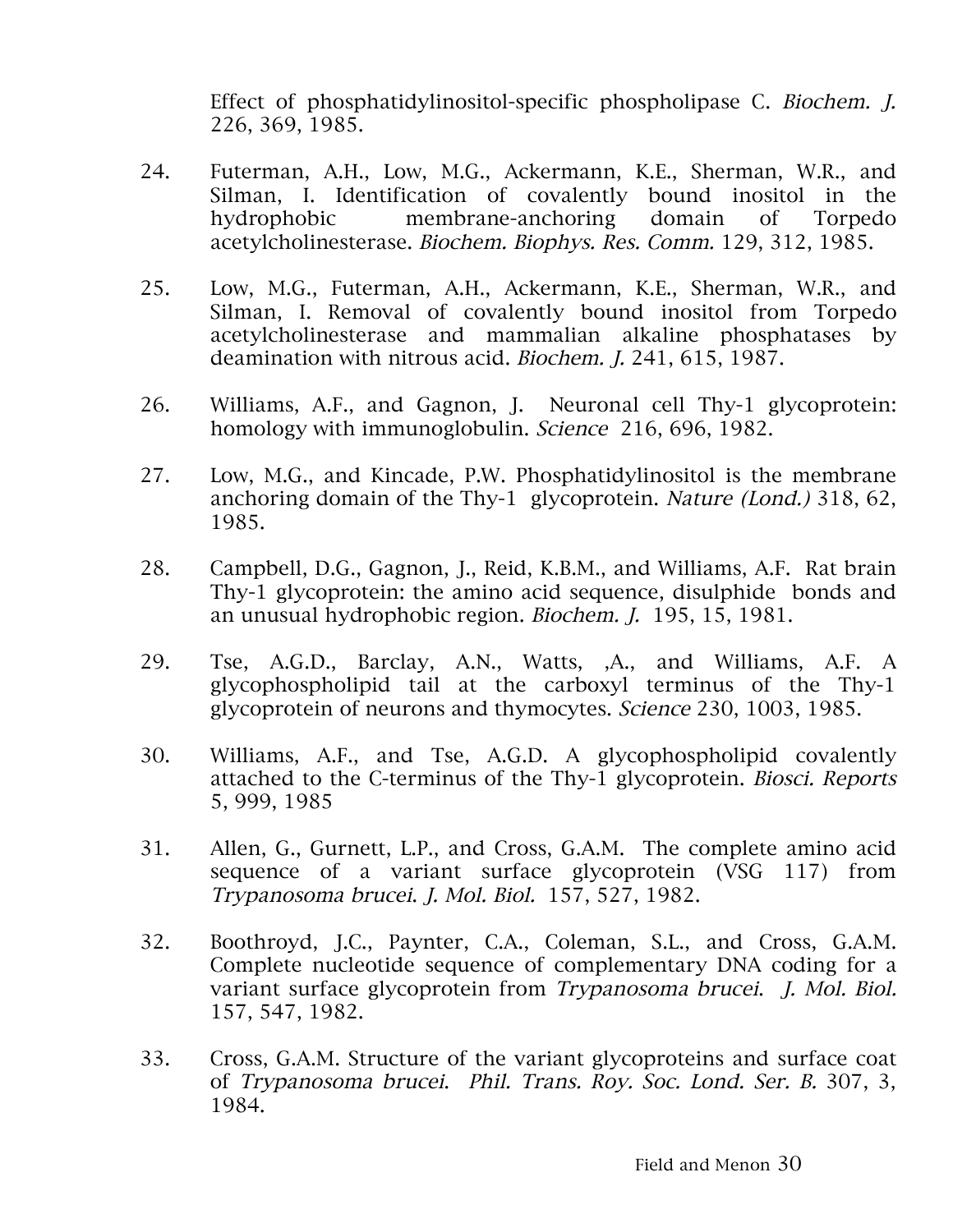Effect of phosphatidylinositol-specific phospholipase C. *Biochem. J.* 226, 369, 1985.

24. Futerman, A.H., Low, M.G., Ackermann, K.E., Sherman, W.R., and Silman, I. Identification of covalently bound inositol in the hydrophobic membrane-anchoring domain of Torpedo acetylcholinesterase. *Biochem. Biophys. Res. Comm.* 129, 312, 1985.

25. Low, M.G., Futerman, A.H., Ackermann, K.E., Sherman, W.R., and Silman, I. Removal of covalently bound inositol from Torpedo acetylcholinesterase and mammalian alkaline phosphatases by deamination with nitrous acid. *Biochem. J.* 241, 615, 1987.

26. Williams, A.F., and Gagnon, J. Neuronal cell Thy-1 glycoprotein: homology with immunoglobulin. *Science* 216, 696, 1982.

27. Low, M.G., and Kincade, P.W. Phosphatidylinositol is the membrane anchoring domain of the Thy-1 glycoprotein. *Nature (Lond.)* 318, 62, 1985.

28. Campbell, D.G., Gagnon, J., Reid, K.B.M., and Williams, A.F. Rat brain Thy-1 glycoprotein: the amino acid sequence, disulphide bonds and an unusual hydrophobic region. *Biochem. J.* 195, 15, 1981.

29. Tse, A.G.D., Barclay, A.N., Watts, ,A., and Williams, A.F. A glycophospholipid tail at the carboxyl terminus of the Thy-1 glycoprotein of neurons and thymocytes. *Science* 230, 1003, 1985.

30. Williams, A.F., and Tse, A.G.D. A glycophospholipid covalently attached to the C-terminus of the Thy-1 glycoprotein. *Biosci. Reports* 5, 999, 1985

31. Allen, G., Gurnett, L.P., and Cross, G.A.M. The complete amino acid sequence of a variant surface glycoprotein (VSG 117) from *Trypanosoma brucei. J. Mol. Biol.* 157, 527, 1982.

32. Boothroyd, J.C., Paynter, C.A., Coleman, S.L., and Cross, G.A.M. Complete nucleotide sequence of complementary DNA coding for a variant surface glycoprotein from *Trypanosoma brucei*. *J. Mol. Biol.* 157, 547, 1982.

33. Cross, G.A.M. Structure of the variant glycoproteins and surface coat of *Trypanosoma brucei*. *Phil. Trans. Roy. Soc. Lond. Ser. B.* 307, 3, 1984.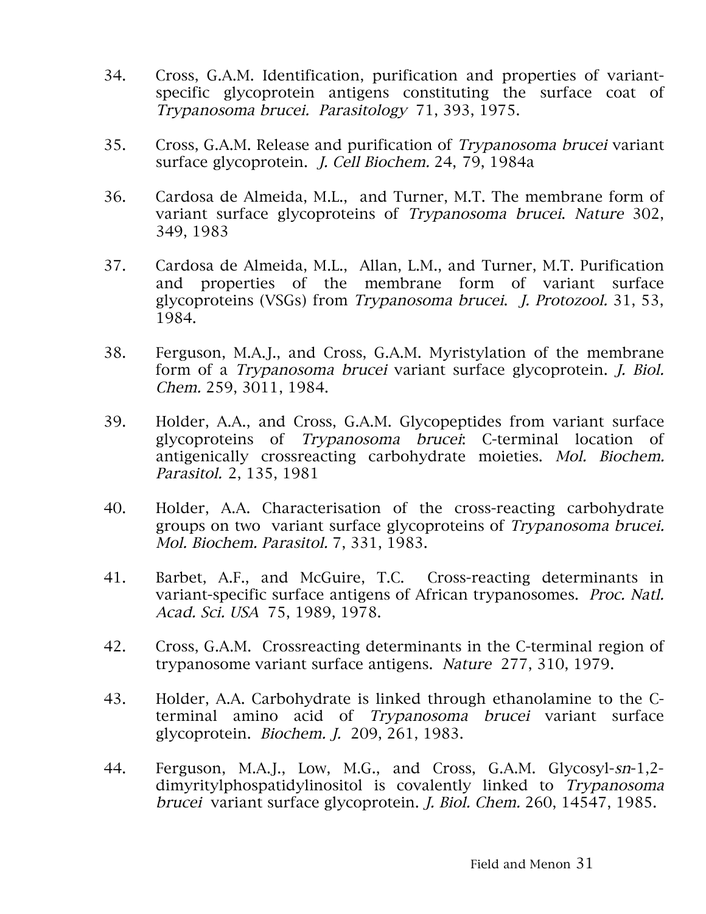34. Cross, G.A.M. Identification, purification and properties of variant-specific glycoprotein antigens constituting the surface coat of *Trypanosoma brucei. Parasitology* 71, 393, 1975.

35. Cross, G.A.M. Release and purification of *Trypanosoma brucei* variant surface glycoprotein. *J. Cell Biochem.* 24, 79, 1984a

36. Cardosa de Almeida, M.L., and Turner, M.T. The membrane form of variant surface glycoproteins of *Trypanosoma brucei. Nature* 302, 349, 1983

37. Cardosa de Almeida, M.L., Allan, L.M., and Turner, M.T. Purification and properties of the membrane form of variant surface glycoproteins (VSGs) from *Trypanosoma brucei. J. Protozool.* 31, 53, 1984.

38. Ferguson, M.A.J., and Cross, G.A.M. Myristylation of the membrane form of a *Trypanosoma brucei* variant surface glycoprotein. *J. Biol. Chem.* 259, 3011, 1984.

39. Holder, A.A., and Cross, G.A.M. Glycopeptides from variant surface glycoproteins of *Trypanosoma brucei*: C-terminal location of antigenically crossreacting carbohydrate moieties. *Mol. Biochem. Parasitol.* 2, 135, 1981

40. Holder, A.A. Characterisation of the cross-reacting carbohydrate groups on two variant surface glycoproteins of *Trypanosoma brucei. Mol. Biochem. Parasitol.* 7, 331, 1983.

41. Barbet, A.F., and McGuire, T.C. Cross-reacting determinants in variant-specific surface antigens of African trypanosomes. *Proc. Natl. Acad. Sci. USA* 75, 1989, 1978.

42. Cross, G.A.M. Crossreacting determinants in the C-terminal region of trypanosome variant surface antigens. *Nature* 277, 310, 1979.

43. Holder, A.A. Carbohydrate is linked through ethanolamine to the C-terminal amino acid of *Trypanosoma brucei* variant surface glycoprotein. *Biochem. J.* 209, 261, 1983.

44. Ferguson, M.A.J., Low, M.G., and Cross, G.A.M. Glycosyl-*sn*-1,2-dimyritylphospatidylinositol is covalently linked to *Trypanosoma brucei* variant surface glycoprotein. *J. Biol. Chem.* 260, 14547, 1985.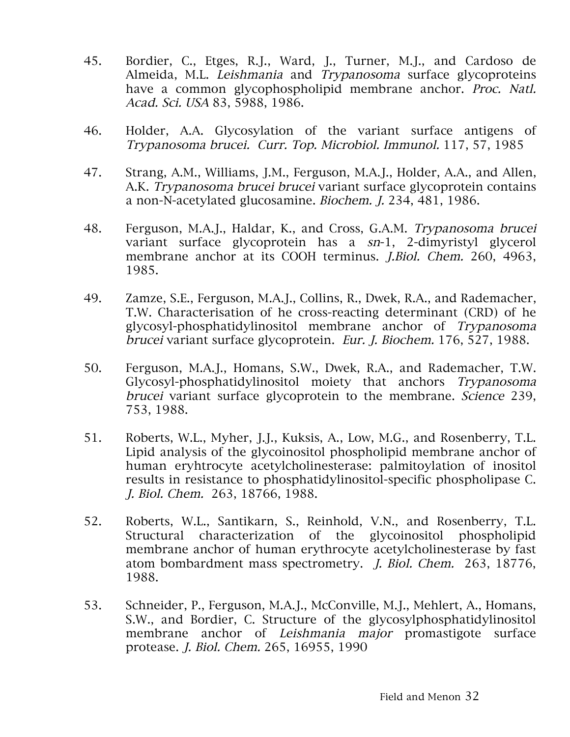45. Bordier, C., Etges, R.J., Ward, J., Turner, M.J., and Cardoso de Almeida, M.L. *Leishmania* and *Trypanosoma* surface glycoproteins have a common glycophospholipid membrane anchor. *Proc. Natl. Acad. Sci. USA* 83, 5988, 1986.

46. Holder, A.A. Glycosylation of the variant surface antigens of *Trypanosoma brucei*. *Curr. Top. Microbiol. Immunol.* 117, 57, 1985

47. Strang, A.M., Williams, J.M., Ferguson, M.A.J., Holder, A.A., and Allen, A.K. *Trypanosoma brucei brucei* variant surface glycoprotein contains a non-N-acetylated glucosamine. *Biochem. J.* 234, 481, 1986.

48. Ferguson, M.A.J., Haldar, K., and Cross, G.A.M. *Trypanosoma brucei* variant surface glycoprotein has a *sn*-1, 2-dimyristyl glycerol membrane anchor at its COOH terminus. *J.Biol. Chem.* 260, 4963, 1985.

49. Zamze, S.E., Ferguson, M.A.J., Collins, R., Dwek, R.A., and Rademacher, T.W. Characterisation of he cross-reacting determinant (CRD) of he glycosyl-phosphatidylinositol membrane anchor of *Trypanosoma brucei* variant surface glycoprotein. *Eur. J. Biochem.* 176, 527, 1988.

50. Ferguson, M.A.J., Homans, S.W., Dwek, R.A., and Rademacher, T.W. Glycosyl-phosphatidylinositol moiety that anchors *Trypanosoma brucei* variant surface glycoprotein to the membrane. *Science* 239, 753, 1988.

51. Roberts, W.L., Myher, J.J., Kuksis, A., Low, M.G., and Rosenberry, T.L. Lipid analysis of the glycoinositol phospholipid membrane anchor of human eryhtrocyte acetylcholinesterase: palmitoylation of inositol results in resistance to phosphatidylinositol-specific phospholipase C. *J. Biol. Chem.* 263, 18766, 1988.

52. Roberts, W.L., Santikarn, S., Reinhold, V.N., and Rosenberry, T.L. Structural characterization of the glycoinositol phospholipid membrane anchor of human erythrocyte acetylcholinesterase by fast atom bombardment mass spectrometry. *J. Biol. Chem.* 263, 18776, 1988.

53. Schneider, P., Ferguson, M.A.J., McConville, M.J., Mehlert, A., Homans, S.W., and Bordier, C. Structure of the glycosylphosphatidylinositol membrane anchor of *Leishmania major* promastigote surface protease. *J. Biol. Chem.* 265, 16955, 1990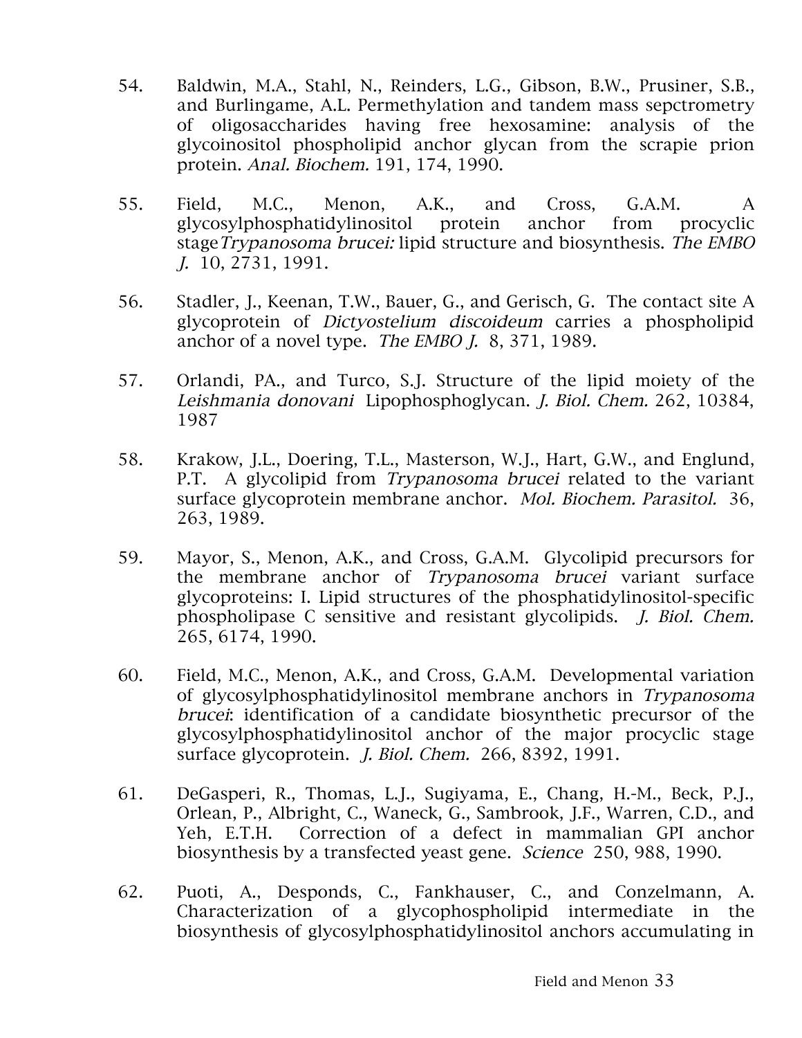54. Baldwin, M.A., Stahl, N., Reinders, L.G., Gibson, B.W., Prusiner, S.B., and Burlingame, A.L. Permethylation and tandem mass sepctrometry of oligosaccharides having free hexosamine: analysis of the glycoinositol phospholipid anchor glycan from the scrapie prion protein. *Anal. Biochem.* 191, 174, 1990.

55. Field, M.C., Menon, A.K., and Cross, G.A.M. A glycosylphosphatidylinositol protein anchor from procyclic stage *Trypanosoma brucei:* lipid structure and biosynthesis. *The EMBO J.* 10, 2731, 1991.

56. Stadler, J., Keenan, T.W., Bauer, G., and Gerisch, G. The contact site A glycoprotein of *Dictyostelium discoideum* carries a phospholipid anchor of a novel type. *The EMBO J.* 8, 371, 1989.

57. Orlandi, PA., and Turco, S.J. Structure of the lipid moiety of the *Leishmania donovani* Lipophosphoglycan. *J. Biol. Chem.* 262, 10384, 1987

58. Krakow, J.L., Doering, T.L., Masterson, W.J., Hart, G.W., and Englund, P.T. A glycolipid from *Trypanosoma brucei* related to the variant surface glycoprotein membrane anchor. *Mol. Biochem. Parasitol.* 36, 263, 1989.

59. Mayor, S., Menon, A.K., and Cross, G.A.M. Glycolipid precursors for the membrane anchor of *Trypanosoma brucei* variant surface glycoproteins: I. Lipid structures of the phosphatidylinositol-specific phospholipase C sensitive and resistant glycolipids. *J. Biol. Chem.* 265, 6174, 1990.

60. Field, M.C., Menon, A.K., and Cross, G.A.M. Developmental variation of glycosylphosphatidylinositol membrane anchors in *Trypanosoma brucei*: identification of a candidate biosynthetic precursor of the glycosylphosphatidylinositol anchor of the major procyclic stage surface glycoprotein. *J. Biol. Chem.* 266, 8392, 1991.

61. DeGasperi, R., Thomas, L.J., Sugiyama, E., Chang, H.-M., Beck, P.J., Orlean, P., Albright, C., Waneck, G., Sambrook, J.F., Warren, C.D., and Yeh, E.T.H. Correction of a defect in mammalian GPI anchor biosynthesis by a transfected yeast gene. *Science* 250, 988, 1990.

62. Puoti, A., Desponds, C., Fankhauser, C., and Conzelmann, A. Characterization of a glycophospholipid intermediate in the biosynthesis of glycosylphosphatidylinositol anchors accumulating in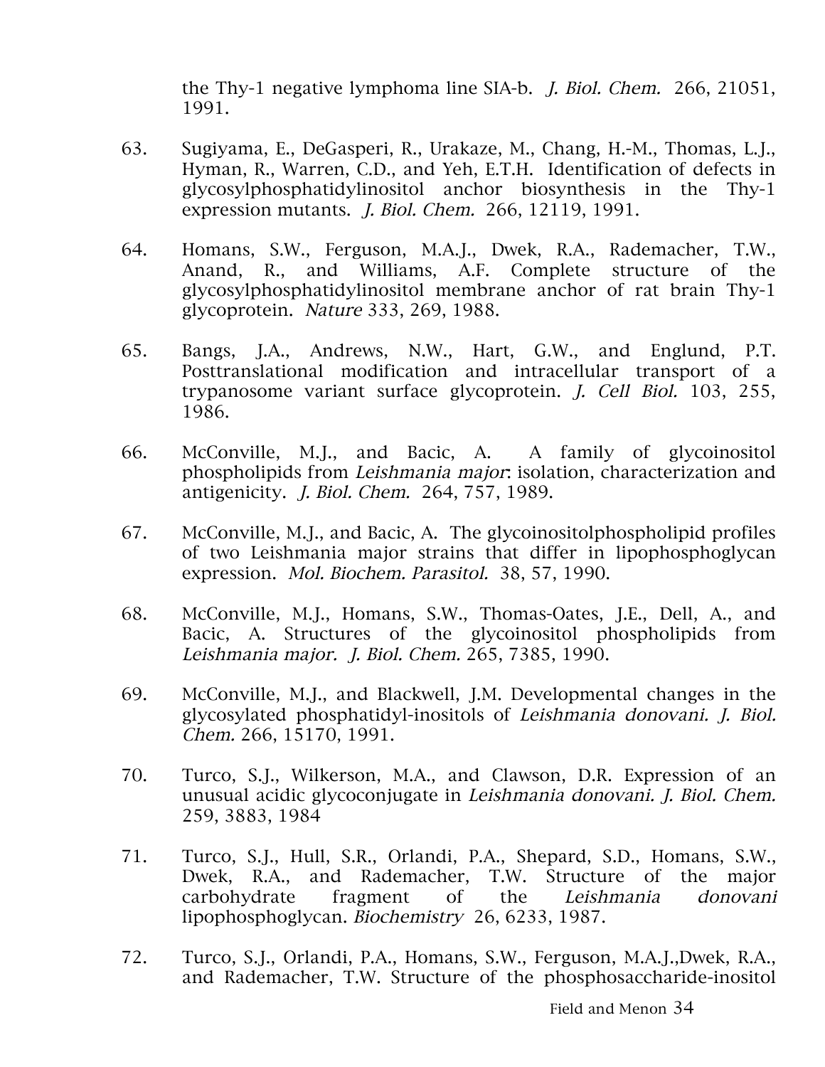the Thy-1 negative lymphoma line SIA-b. *J. Biol. Chem.* 266, 21051, 1991.

63. Sugiyama, E., DeGasperi, R., Urakaze, M., Chang, H.-M., Thomas, L.J., Hyman, R., Warren, C.D., and Yeh, E.T.H. Identification of defects in glycosylphosphatidylinositol anchor biosynthesis in the Thy-1 expression mutants. *J. Biol. Chem.* 266, 12119, 1991.

64. Homans, S.W., Ferguson, M.A.J., Dwek, R.A., Rademacher, T.W., Anand, R., and Williams, A.F. Complete structure of the glycosylphosphatidylinositol membrane anchor of rat brain Thy-1 glycoprotein. *Nature* 333, 269, 1988.

65. Bangs, J.A., Andrews, N.W., Hart, G.W., and Englund, P.T. Posttranslational modification and intracellular transport of a trypanosome variant surface glycoprotein. *J. Cell Biol.* 103, 255, 1986.

66. McConville, M.J., and Bacic, A. A family of glycoinositol phospholipids from *Leishmania major*: isolation, characterization and antigenicity. *J. Biol. Chem.* 264, 757, 1989.

67. McConville, M.J., and Bacic, A. The glycoinositolphospholipid profiles of two Leishmania major strains that differ in lipophosphoglycan expression. *Mol. Biochem. Parasitol.* 38, 57, 1990.

68. McConville, M.J., Homans, S.W., Thomas-Oates, J.E., Dell, A., and Bacic, A. Structures of the glycoinositol phospholipids from *Leishmania major*. *J. Biol. Chem.* 265, 7385, 1990.

69. McConville, M.J., and Blackwell, J.M. Developmental changes in the glycosylated phosphatidyl-inositols of *Leishmania donovani*. *J. Biol. Chem.* 266, 15170, 1991.

70. Turco, S.J., Wilkerson, M.A., and Clawson, D.R. Expression of an unusual acidic glycoconjugate in *Leishmania donovani*. *J. Biol. Chem.* 259, 3883, 1984

71. Turco, S.J., Hull, S.R., Orlandi, P.A., Shepard, S.D., Homans, S.W., Dwek, R.A., and Rademacher, T.W. Structure of the major carbohydrate fragment of the *Leishmania donovani* lipophosphoglycan. *Biochemistry* 26, 6233, 1987.

72. Turco, S.J., Orlandi, P.A., Homans, S.W., Ferguson, M.A.J.,Dwek, R.A., and Rademacher, T.W. Structure of the phosphosaccharide-inositol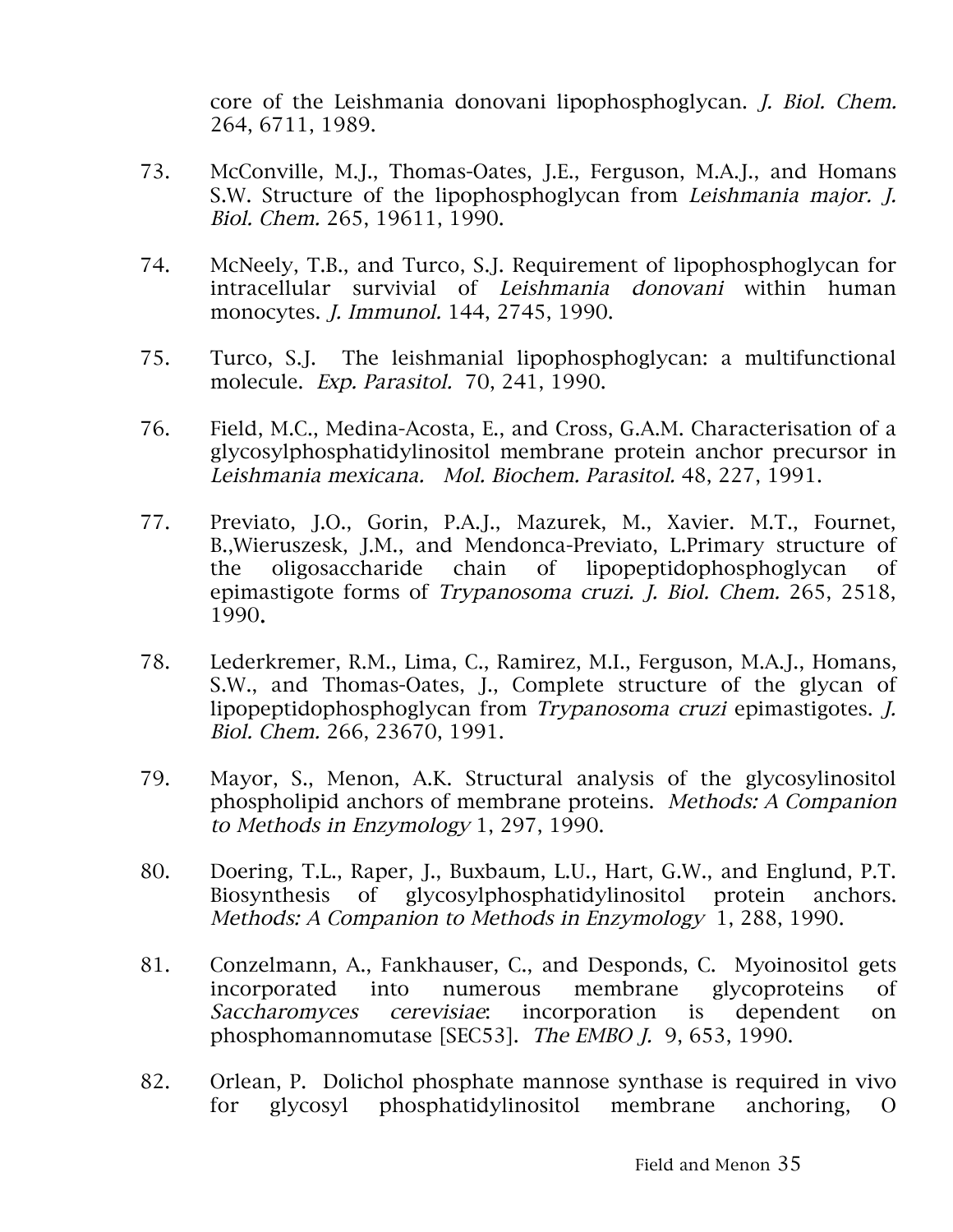core of the Leishmania donovani lipophosphoglycan. *J. Biol. Chem.* 264, 6711, 1989.

73. McConville, M.J., Thomas-Oates, J.E., Ferguson, M.A.J., and Homans S.W. Structure of the lipophosphoglycan from *Leishmania major. J. Biol. Chem.* 265, 19611, 1990.

74. McNeely, T.B., and Turco, S.J. Requirement of lipophosphoglycan for intracellular survivial of *Leishmania donovani* within human monocytes. *J. Immunol.* 144, 2745, 1990.

75. Turco, S.J. The leishmanial lipophosphoglycan: a multifunctional molecule. *Exp. Parasitol.* 70, 241, 1990.

76. Field, M.C., Medina-Acosta, E., and Cross, G.A.M. Characterisation of a glycosylphosphatidylinositol membrane protein anchor precursor in *Leishmania mexicana. Mol. Biochem. Parasitol.* 48, 227, 1991.

77. Previato, J.O., Gorin, P.A.J., Mazurek, M., Xavier. M.T., Fournet, B.,Wieruszesk, J.M., and Mendonca-Previato, L.Primary structure of the oligosaccharide chain of lipopeptidophosphoglycan of epimastigote forms of *Trypanosoma cruzi. J. Biol. Chem.* 265, 2518, 1990.

78. Lederkremer, R.M., Lima, C., Ramirez, M.I., Ferguson, M.A.J., Homans, S.W., and Thomas-Oates, J., Complete structure of the glycan of lipopeptidophosphoglycan from *Trypanosoma cruzi* epimastigotes. *J. Biol. Chem.* 266, 23670, 1991.

79. Mayor, S., Menon, A.K. Structural analysis of the glycosylinositol phospholipid anchors of membrane proteins. *Methods: A Companion to Methods in Enzymology* 1, 297, 1990.

80. Doering, T.L., Raper, J., Buxbaum, L.U., Hart, G.W., and Englund, P.T. Biosynthesis of glycosylphosphatidylinositol protein anchors. *Methods: A Companion to Methods in Enzymology* 1, 288, 1990.

81. Conzelmann, A., Fankhauser, C., and Desponds, C. Myoinositol gets incorporated into numerous membrane glycoproteins of *Saccharomyces cerevisiae*: incorporation is dependent on phosphomannomutase [SEC53]. *The EMBO J.* 9, 653, 1990.

82. Orlean, P. Dolichol phosphate mannose synthase is required in vivo for glycosyl phosphatidylinositol membrane anchoring, O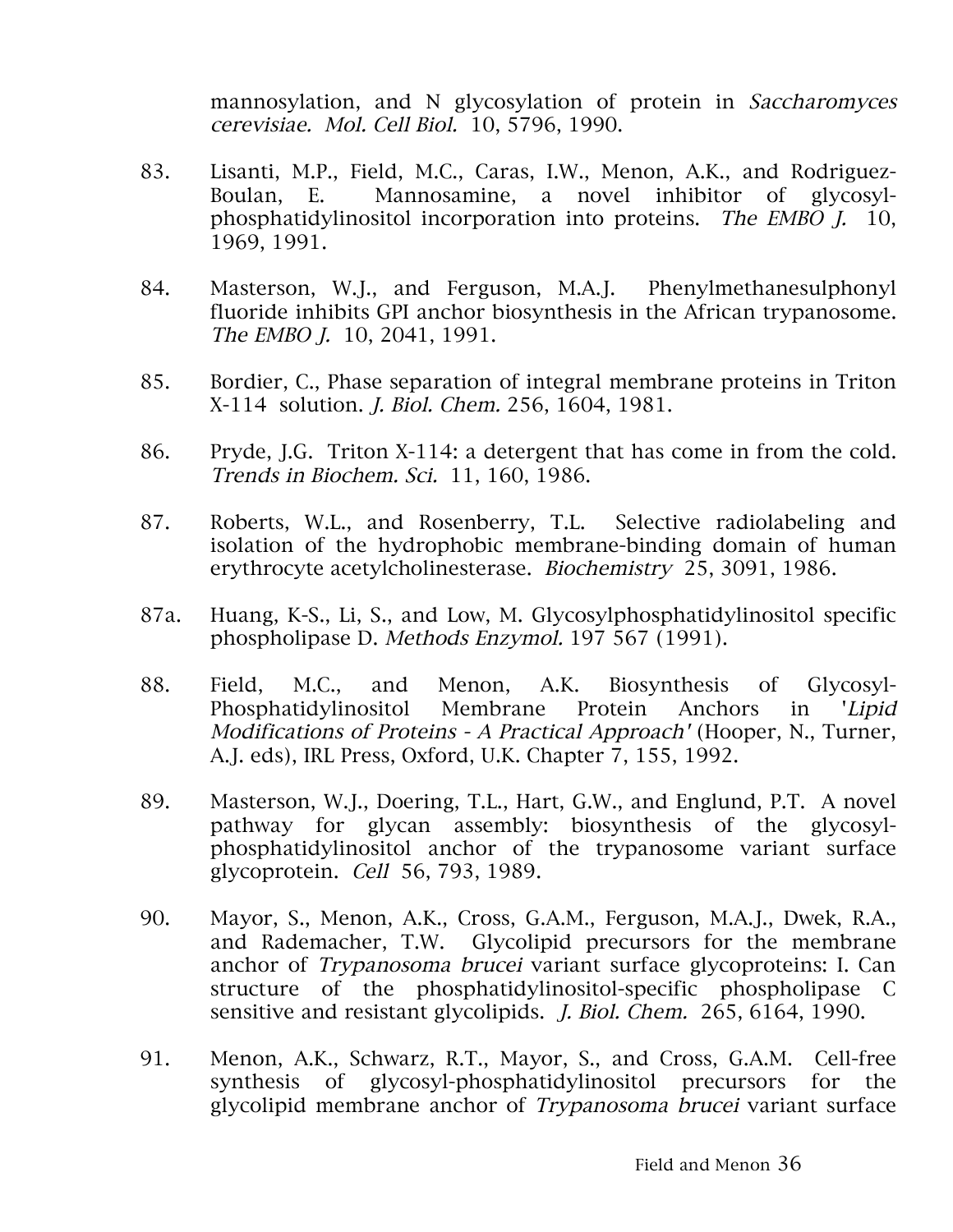mannosylation, and N glycosylation of protein in *Saccharomyces cerevisiae. Mol. Cell Biol.* 10, 5796, 1990.

83. Lisanti, M.P., Field, M.C., Caras, I.W., Menon, A.K., and Rodriguez-Boulan, E. Mannosamine, a novel inhibitor of glycosyl-phosphatidylinositol incorporation into proteins. *The EMBO J.* 10, 1969, 1991.

84. Masterson, W.J., and Ferguson, M.A.J. Phenylmethanesulphonyl fluoride inhibits GPI anchor biosynthesis in the African trypanosome. *The EMBO J.* 10, 2041, 1991.

85. Bordier, C., Phase separation of integral membrane proteins in Triton X-114 solution. *J. Biol. Chem.* 256, 1604, 1981.

86. Pryde, J.G. Triton X-114: a detergent that has come in from the cold. *Trends in Biochem. Sci.* 11, 160, 1986.

87. Roberts, W.L., and Rosenberry, T.L. Selective radiolabeling and isolation of the hydrophobic membrane-binding domain of human erythrocyte acetylcholinesterase. *Biochemistry* 25, 3091, 1986.

87a. Huang, K-S., Li, S., and Low, M. Glycosylphosphatidylinositol specific phospholipase D. *Methods Enzymol.* 197 567 (1991).

88. Field, M.C., and Menon, A.K. Biosynthesis of Glycosyl-Phosphatidylinositol Membrane Protein Anchors in '*Lipid Modifications of Proteins - A Practical Approach'* (Hooper, N., Turner, A.J. eds), IRL Press, Oxford, U.K. Chapter 7, 155, 1992.

89. Masterson, W.J., Doering, T.L., Hart, G.W., and Englund, P.T. A novel pathway for glycan assembly: biosynthesis of the glycosyl-phosphatidylinositol anchor of the trypanosome variant surface glycoprotein. *Cell* 56, 793, 1989.

90. Mayor, S., Menon, A.K., Cross, G.A.M., Ferguson, M.A.J., Dwek, R.A., and Rademacher, T.W. Glycolipid precursors for the membrane anchor of *Trypanosoma brucei* variant surface glycoproteins: I. Can structure of the phosphatidylinositol-specific phospholipase C sensitive and resistant glycolipids. *J. Biol. Chem.* 265, 6164, 1990.

91. Menon, A.K., Schwarz, R.T., Mayor, S., and Cross, G.A.M. Cell-free synthesis of glycosyl-phosphatidylinositol precursors for the glycolipid membrane anchor of *Trypanosoma brucei* variant surface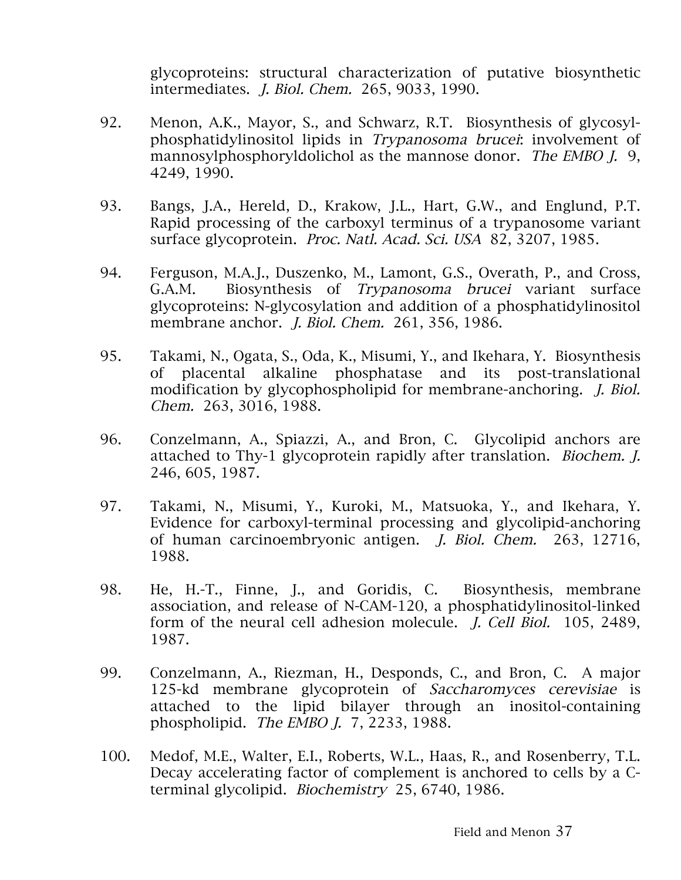glycoproteins: structural characterization of putative biosynthetic intermediates. *J. Biol. Chem.* 265, 9033, 1990.

92. Menon, A.K., Mayor, S., and Schwarz, R.T. Biosynthesis of glycosyl-phosphatidylinositol lipids in *Trypanosoma brucei*: involvement of mannosylphosphoryldolichol as the mannose donor. *The EMBO J.* 9, 4249, 1990.

93. Bangs, J.A., Hereld, D., Krakow, J.L., Hart, G.W., and Englund, P.T. Rapid processing of the carboxyl terminus of a trypanosome variant surface glycoprotein. *Proc. Natl. Acad. Sci. USA* 82, 3207, 1985.

94. Ferguson, M.A.J., Duszenko, M., Lamont, G.S., Overath, P., and Cross, G.A.M. Biosynthesis of *Trypanosoma brucei* variant surface glycoproteins: N-glycosylation and addition of a phosphatidylinositol membrane anchor. *J. Biol. Chem.* 261, 356, 1986.

95. Takami, N., Ogata, S., Oda, K., Misumi, Y., and Ikehara, Y. Biosynthesis of placental alkaline phosphatase and its post-translational modification by glycophospholipid for membrane-anchoring. *J. Biol. Chem.* 263, 3016, 1988.

96. Conzelmann, A., Spiazzi, A., and Bron, C. Glycolipid anchors are attached to Thy-1 glycoprotein rapidly after translation. *Biochem. J.* 246, 605, 1987.

97. Takami, N., Misumi, Y., Kuroki, M., Matsuoka, Y., and Ikehara, Y. Evidence for carboxyl-terminal processing and glycolipid-anchoring of human carcinoembryonic antigen. *J. Biol. Chem.* 263, 12716, 1988.

98. He, H.-T., Finne, J., and Goridis, C. Biosynthesis, membrane association, and release of N-CAM-120, a phosphatidylinositol-linked form of the neural cell adhesion molecule. *J. Cell Biol.* 105, 2489, 1987.

99. Conzelmann, A., Riezman, H., Desponds, C., and Bron, C. A major 125-kd membrane glycoprotein of *Saccharomyces cerevisiae* is attached to the lipid bilayer through an inositol-containing phospholipid. *The EMBO J.* 7, 2233, 1988.

100. Medof, M.E., Walter, E.I., Roberts, W.L., Haas, R., and Rosenberry, T.L. Decay accelerating factor of complement is anchored to cells by a C-terminal glycolipid. *Biochemistry* 25, 6740, 1986.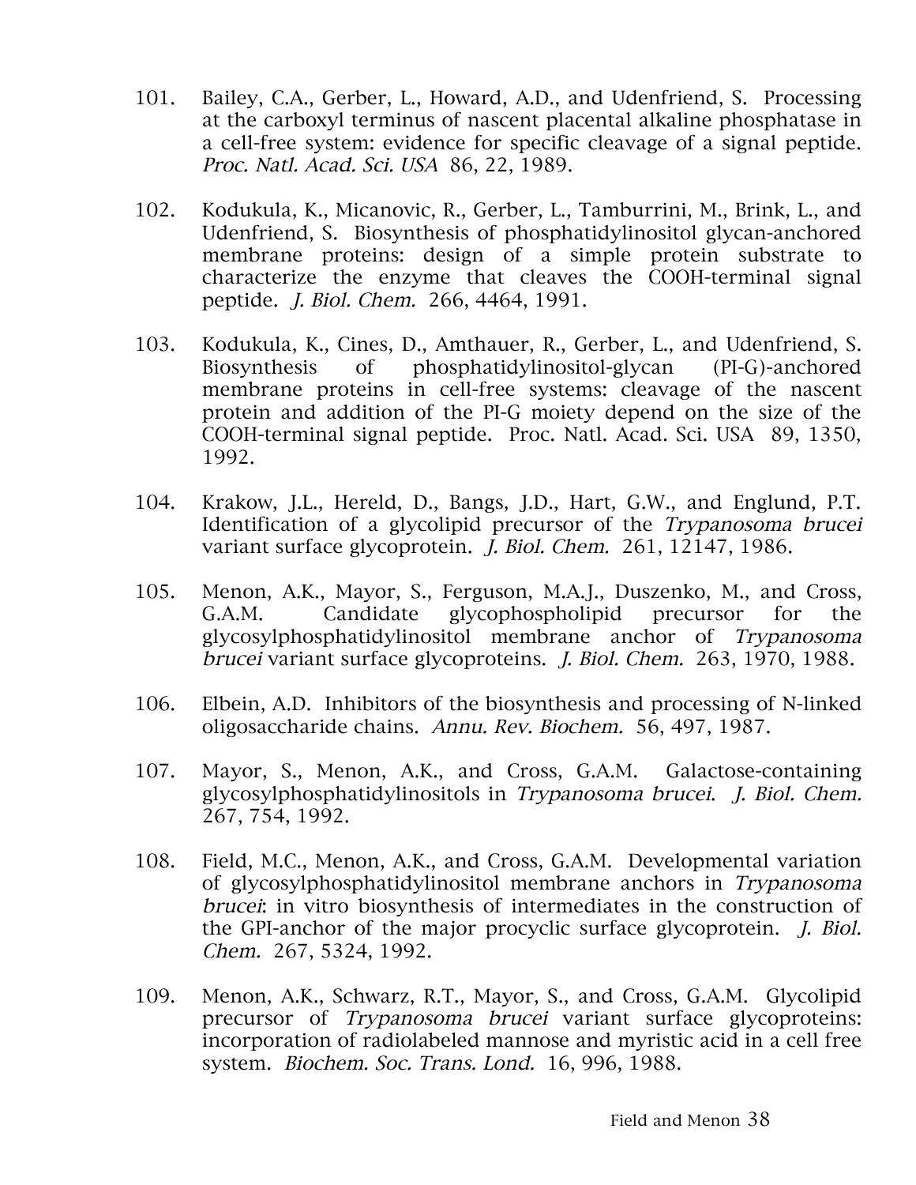101. Bailey, C.A., Gerber, L., Howard, A.D., and Udenfriend, S. Processing at the carboxyl terminus of nascent placental alkaline phosphatase in a cell-free system: evidence for specific cleavage of a signal peptide. *Proc. Natl. Acad. Sci. USA* 86, 22, 1989.

102. Kodukula, K., Micanovic, R., Gerber, L., Tamburrini, M., Brink, L., and Udenfriend, S. Biosynthesis of phosphatidylinositol glycan-anchored membrane proteins: design of a simple protein substrate to characterize the enzyme that cleaves the COOH-terminal signal peptide. *J. Biol. Chem.* 266, 4464, 1991.

103. Kodukula, K., Cines, D., Amthauer, R., Gerber, L., and Udenfriend, S. Biosynthesis of phosphatidylinositol-glycan (PI-G)-anchored membrane proteins in cell-free systems: cleavage of the nascent protein and addition of the PI-G moiety depend on the size of the COOH-terminal signal peptide. Proc. Natl. Acad. Sci. USA 89, 1350, 1992.

104. Krakow, J.L., Hereld, D., Bangs, J.D., Hart, G.W., and Englund, P.T. Identification of a glycolipid precursor of the *Trypanosoma brucei* variant surface glycoprotein. *J. Biol. Chem.* 261, 12147, 1986.

105. Menon, A.K., Mayor, S., Ferguson, M.A.J., Duszenko, M., and Cross, G.A.M. Candidate glycophospholipid precursor for the glycosylphosphatidylinositol membrane anchor of *Trypanosoma brucei* variant surface glycoproteins. *J. Biol. Chem.* 263, 1970, 1988.

106. Elbein, A.D. Inhibitors of the biosynthesis and processing of N-linked oligosaccharide chains. *Annu. Rev. Biochem.* 56, 497, 1987.

107. Mayor, S., Menon, A.K., and Cross, G.A.M. Galactose-containing glycosylphosphatidylinositols in *Trypanosoma brucei*. *J. Biol. Chem.* 267, 754, 1992.

108. Field, M.C., Menon, A.K., and Cross, G.A.M. Developmental variation of glycosylphosphatidylinositol membrane anchors in *Trypanosoma brucei*: in vitro biosynthesis of intermediates in the construction of the GPI-anchor of the major procyclic surface glycoprotein. *J. Biol. Chem.* 267, 5324, 1992.

109. Menon, A.K., Schwarz, R.T., Mayor, S., and Cross, G.A.M. Glycolipid precursor of *Trypanosoma brucei* variant surface glycoproteins: incorporation of radiolabeled mannose and myristic acid in a cell free system. *Biochem. Soc. Trans. Lond.* 16, 996, 1988.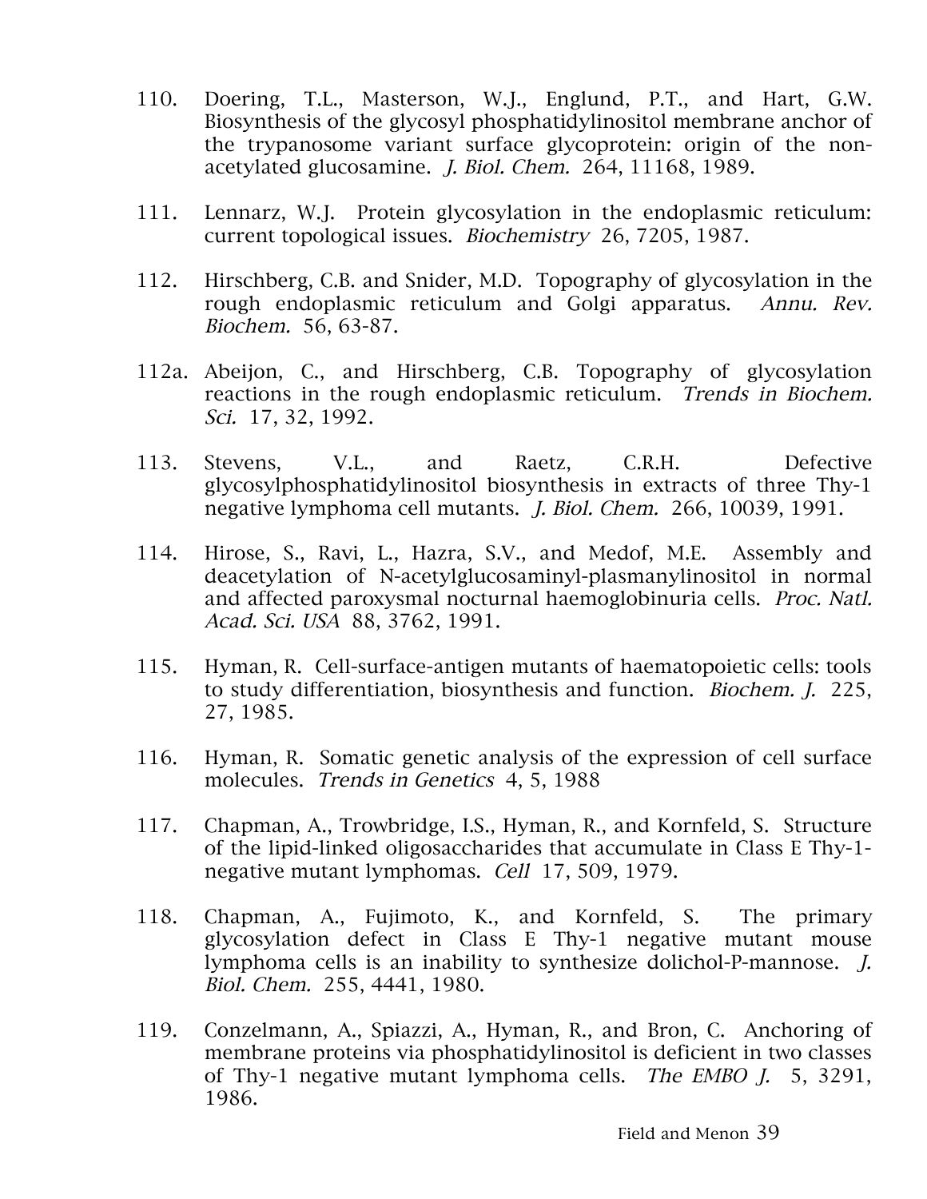110. Doering, T.L., Masterson, W.J., Englund, P.T., and Hart, G.W. Biosynthesis of the glycosyl phosphatidylinositol membrane anchor of the trypanosome variant surface glycoprotein: origin of the non-acetylated glucosamine. *J. Biol. Chem.* 264, 11168, 1989.

111. Lennarz, W.J. Protein glycosylation in the endoplasmic reticulum: current topological issues. *Biochemistry* 26, 7205, 1987.

112. Hirschberg, C.B. and Snider, M.D. Topography of glycosylation in the rough endoplasmic reticulum and Golgi apparatus. *Annu. Rev. Biochem.* 56, 63-87.

112a. Abeijon, C., and Hirschberg, C.B. Topography of glycosylation reactions in the rough endoplasmic reticulum. *Trends in Biochem. Sci.* 17, 32, 1992.

113. Stevens, V.L., and Raetz, C.R.H. Defective glycosylphosphatidylinositol biosynthesis in extracts of three Thy-1 negative lymphoma cell mutants. *J. Biol. Chem.* 266, 10039, 1991.

114. Hirose, S., Ravi, L., Hazra, S.V., and Medof, M.E. Assembly and deacetylation of N-acetylglucosaminyl-plasmanylinositol in normal and affected paroxysmal nocturnal haemoglobinuria cells. *Proc. Natl. Acad. Sci. USA* 88, 3762, 1991.

115. Hyman, R. Cell-surface-antigen mutants of haematopoietic cells: tools to study differentiation, biosynthesis and function. *Biochem. J.* 225, 27, 1985.

116. Hyman, R. Somatic genetic analysis of the expression of cell surface molecules. *Trends in Genetics* 4, 5, 1988

117. Chapman, A., Trowbridge, I.S., Hyman, R., and Kornfeld, S. Structure of the lipid-linked oligosaccharides that accumulate in Class E Thy-1-negative mutant lymphomas. *Cell* 17, 509, 1979.

118. Chapman, A., Fujimoto, K., and Kornfeld, S. The primary glycosylation defect in Class E Thy-1 negative mutant mouse lymphoma cells is an inability to synthesize dolichol-P-mannose. *J. Biol. Chem.* 255, 4441, 1980.

119. Conzelmann, A., Spiazzi, A., Hyman, R., and Bron, C. Anchoring of membrane proteins via phosphatidylinositol is deficient in two classes of Thy-1 negative mutant lymphoma cells. *The EMBO J.* 5, 3291, 1986.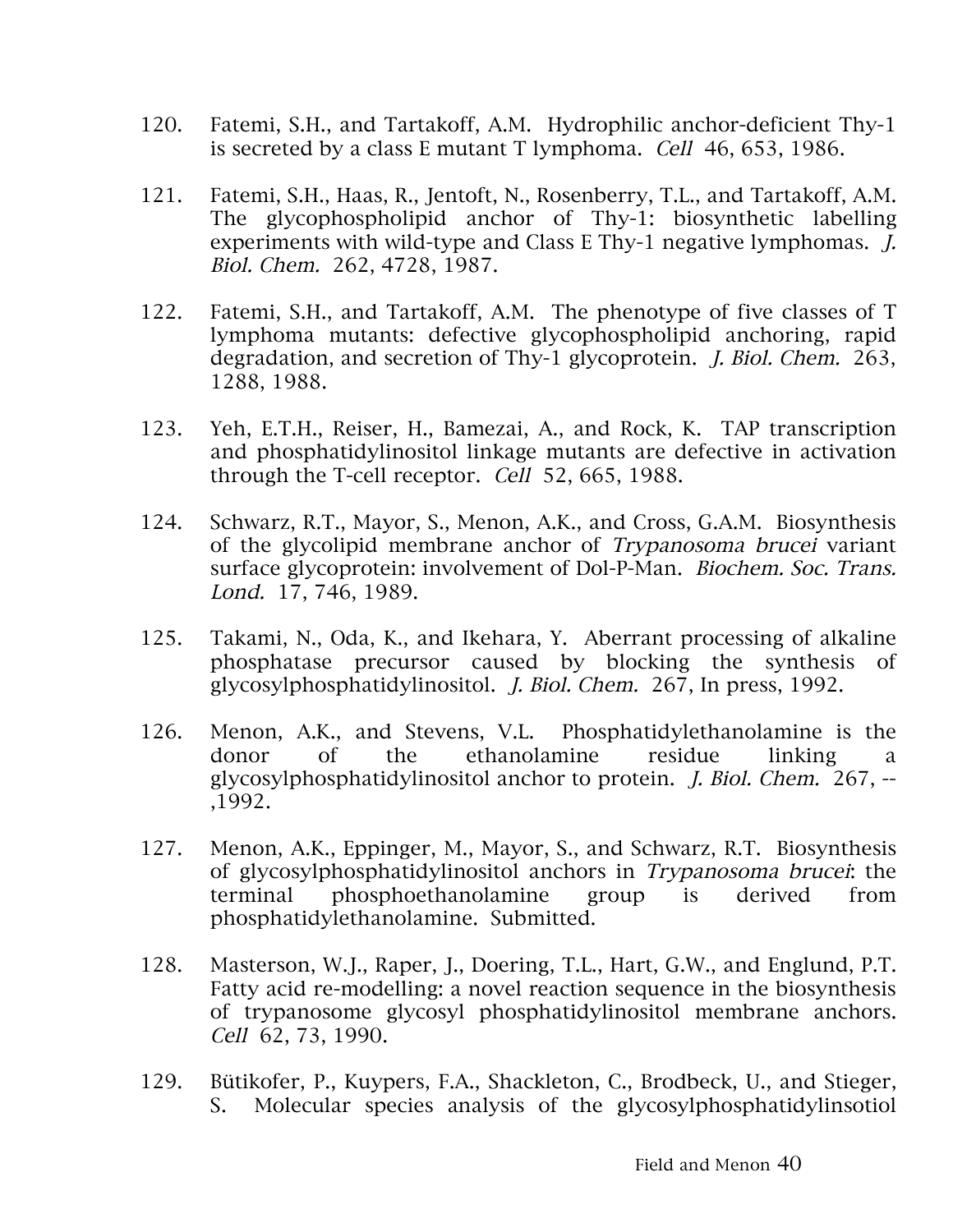120. Fatemi, S.H., and Tartakoff, A.M. Hydrophilic anchor-deficient Thy-1 is secreted by a class E mutant T lymphoma. *Cell* 46, 653, 1986.

121. Fatemi, S.H., Haas, R., Jentoft, N., Rosenberry, T.L., and Tartakoff, A.M. The glycophospholipid anchor of Thy-1: biosynthetic labelling experiments with wild-type and Class E Thy-1 negative lymphomas. *J. Biol. Chem.* 262, 4728, 1987.

122. Fatemi, S.H., and Tartakoff, A.M. The phenotype of five classes of T lymphoma mutants: defective glycophospholipid anchoring, rapid degradation, and secretion of Thy-1 glycoprotein. *J. Biol. Chem.* 263, 1288, 1988.

123. Yeh, E.T.H., Reiser, H., Bamezai, A., and Rock, K. TAP transcription and phosphatidylinositol linkage mutants are defective in activation through the T-cell receptor. *Cell* 52, 665, 1988.

124. Schwarz, R.T., Mayor, S., Menon, A.K., and Cross, G.A.M. Biosynthesis of the glycolipid membrane anchor of *Trypanosoma brucei* variant surface glycoprotein: involvement of Dol-P-Man. *Biochem. Soc. Trans. Lond.* 17, 746, 1989.

125. Takami, N., Oda, K., and Ikehara, Y. Aberrant processing of alkaline phosphatase precursor caused by blocking the synthesis of glycosylphosphatidylinositol. *J. Biol. Chem.* 267, In press, 1992.

126. Menon, A.K., and Stevens, V.L. Phosphatidylethanolamine is the donor of the ethanolamine residue linking a glycosylphosphatidylinositol anchor to protein. *J. Biol. Chem.* 267, -- ,1992.

127. Menon, A.K., Eppinger, M., Mayor, S., and Schwarz, R.T. Biosynthesis of glycosylphosphatidylinositol anchors in *Trypanosoma brucei*: the terminal phosphoethanolamine group is derived from phosphatidylethanolamine. Submitted.

128. Masterson, W.J., Raper, J., Doering, T.L., Hart, G.W., and Englund, P.T. Fatty acid re-modelling: a novel reaction sequence in the biosynthesis of trypanosome glycosyl phosphatidylinositol membrane anchors. *Cell* 62, 73, 1990.

129. Bütikofer, P., Kuypers, F.A., Shackleton, C., Brodbeck, U., and Stieger, S. Molecular species analysis of the glycosylphosphatidylinsotiol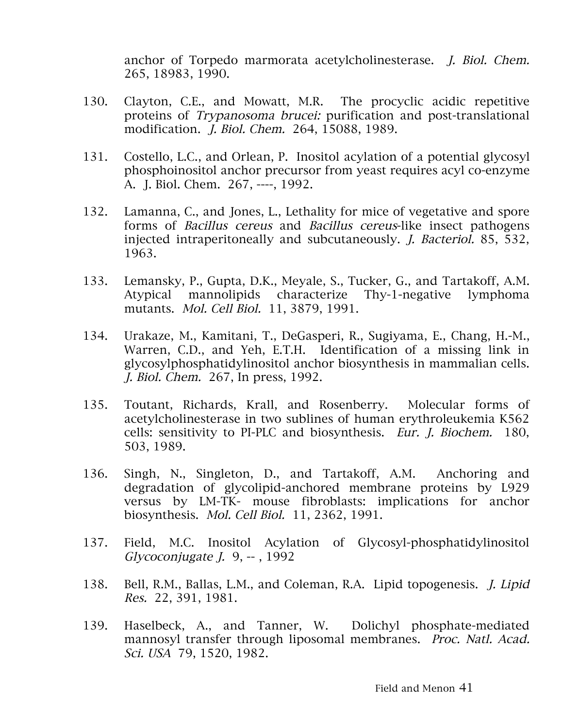anchor of Torpedo marmorata acetylcholinesterase. *J. Biol. Chem.* 265, 18983, 1990.

130. Clayton, C.E., and Mowatt, M.R. The procyclic acidic repetitive proteins of *Trypanosoma brucei:* purification and post-translational modification. *J. Biol. Chem.* 264, 15088, 1989.

131. Costello, L.C., and Orlean, P. Inositol acylation of a potential glycosyl phosphoinositol anchor precursor from yeast requires acyl co-enzyme A. J. Biol. Chem. 267, ----, 1992.

132. Lamanna, C., and Jones, L., Lethality for mice of vegetative and spore forms of *Bacillus cereus* and *Bacillus cereus*-like insect pathogens injected intraperitoneally and subcutaneously. *J. Bacteriol.* 85, 532, 1963.

133. Lemansky, P., Gupta, D.K., Meyale, S., Tucker, G., and Tartakoff, A.M. Atypical mannolipids characterize Thy-1-negative lymphoma mutants. *Mol. Cell Biol.* 11, 3879, 1991.

134. Urakaze, M., Kamitani, T., DeGasperi, R., Sugiyama, E., Chang, H.-M., Warren, C.D., and Yeh, E.T.H. Identification of a missing link in glycosylphosphatidylinositol anchor biosynthesis in mammalian cells. *J. Biol. Chem.* 267, In press, 1992.

135. Toutant, Richards, Krall, and Rosenberry. Molecular forms of acetylcholinesterase in two sublines of human erythroleukemia K562 cells: sensitivity to PI-PLC and biosynthesis. *Eur. J. Biochem.* 180, 503, 1989.

136. Singh, N., Singleton, D., and Tartakoff, A.M. Anchoring and degradation of glycolipid-anchored membrane proteins by L929 versus by LM-TK- mouse fibroblasts: implications for anchor biosynthesis. *Mol. Cell Biol.* 11, 2362, 1991.

137. Field, M.C. Inositol Acylation of Glycosyl-phosphatidylinositol *Glycoconjugate J.* 9, -- , 1992

138. Bell, R.M., Ballas, L.M., and Coleman, R.A. Lipid topogenesis. *J. Lipid Res.* 22, 391, 1981.

139. Haselbeck, A., and Tanner, W. Dolichyl phosphate-mediated mannosyl transfer through liposomal membranes. *Proc. Natl. Acad. Sci. USA* 79, 1520, 1982.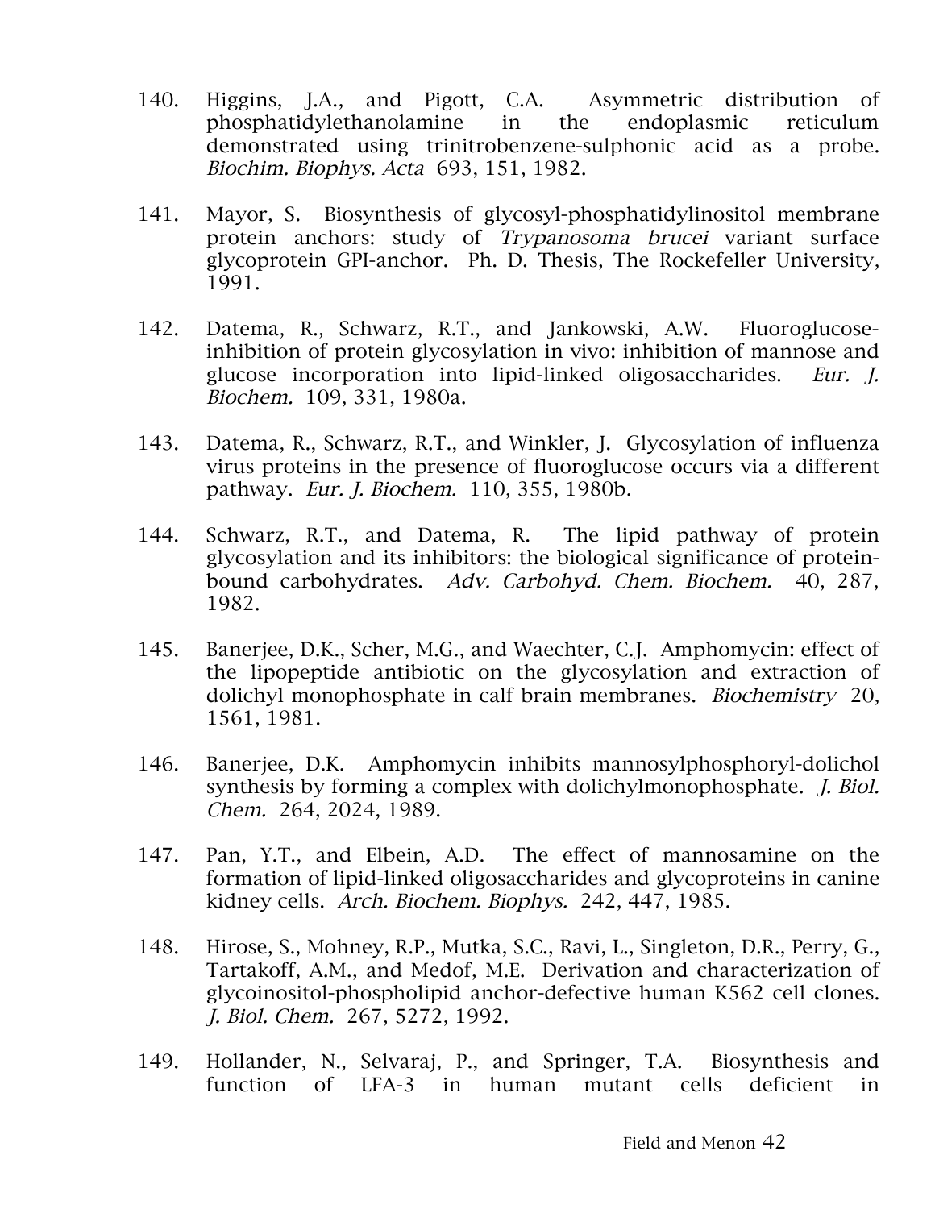140. Higgins, J.A., and Pigott, C.A. Asymmetric distribution of phosphatidylethanolamine in the endoplasmic reticulum demonstrated using trinitrobenzene-sulphonic acid as a probe. *Biochim. Biophys. Acta* 693, 151, 1982.

141. Mayor, S. Biosynthesis of glycosyl-phosphatidylinositol membrane protein anchors: study of *Trypanosoma brucei* variant surface glycoprotein GPI-anchor. Ph. D. Thesis, The Rockefeller University, 1991.

142. Datema, R., Schwarz, R.T., and Jankowski, A.W. Fluoroglucose-inhibition of protein glycosylation in vivo: inhibition of mannose and glucose incorporation into lipid-linked oligosaccharides. *Eur. J. Biochem.* 109, 331, 1980a.

143. Datema, R., Schwarz, R.T., and Winkler, J. Glycosylation of influenza virus proteins in the presence of fluoroglucose occurs via a different pathway. *Eur. J. Biochem.* 110, 355, 1980b.

144. Schwarz, R.T., and Datema, R. The lipid pathway of protein glycosylation and its inhibitors: the biological significance of protein-bound carbohydrates. *Adv. Carbohyd. Chem. Biochem.* 40, 287, 1982.

145. Banerjee, D.K., Scher, M.G., and Waechter, C.J. Amphomycin: effect of the lipopeptide antibiotic on the glycosylation and extraction of dolichyl monophosphate in calf brain membranes. *Biochemistry* 20, 1561, 1981.

146. Banerjee, D.K. Amphomycin inhibits mannosylphosphoryl-dolichol synthesis by forming a complex with dolichylmonophosphate. *J. Biol. Chem.* 264, 2024, 1989.

147. Pan, Y.T., and Elbein, A.D. The effect of mannosamine on the formation of lipid-linked oligosaccharides and glycoproteins in canine kidney cells. *Arch. Biochem. Biophys.* 242, 447, 1985.

148. Hirose, S., Mohney, R.P., Mutka, S.C., Ravi, L., Singleton, D.R., Perry, G., Tartakoff, A.M., and Medof, M.E. Derivation and characterization of glycoinositol-phospholipid anchor-defective human K562 cell clones. *J. Biol. Chem.* 267, 5272, 1992.

149. Hollander, N., Selvaraj, P., and Springer, T.A. Biosynthesis and function of LFA-3 in human mutant cells deficient in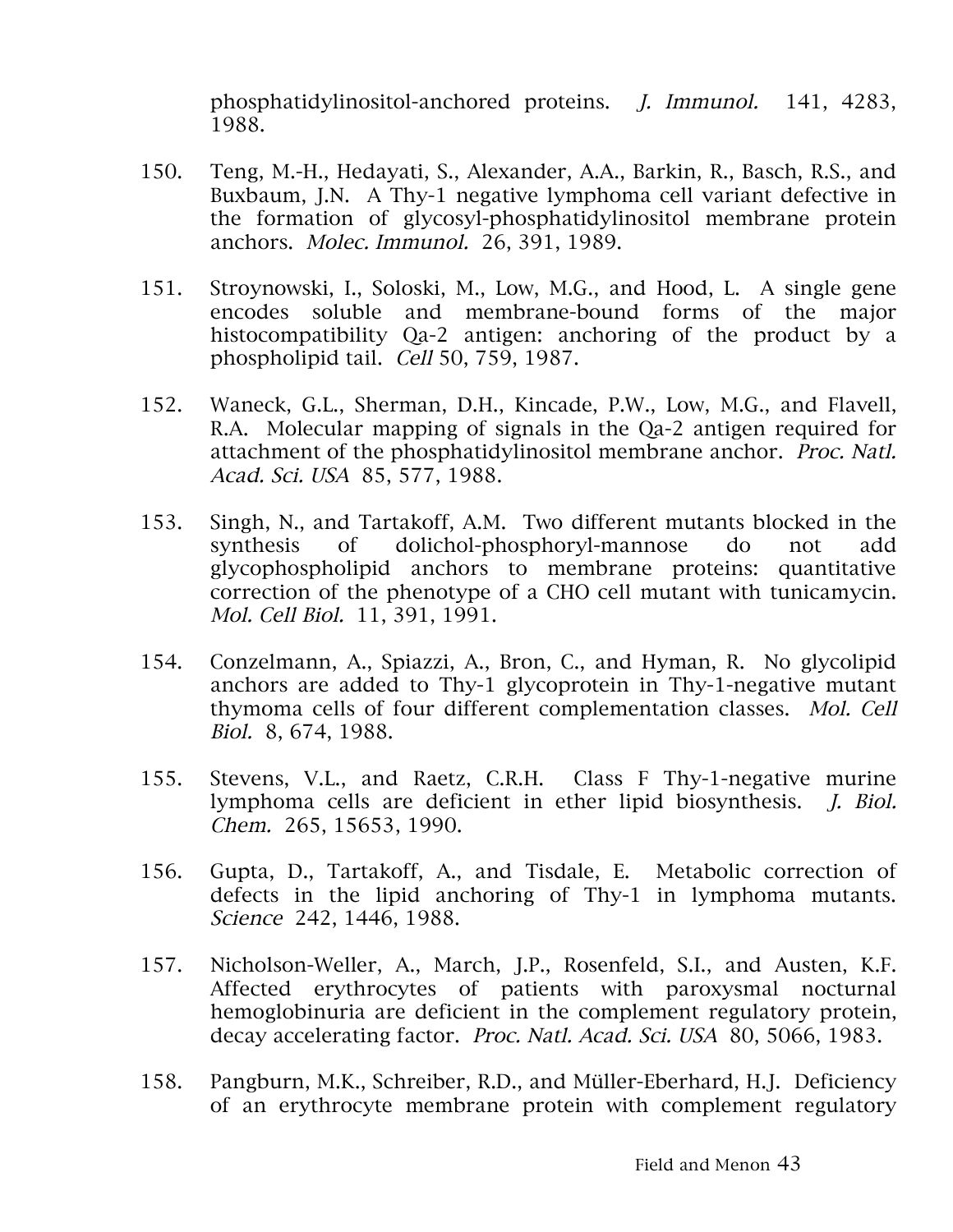phosphatidylinositol-anchored proteins. *J. Immunol.* 141, 4283, 1988.

150. Teng, M.-H., Hedayati, S., Alexander, A.A., Barkin, R., Basch, R.S., and Buxbaum, J.N. A Thy-1 negative lymphoma cell variant defective in the formation of glycosyl-phosphatidylinositol membrane protein anchors. *Molec. Immunol.* 26, 391, 1989.

151. Stroynowski, I., Soloski, M., Low, M.G., and Hood, L. A single gene encodes soluble and membrane-bound forms of the major histocompatibility Qa-2 antigen: anchoring of the product by a phospholipid tail. *Cell* 50, 759, 1987.

152. Waneck, G.L., Sherman, D.H., Kincade, P.W., Low, M.G., and Flavell, R.A. Molecular mapping of signals in the Qa-2 antigen required for attachment of the phosphatidylinositol membrane anchor. *Proc. Natl. Acad. Sci. USA* 85, 577, 1988.

153. Singh, N., and Tartakoff, A.M. Two different mutants blocked in the synthesis of dolichol-phosphoryl-mannose do not add glycophospholipid anchors to membrane proteins: quantitative correction of the phenotype of a CHO cell mutant with tunicamycin. *Mol. Cell Biol.* 11, 391, 1991.

154. Conzelmann, A., Spiazzi, A., Bron, C., and Hyman, R. No glycolipid anchors are added to Thy-1 glycoprotein in Thy-1-negative mutant thymoma cells of four different complementation classes. *Mol. Cell Biol.* 8, 674, 1988.

155. Stevens, V.L., and Raetz, C.R.H. Class F Thy-1-negative murine lymphoma cells are deficient in ether lipid biosynthesis. *J. Biol. Chem.* 265, 15653, 1990.

156. Gupta, D., Tartakoff, A., and Tisdale, E. Metabolic correction of defects in the lipid anchoring of Thy-1 in lymphoma mutants. *Science* 242, 1446, 1988.

157. Nicholson-Weller, A., March, J.P., Rosenfeld, S.I., and Austen, K.F. Affected erythrocytes of patients with paroxysmal nocturnal hemoglobinuria are deficient in the complement regulatory protein, decay accelerating factor. *Proc. Natl. Acad. Sci. USA* 80, 5066, 1983.

158. Pangburn, M.K., Schreiber, R.D., and Müller-Eberhard, H.J. Deficiency of an erythrocyte membrane protein with complement regulatory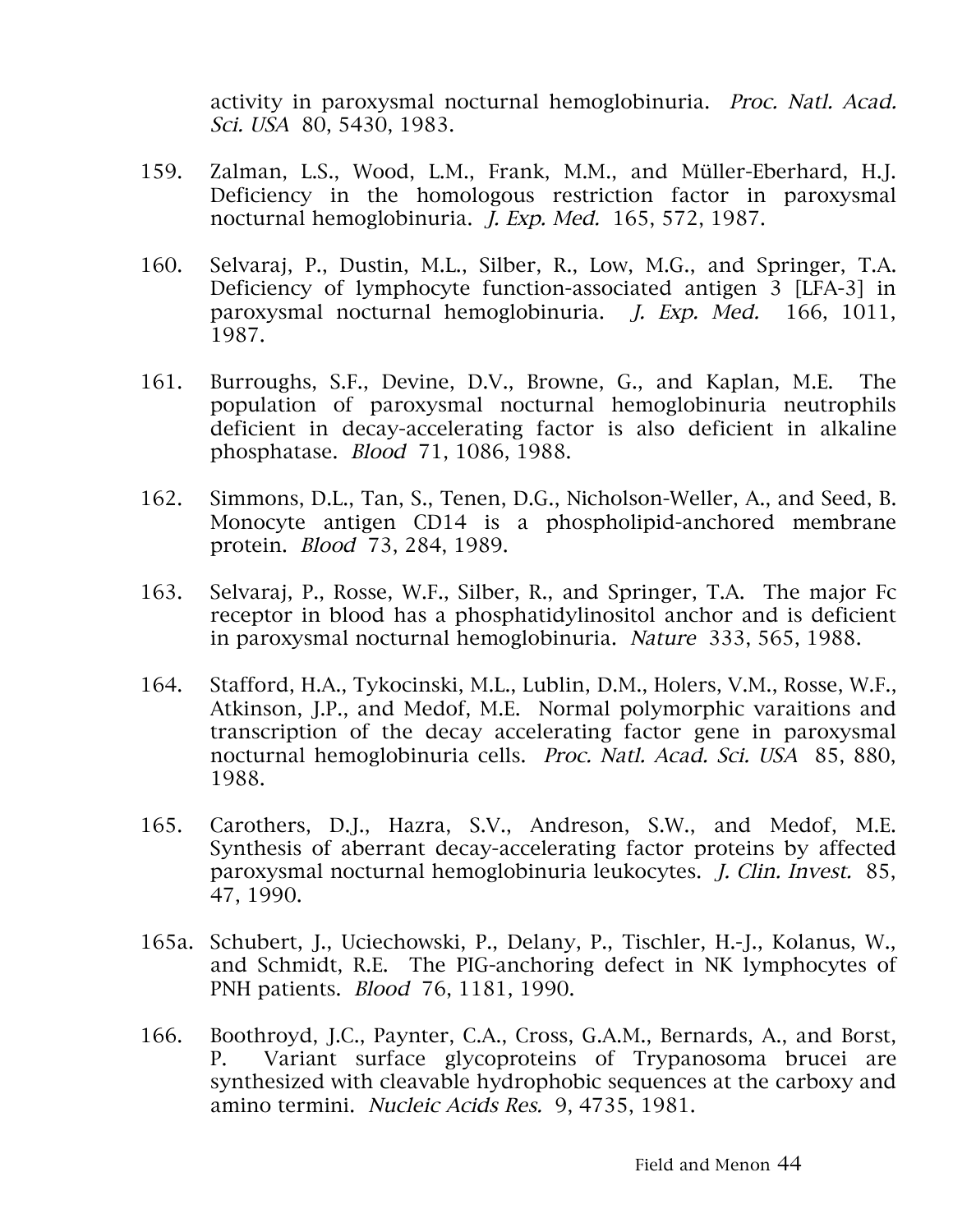activity in paroxysmal nocturnal hemoglobinuria. *Proc. Natl. Acad. Sci. USA* 80, 5430, 1983.

159. Zalman, L.S., Wood, L.M., Frank, M.M., and Müller-Eberhard, H.J. Deficiency in the homologous restriction factor in paroxysmal nocturnal hemoglobinuria. *J. Exp. Med.* 165, 572, 1987.

160. Selvaraj, P., Dustin, M.L., Silber, R., Low, M.G., and Springer, T.A. Deficiency of lymphocyte function-associated antigen 3 [LFA-3] in paroxysmal nocturnal hemoglobinuria. *J. Exp. Med.* 166, 1011, 1987.

161. Burroughs, S.F., Devine, D.V., Browne, G., and Kaplan, M.E. The population of paroxysmal nocturnal hemoglobinuria neutrophils deficient in decay-accelerating factor is also deficient in alkaline phosphatase. *Blood* 71, 1086, 1988.

162. Simmons, D.L., Tan, S., Tenen, D.G., Nicholson-Weller, A., and Seed, B. Monocyte antigen CD14 is a phospholipid-anchored membrane protein. *Blood* 73, 284, 1989.

163. Selvaraj, P., Rosse, W.F., Silber, R., and Springer, T.A. The major Fc receptor in blood has a phosphatidylinositol anchor and is deficient in paroxysmal nocturnal hemoglobinuria. *Nature* 333, 565, 1988.

164. Stafford, H.A., Tykocinski, M.L., Lublin, D.M., Holers, V.M., Rosse, W.F., Atkinson, J.P., and Medof, M.E. Normal polymorphic varaitions and transcription of the decay accelerating factor gene in paroxysmal nocturnal hemoglobinuria cells. *Proc. Natl. Acad. Sci. USA* 85, 880, 1988.

165. Carothers, D.J., Hazra, S.V., Andreson, S.W., and Medof, M.E. Synthesis of aberrant decay-accelerating factor proteins by affected paroxysmal nocturnal hemoglobinuria leukocytes. *J. Clin. Invest.* 85, 47, 1990.

165a. Schubert, J., Uciechowski, P., Delany, P., Tischler, H.-J., Kolanus, W., and Schmidt, R.E. The PIG-anchoring defect in NK lymphocytes of PNH patients. *Blood* 76, 1181, 1990.

166. Boothroyd, J.C., Paynter, C.A., Cross, G.A.M., Bernards, A., and Borst, P. Variant surface glycoproteins of Trypanosoma brucei are synthesized with cleavable hydrophobic sequences at the carboxy and amino termini. *Nucleic Acids Res.* 9, 4735, 1981.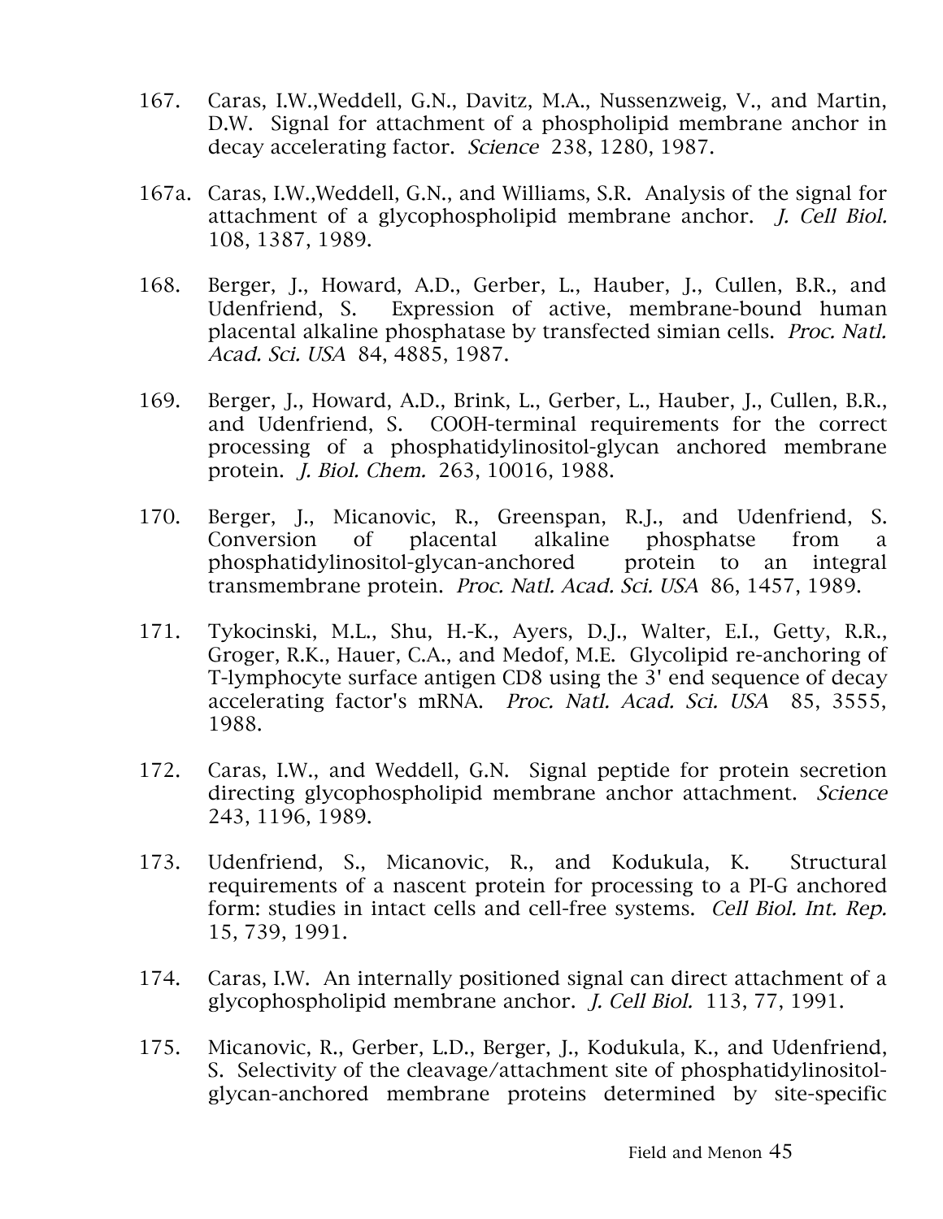167. Caras, I.W.,Weddell, G.N., Davitz, M.A., Nussenzweig, V., and Martin, D.W. Signal for attachment of a phospholipid membrane anchor in decay accelerating factor. *Science* 238, 1280, 1987.

167a. Caras, I.W.,Weddell, G.N., and Williams, S.R. Analysis of the signal for attachment of a glycophospholipid membrane anchor. *J. Cell Biol.* 108, 1387, 1989.

168. Berger, J., Howard, A.D., Gerber, L., Hauber, J., Cullen, B.R., and Udenfriend, S. Expression of active, membrane-bound human placental alkaline phosphatase by transfected simian cells. *Proc. Natl. Acad. Sci. USA* 84, 4885, 1987.

169. Berger, J., Howard, A.D., Brink, L., Gerber, L., Hauber, J., Cullen, B.R., and Udenfriend, S. COOH-terminal requirements for the correct processing of a phosphatidylinositol-glycan anchored membrane protein. *J. Biol. Chem.* 263, 10016, 1988.

170. Berger, J., Micanovic, R., Greenspan, R.J., and Udenfriend, S. Conversion of placental alkaline phosphatse from a phosphatidylinositol-glycan-anchored protein to an integral transmembrane protein. *Proc. Natl. Acad. Sci. USA* 86, 1457, 1989.

171. Tykocinski, M.L., Shu, H.-K., Ayers, D.J., Walter, E.I., Getty, R.R., Groger, R.K., Hauer, C.A., and Medof, M.E. Glycolipid re-anchoring of T-lymphocyte surface antigen CD8 using the 3' end sequence of decay accelerating factor's mRNA. *Proc. Natl. Acad. Sci. USA* 85, 3555, 1988.

172. Caras, I.W., and Weddell, G.N. Signal peptide for protein secretion directing glycophospholipid membrane anchor attachment. *Science* 243, 1196, 1989.

173. Udenfriend, S., Micanovic, R., and Kodukula, K. Structural requirements of a nascent protein for processing to a PI-G anchored form: studies in intact cells and cell-free systems. *Cell Biol. Int. Rep.* 15, 739, 1991.

174. Caras, I.W. An internally positioned signal can direct attachment of a glycophospholipid membrane anchor. *J. Cell Biol.* 113, 77, 1991.

175. Micanovic, R., Gerber, L.D., Berger, J., Kodukula, K., and Udenfriend, S. Selectivity of the cleavage/attachment site of phosphatidylinositol-glycan-anchored membrane proteins determined by site-specific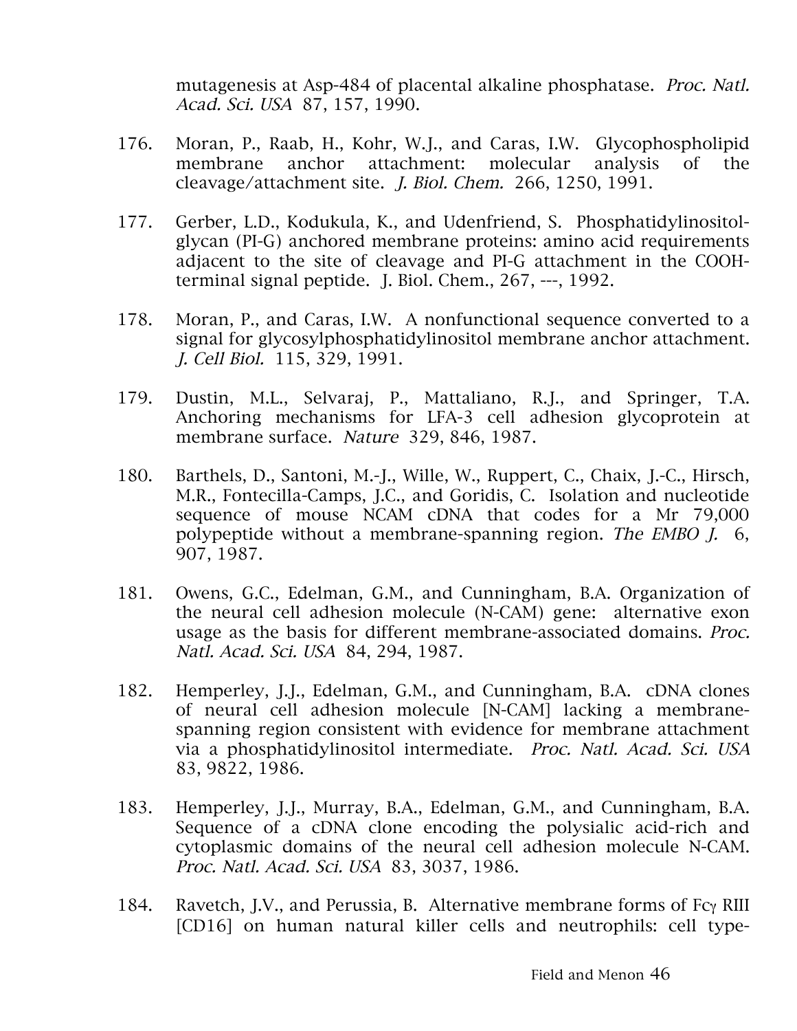mutagenesis at Asp-484 of placental alkaline phosphatase. *Proc. Natl. Acad. Sci. USA* 87, 157, 1990.

176. Moran, P., Raab, H., Kohr, W.J., and Caras, I.W. Glycophospholipid membrane anchor attachment: molecular analysis of the cleavage/attachment site. *J. Biol. Chem.* 266, 1250, 1991.

177. Gerber, L.D., Kodukula, K., and Udenfriend, S. Phosphatidylinositol-glycan (PI-G) anchored membrane proteins: amino acid requirements adjacent to the site of cleavage and PI-G attachment in the COOH-terminal signal peptide. J. Biol. Chem., 267, ---, 1992.

178. Moran, P., and Caras, I.W. A nonfunctional sequence converted to a signal for glycosylphosphatidylinositol membrane anchor attachment. *J. Cell Biol.* 115, 329, 1991.

179. Dustin, M.L., Selvaraj, P., Mattaliano, R.J., and Springer, T.A. Anchoring mechanisms for LFA-3 cell adhesion glycoprotein at membrane surface. *Nature* 329, 846, 1987.

180. Barthels, D., Santoni, M.-J., Wille, W., Ruppert, C., Chaix, J.-C., Hirsch, M.R., Fontecilla-Camps, J.C., and Goridis, C. Isolation and nucleotide sequence of mouse NCAM cDNA that codes for a Mr 79,000 polypeptide without a membrane-spanning region. *The EMBO J.* 6, 907, 1987.

181. Owens, G.C., Edelman, G.M., and Cunningham, B.A. Organization of the neural cell adhesion molecule (N-CAM) gene: alternative exon usage as the basis for different membrane-associated domains. *Proc. Natl. Acad. Sci. USA* 84, 294, 1987.

182. Hemperley, J.J., Edelman, G.M., and Cunningham, B.A. cDNA clones of neural cell adhesion molecule [N-CAM] lacking a membrane-spanning region consistent with evidence for membrane attachment via a phosphatidylinositol intermediate. *Proc. Natl. Acad. Sci. USA* 83, 9822, 1986.

183. Hemperley, J.J., Murray, B.A., Edelman, G.M., and Cunningham, B.A. Sequence of a cDNA clone encoding the polysialic acid-rich and cytoplasmic domains of the neural cell adhesion molecule N-CAM. *Proc. Natl. Acad. Sci. USA* 83, 3037, 1986.

184. Ravetch, J.V., and Perussia, B. Alternative membrane forms of Fc$\gamma$ RIII [CD16] on human natural killer cells and neutrophils: cell type-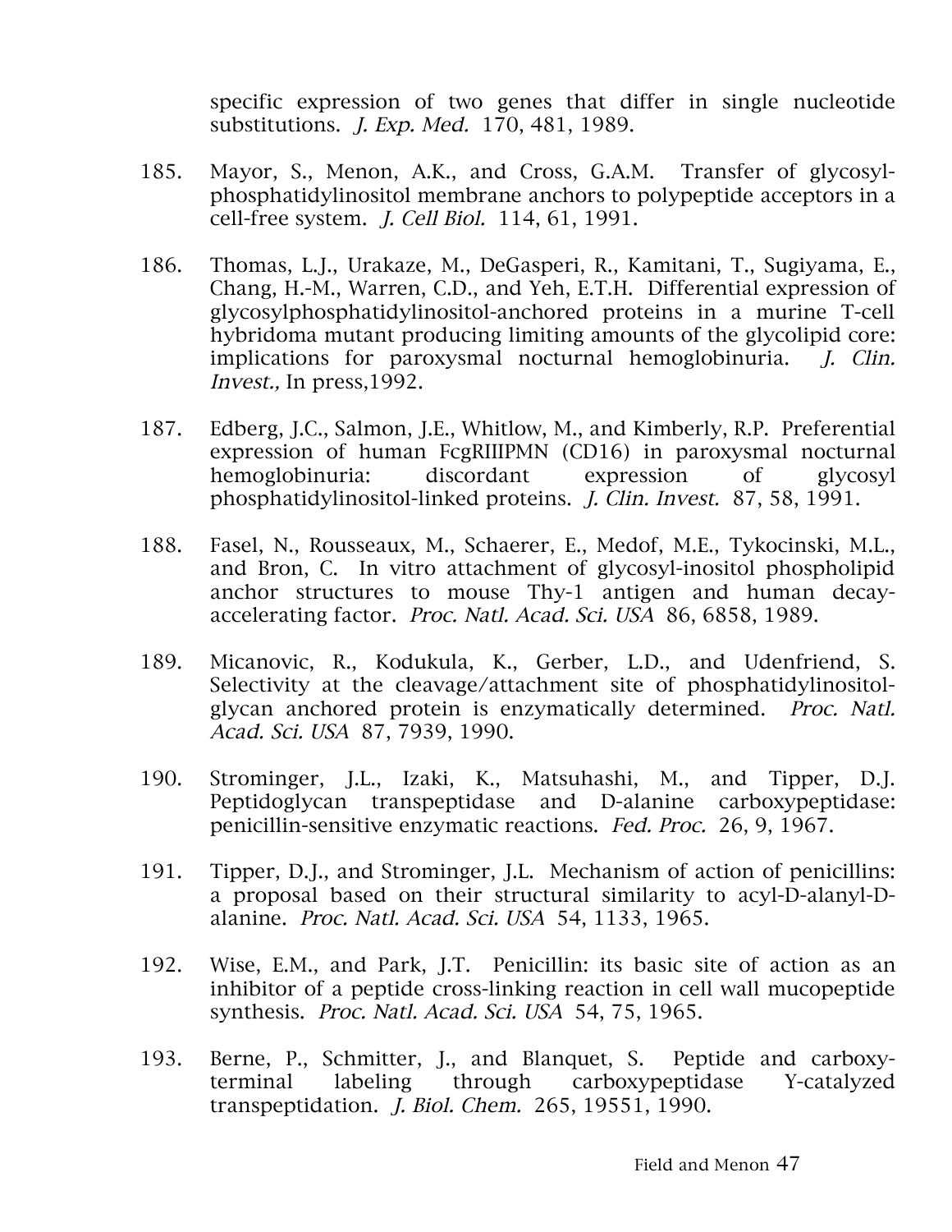specific expression of two genes that differ in single nucleotide substitutions. *J. Exp. Med.* 170, 481, 1989.

185. Mayor, S., Menon, A.K., and Cross, G.A.M. Transfer of glycosyl-phosphatidylinositol membrane anchors to polypeptide acceptors in a cell-free system. *J. Cell Biol.* 114, 61, 1991.

186. Thomas, L.J., Urakaze, M., DeGasperi, R., Kamitani, T., Sugiyama, E., Chang, H.-M., Warren, C.D., and Yeh, E.T.H. Differential expression of glycosylphosphatidylinositol-anchored proteins in a murine T-cell hybridoma mutant producing limiting amounts of the glycolipid core: implications for paroxysmal nocturnal hemoglobinuria. *J. Clin. Invest.,* In press,1992.

187. Edberg, J.C., Salmon, J.E., Whitlow, M., and Kimberly, R.P. Preferential expression of human FcgRIIIPMN (CD16) in paroxysmal nocturnal hemoglobinuria: discordant expression of glycosyl phosphatidylinositol-linked proteins. *J. Clin. Invest.* 87, 58, 1991.

188. Fasel, N., Rousseaux, M., Schaerer, E., Medof, M.E., Tykocinski, M.L., and Bron, C. In vitro attachment of glycosyl-inositol phospholipid anchor structures to mouse Thy-1 antigen and human decay-accelerating factor. *Proc. Natl. Acad. Sci. USA* 86, 6858, 1989.

189. Micanovic, R., Kodukula, K., Gerber, L.D., and Udenfriend, S. Selectivity at the cleavage/attachment site of phosphatidylinositol-glycan anchored protein is enzymatically determined. *Proc. Natl. Acad. Sci. USA* 87, 7939, 1990.

190. Strominger, J.L., Izaki, K., Matsuhashi, M., and Tipper, D.J. Peptidoglycan transpeptidase and D-alanine carboxypeptidase: penicillin-sensitive enzymatic reactions. *Fed. Proc.* 26, 9, 1967.

191. Tipper, D.J., and Strominger, J.L. Mechanism of action of penicillins: a proposal based on their structural similarity to acyl-D-alanyl-D-alanine. *Proc. Natl. Acad. Sci. USA* 54, 1133, 1965.

192. Wise, E.M., and Park, J.T. Penicillin: its basic site of action as an inhibitor of a peptide cross-linking reaction in cell wall mucopeptide synthesis. *Proc. Natl. Acad. Sci. USA* 54, 75, 1965.

193. Berne, P., Schmitter, J., and Blanquet, S. Peptide and carboxy-terminal labeling through carboxypeptidase Y-catalyzed transpeptidation. *J. Biol. Chem.* 265, 19551, 1990.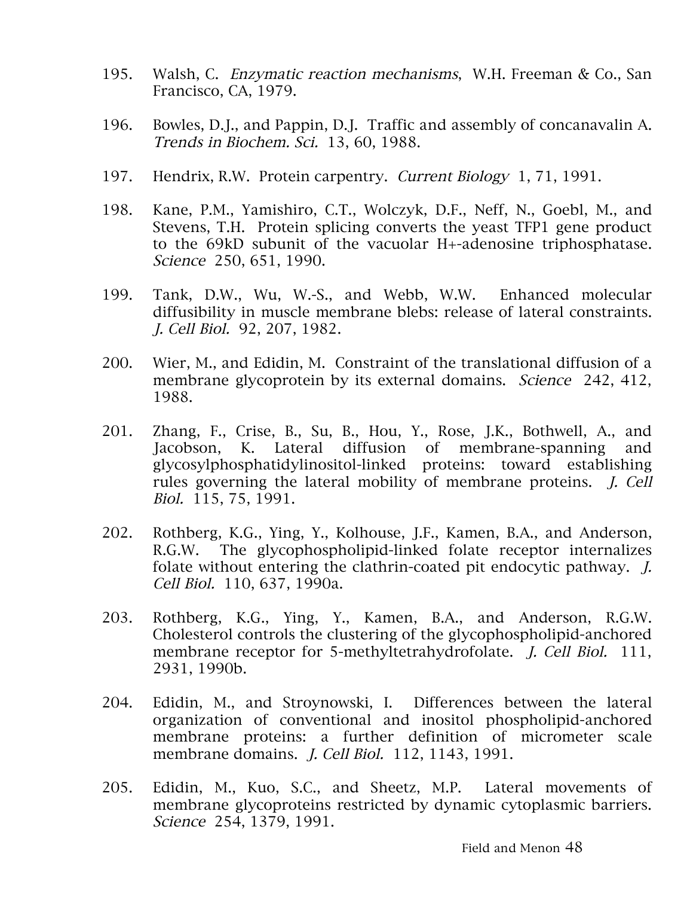195. Walsh, C. *Enzymatic reaction mechanisms*, W.H. Freeman & Co., San Francisco, CA, 1979.

196. Bowles, D.J., and Pappin, D.J. Traffic and assembly of concanavalin A. *Trends in Biochem. Sci.* 13, 60, 1988.

197. Hendrix, R.W. Protein carpentry. *Current Biology* 1, 71, 1991.

198. Kane, P.M., Yamishiro, C.T., Wolczyk, D.F., Neff, N., Goebl, M., and Stevens, T.H. Protein splicing converts the yeast TFP1 gene product to the 69kD subunit of the vacuolar H+-adenosine triphosphatase. *Science* 250, 651, 1990.

199. Tank, D.W., Wu, W.-S., and Webb, W.W. Enhanced molecular diffusibility in muscle membrane blebs: release of lateral constraints. *J. Cell Biol.* 92, 207, 1982.

200. Wier, M., and Edidin, M. Constraint of the translational diffusion of a membrane glycoprotein by its external domains. *Science* 242, 412, 1988.

201. Zhang, F., Crise, B., Su, B., Hou, Y., Rose, J.K., Bothwell, A., and Jacobson, K. Lateral diffusion of membrane-spanning and glycosylphosphatidylinositol-linked proteins: toward establishing rules governing the lateral mobility of membrane proteins. *J. Cell Biol.* 115, 75, 1991.

202. Rothberg, K.G., Ying, Y., Kolhouse, J.F., Kamen, B.A., and Anderson, R.G.W. The glycophospholipid-linked folate receptor internalizes folate without entering the clathrin-coated pit endocytic pathway. *J. Cell Biol.* 110, 637, 1990a.

203. Rothberg, K.G., Ying, Y., Kamen, B.A., and Anderson, R.G.W. Cholesterol controls the clustering of the glycophospholipid-anchored membrane receptor for 5-methyltetrahydrofolate. *J. Cell Biol.* 111, 2931, 1990b.

204. Edidin, M., and Stroynowski, I. Differences between the lateral organization of conventional and inositol phospholipid-anchored membrane proteins: a further definition of micrometer scale membrane domains. *J. Cell Biol.* 112, 1143, 1991.

205. Edidin, M., Kuo, S.C., and Sheetz, M.P. Lateral movements of membrane glycoproteins restricted by dynamic cytoplasmic barriers. *Science* 254, 1379, 1991.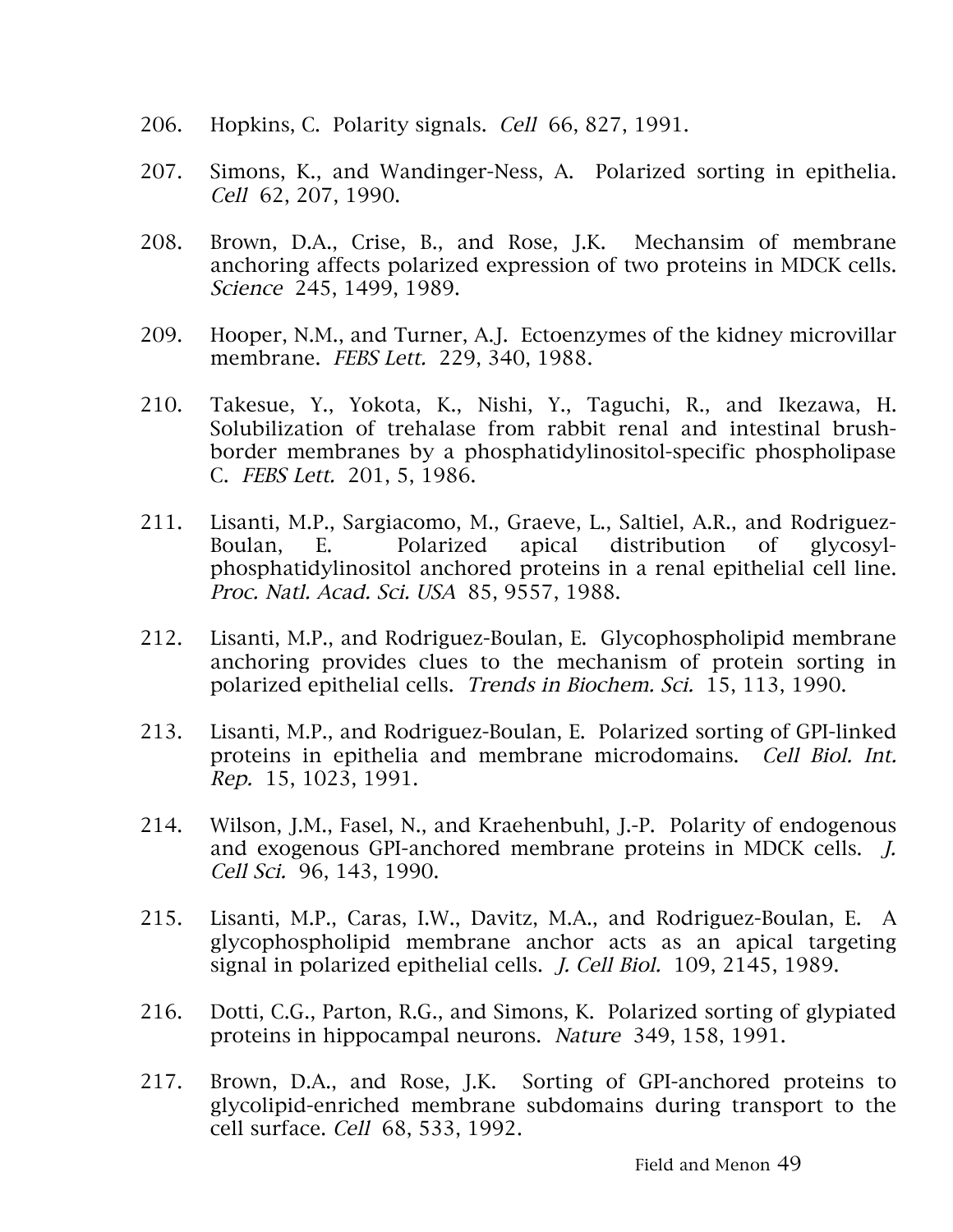206. Hopkins, C. Polarity signals. *Cell* 66, 827, 1991.

207. Simons, K., and Wandinger-Ness, A. Polarized sorting in epithelia. *Cell* 62, 207, 1990.

208. Brown, D.A., Crise, B., and Rose, J.K. Mechansim of membrane anchoring affects polarized expression of two proteins in MDCK cells. *Science* 245, 1499, 1989.

209. Hooper, N.M., and Turner, A.J. Ectoenzymes of the kidney microvillar membrane. *FEBS Lett.* 229, 340, 1988.

210. Takesue, Y., Yokota, K., Nishi, Y., Taguchi, R., and Ikezawa, H. Solubilization of trehalase from rabbit renal and intestinal brush-border membranes by a phosphatidylinositol-specific phospholipase C. *FEBS Lett.* 201, 5, 1986.

211. Lisanti, M.P., Sargiacomo, M., Graeve, L., Saltiel, A.R., and Rodriguez-Boulan, E. Polarized apical distribution of glycosyl-phosphatidylinositol anchored proteins in a renal epithelial cell line. *Proc. Natl. Acad. Sci. USA* 85, 9557, 1988.

212. Lisanti, M.P., and Rodriguez-Boulan, E. Glycophospholipid membrane anchoring provides clues to the mechanism of protein sorting in polarized epithelial cells. *Trends in Biochem. Sci.* 15, 113, 1990.

213. Lisanti, M.P., and Rodriguez-Boulan, E. Polarized sorting of GPI-linked proteins in epithelia and membrane microdomains. *Cell Biol. Int. Rep.* 15, 1023, 1991.

214. Wilson, J.M., Fasel, N., and Kraehenbuhl, J.-P. Polarity of endogenous and exogenous GPI-anchored membrane proteins in MDCK cells. *J. Cell Sci.* 96, 143, 1990.

215. Lisanti, M.P., Caras, I.W., Davitz, M.A., and Rodriguez-Boulan, E. A glycophospholipid membrane anchor acts as an apical targeting signal in polarized epithelial cells. *J. Cell Biol.* 109, 2145, 1989.

216. Dotti, C.G., Parton, R.G., and Simons, K. Polarized sorting of glypiated proteins in hippocampal neurons. *Nature* 349, 158, 1991.

217. Brown, D.A., and Rose, J.K. Sorting of GPI-anchored proteins to glycolipid-enriched membrane subdomains during transport to the cell surface. *Cell* 68, 533, 1992.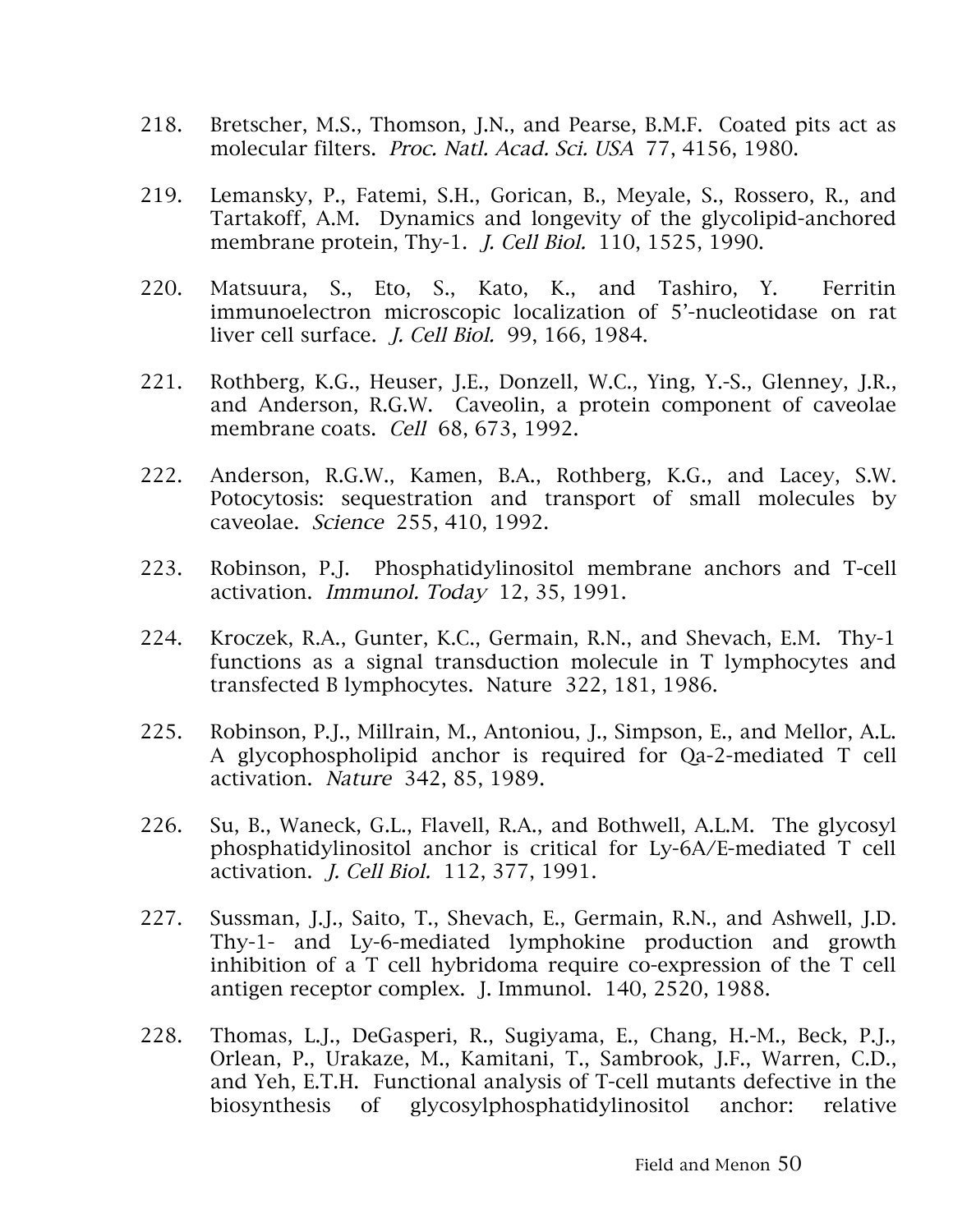218. Bretscher, M.S., Thomson, J.N., and Pearse, B.M.F. Coated pits act as molecular filters. *Proc. Natl. Acad. Sci. USA* 77, 4156, 1980.

219. Lemansky, P., Fatemi, S.H., Gorican, B., Meyale, S., Rossero, R., and Tartakoff, A.M. Dynamics and longevity of the glycolipid-anchored membrane protein, Thy-1. *J. Cell Biol.* 110, 1525, 1990.

220. Matsuura, S., Eto, S., Kato, K., and Tashiro, Y. Ferritin immunoelectron microscopic localization of 5'-nucleotidase on rat liver cell surface. *J. Cell Biol.* 99, 166, 1984.

221. Rothberg, K.G., Heuser, J.E., Donzell, W.C., Ying, Y.-S., Glenney, J.R., and Anderson, R.G.W. Caveolin, a protein component of caveolae membrane coats. *Cell* 68, 673, 1992.

222. Anderson, R.G.W., Kamen, B.A., Rothberg, K.G., and Lacey, S.W. Potocytosis: sequestration and transport of small molecules by caveolae. *Science* 255, 410, 1992.

223. Robinson, P.J. Phosphatidylinositol membrane anchors and T-cell activation. *Immunol. Today* 12, 35, 1991.

224. Kroczek, R.A., Gunter, K.C., Germain, R.N., and Shevach, E.M. Thy-1 functions as a signal transduction molecule in T lymphocytes and transfected B lymphocytes. Nature 322, 181, 1986.

225. Robinson, P.J., Millrain, M., Antoniou, J., Simpson, E., and Mellor, A.L. A glycophospholipid anchor is required for Qa-2-mediated T cell activation. *Nature* 342, 85, 1989.

226. Su, B., Waneck, G.L., Flavell, R.A., and Bothwell, A.L.M. The glycosyl phosphatidylinositol anchor is critical for Ly-6A/E-mediated T cell activation. *J. Cell Biol.* 112, 377, 1991.

227. Sussman, J.J., Saito, T., Shevach, E., Germain, R.N., and Ashwell, J.D. Thy-1- and Ly-6-mediated lymphokine production and growth inhibition of a T cell hybridoma require co-expression of the T cell antigen receptor complex. J. Immunol. 140, 2520, 1988.

228. Thomas, L.J., DeGasperi, R., Sugiyama, E., Chang, H.-M., Beck, P.J., Orlean, P., Urakaze, M., Kamitani, T., Sambrook, J.F., Warren, C.D., and Yeh, E.T.H. Functional analysis of T-cell mutants defective in the biosynthesis of glycosylphosphatidylinositol anchor: relative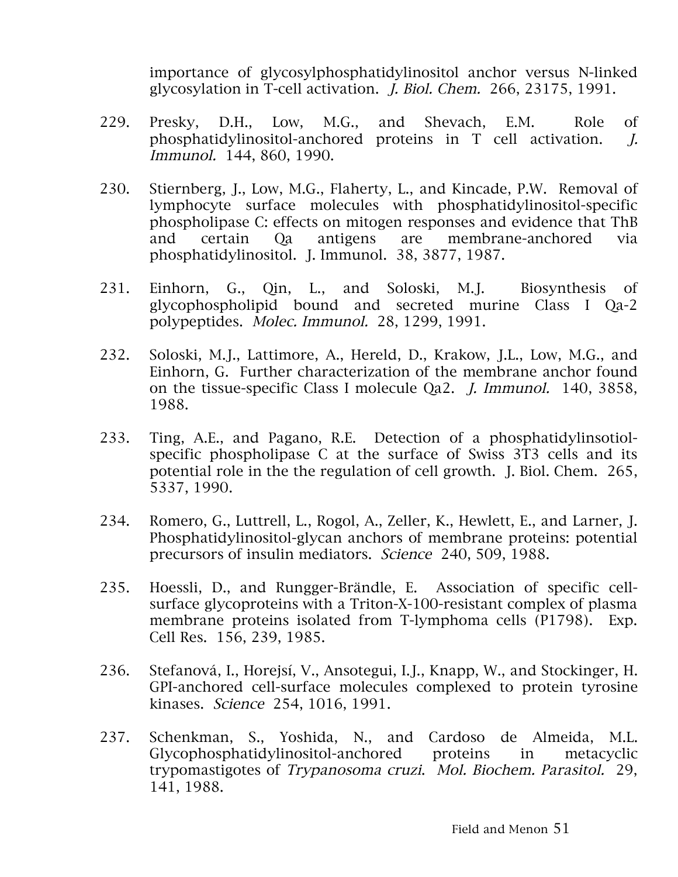importance of glycosylphosphatidylinositol anchor versus N-linked glycosylation in T-cell activation. *J. Biol. Chem.* 266, 23175, 1991.

229. Presky, D.H., Low, M.G., and Shevach, E.M. Role of phosphatidylinositol-anchored proteins in T cell activation. *J. Immunol.* 144, 860, 1990.

230. Stiernberg, J., Low, M.G., Flaherty, L., and Kincade, P.W. Removal of lymphocyte surface molecules with phosphatidylinositol-specific phospholipase C: effects on mitogen responses and evidence that ThB and certain Qa antigens are membrane-anchored via phosphatidylinositol. J. Immunol. 38, 3877, 1987.

231. Einhorn, G., Qin, L., and Soloski, M.J. Biosynthesis of glycophospholipid bound and secreted murine Class I Qa-2 polypeptides. *Molec. Immunol.* 28, 1299, 1991.

232. Soloski, M.J., Lattimore, A., Hereld, D., Krakow, J.L., Low, M.G., and Einhorn, G. Further characterization of the membrane anchor found on the tissue-specific Class I molecule Qa2. *J. Immunol.* 140, 3858, 1988.

233. Ting, A.E., and Pagano, R.E. Detection of a phosphatidylinsotiol-specific phospholipase C at the surface of Swiss 3T3 cells and its potential role in the the regulation of cell growth. J. Biol. Chem. 265, 5337, 1990.

234. Romero, G., Luttrell, L., Rogol, A., Zeller, K., Hewlett, E., and Larner, J. Phosphatidylinositol-glycan anchors of membrane proteins: potential precursors of insulin mediators. *Science* 240, 509, 1988.

235. Hoessli, D., and Rungger-Brändle, E. Association of specific cell-surface glycoproteins with a Triton-X-100-resistant complex of plasma membrane proteins isolated from T-lymphoma cells (P1798). Exp. Cell Res. 156, 239, 1985.

236. Stefanová, I., Horejsí, V., Ansotegui, I.J., Knapp, W., and Stockinger, H. GPI-anchored cell-surface molecules complexed to protein tyrosine kinases. *Science* 254, 1016, 1991.

237. Schenkman, S., Yoshida, N., and Cardoso de Almeida, M.L. Glycophosphatidylinositol-anchored proteins in metacyclic trypomastigotes of *Trypanosoma cruzi*. *Mol. Biochem. Parasitol.* 29, 141, 1988.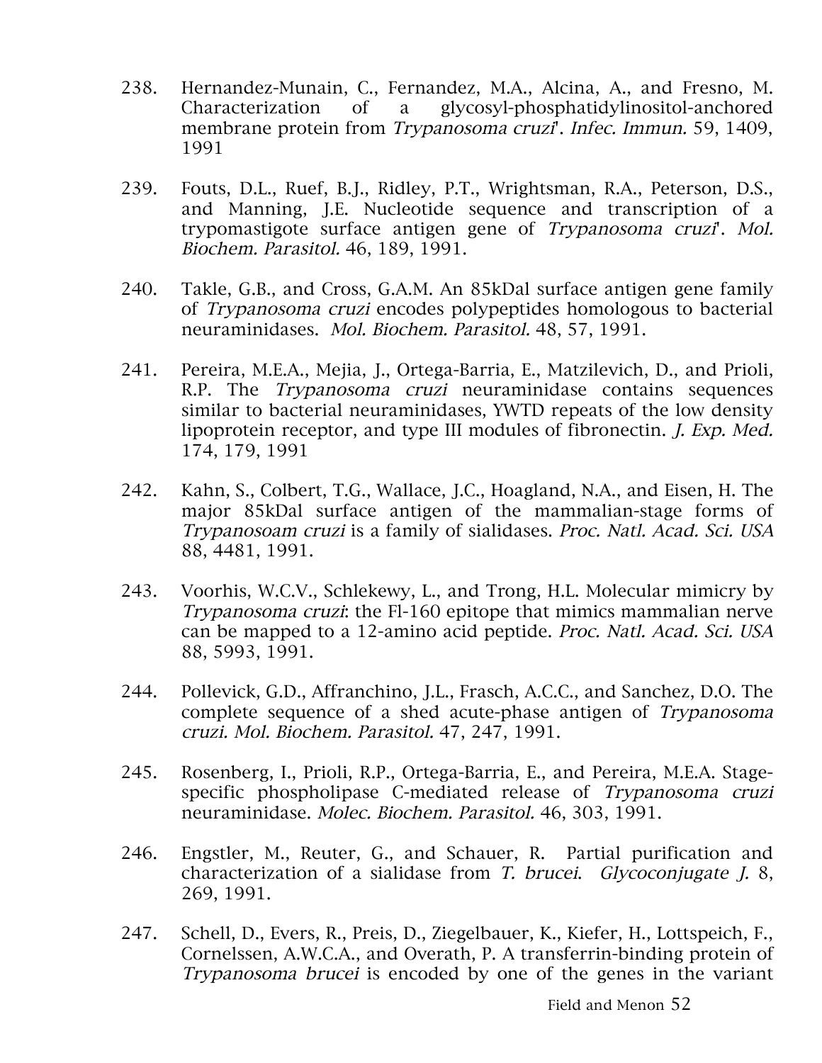238. Hernandez-Munain, C., Fernandez, M.A., Alcina, A., and Fresno, M. Characterization of a glycosyl-phosphatidylinositol-anchored membrane protein from *Trypanosoma cruzi*'. *Infec. Immun.* 59, 1409, 1991

239. Fouts, D.L., Ruef, B.J., Ridley, P.T., Wrightsman, R.A., Peterson, D.S., and Manning, J.E. Nucleotide sequence and transcription of a trypomastigote surface antigen gene of *Trypanosoma cruzi*'. *Mol. Biochem. Parasitol.* 46, 189, 1991.

240. Takle, G.B., and Cross, G.A.M. An 85kDal surface antigen gene family of *Trypanosoma cruzi* encodes polypeptides homologous to bacterial neuraminidases. *Mol. Biochem. Parasitol.* 48, 57, 1991.

241. Pereira, M.E.A., Mejia, J., Ortega-Barria, E., Matzilevich, D., and Prioli, R.P. The *Trypanosoma cruzi* neuraminidase contains sequences similar to bacterial neuraminidases, YWTD repeats of the low density lipoprotein receptor, and type III modules of fibronectin. *J. Exp. Med.* 174, 179, 1991

242. Kahn, S., Colbert, T.G., Wallace, J.C., Hoagland, N.A., and Eisen, H. The major 85kDal surface antigen of the mammalian-stage forms of *Trypanosoam cruzi* is a family of sialidases. *Proc. Natl. Acad. Sci. USA* 88, 4481, 1991.

243. Voorhis, W.C.V., Schlekewy, L., and Trong, H.L. Molecular mimicry by *Trypanosoma cruzi*: the Fl-160 epitope that mimics mammalian nerve can be mapped to a 12-amino acid peptide. *Proc. Natl. Acad. Sci. USA* 88, 5993, 1991.

244. Pollevick, G.D., Affranchino, J.L., Frasch, A.C.C., and Sanchez, D.O. The complete sequence of a shed acute-phase antigen of *Trypanosoma cruzi. Mol. Biochem. Parasitol.* 47, 247, 1991.

245. Rosenberg, I., Prioli, R.P., Ortega-Barria, E., and Pereira, M.E.A. Stage-specific phospholipase C-mediated release of *Trypanosoma cruzi* neuraminidase. *Molec. Biochem. Parasitol.* 46, 303, 1991.

246. Engstler, M., Reuter, G., and Schauer, R. Partial purification and characterization of a sialidase from *T. brucei*. *Glycoconjugate J.* 8, 269, 1991.

247. Schell, D., Evers, R., Preis, D., Ziegelbauer, K., Kiefer, H., Lottspeich, F., Cornelssen, A.W.C.A., and Overath, P. A transferrin-binding protein of *Trypanosoma brucei* is encoded by one of the genes in the variant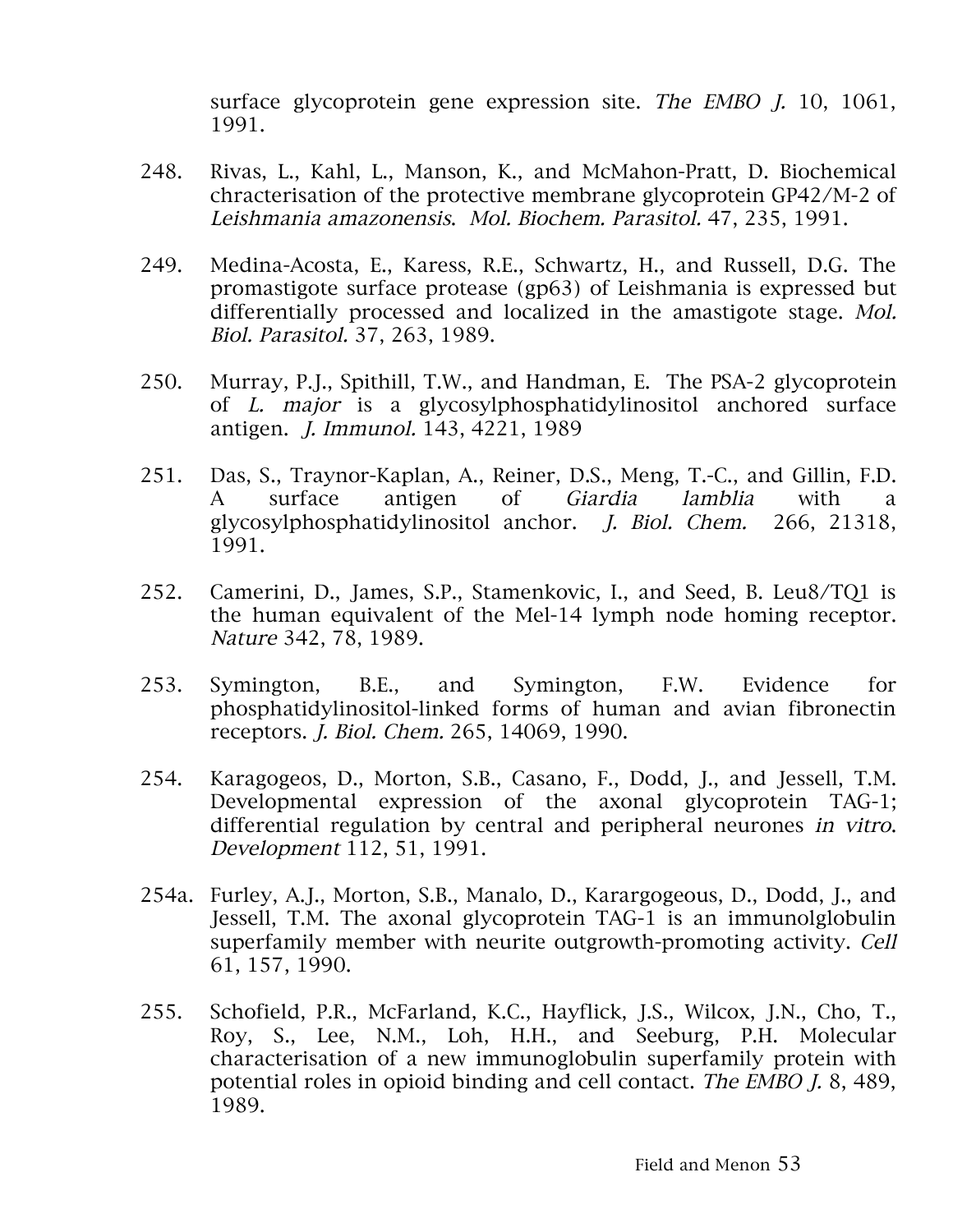surface glycoprotein gene expression site. *The EMBO J.* 10, 1061, 1991.

248. Rivas, L., Kahl, L., Manson, K., and McMahon-Pratt, D. Biochemical chracterisation of the protective membrane glycoprotein GP42/M-2 of *Leishmania amazonensis*. *Mol. Biochem. Parasitol.* 47, 235, 1991.

249. Medina-Acosta, E., Karess, R.E., Schwartz, H., and Russell, D.G. The promastigote surface protease (gp63) of Leishmania is expressed but differentially processed and localized in the amastigote stage. *Mol. Biol. Parasitol.* 37, 263, 1989.

250. Murray, P.J., Spithill, T.W., and Handman, E. The PSA-2 glycoprotein of *L. major* is a glycosylphosphatidylinositol anchored surface antigen. *J. Immunol.* 143, 4221, 1989

251. Das, S., Traynor-Kaplan, A., Reiner, D.S., Meng, T.-C., and Gillin, F.D. A surface antigen of *Giardia lamblia* with a glycosylphosphatidylinositol anchor. *J. Biol. Chem.* 266, 21318, 1991.

252. Camerini, D., James, S.P., Stamenkovic, I., and Seed, B. Leu8/TQ1 is the human equivalent of the Mel-14 lymph node homing receptor. *Nature* 342, 78, 1989.

253. Symington, B.E., and Symington, F.W. Evidence for phosphatidylinositol-linked forms of human and avian fibronectin receptors. *J. Biol. Chem.* 265, 14069, 1990.

254. Karagogeos, D., Morton, S.B., Casano, F., Dodd, J., and Jessell, T.M. Developmental expression of the axonal glycoprotein TAG-1; differential regulation by central and peripheral neurones *in vitro*. *Development* 112, 51, 1991.

254a. Furley, A.J., Morton, S.B., Manalo, D., Karargogeous, D., Dodd, J., and Jessell, T.M. The axonal glycoprotein TAG-1 is an immunolglobulin superfamily member with neurite outgrowth-promoting activity. *Cell* 61, 157, 1990.

255. Schofield, P.R., McFarland, K.C., Hayflick, J.S., Wilcox, J.N., Cho, T., Roy, S., Lee, N.M., Loh, H.H., and Seeburg, P.H. Molecular characterisation of a new immunoglobulin superfamily protein with potential roles in opioid binding and cell contact. *The EMBO J.* 8, 489, 1989.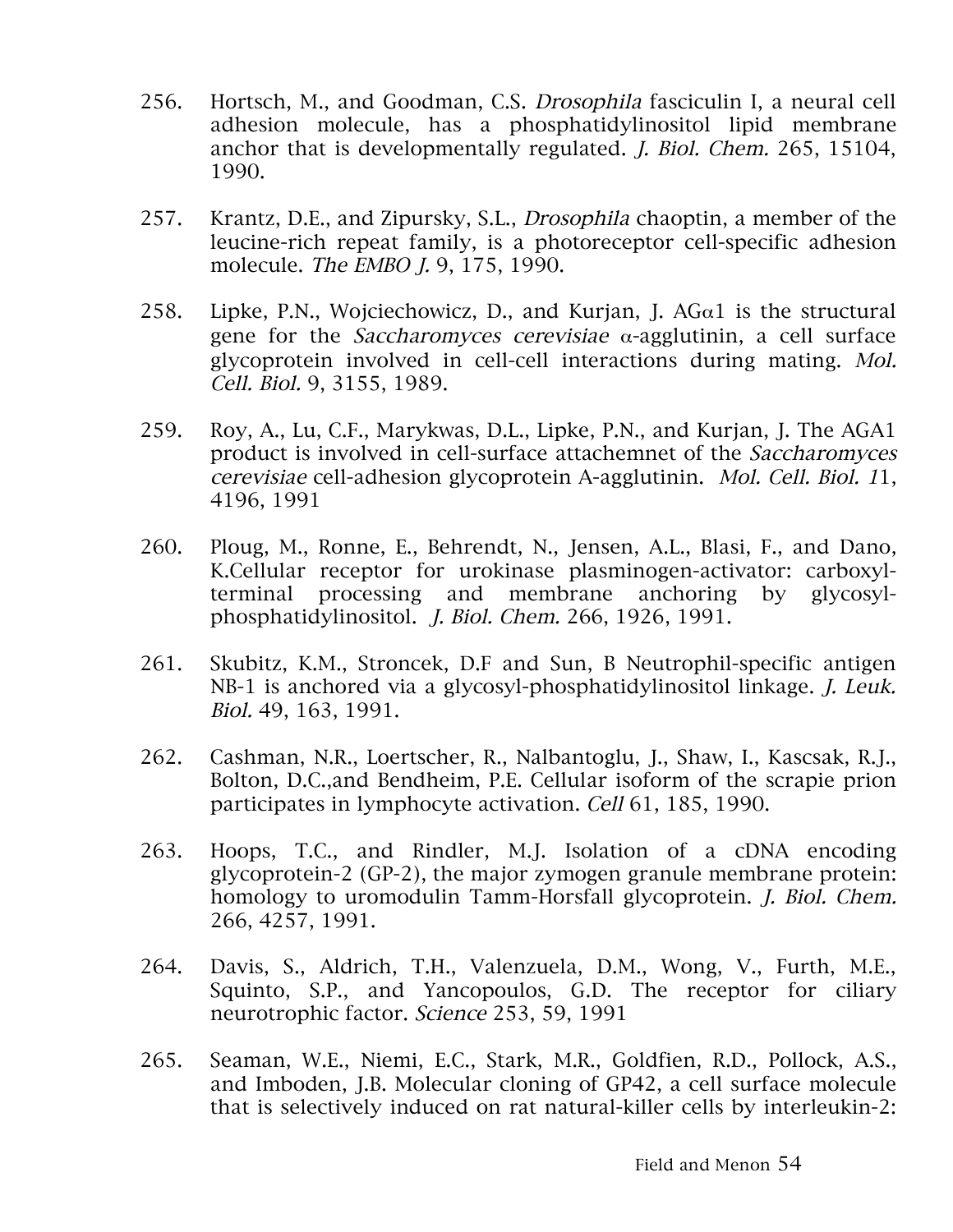256. Hortsch, M., and Goodman, C.S. *Drosophila* fasciculin I, a neural cell adhesion molecule, has a phosphatidylinositol lipid membrane anchor that is developmentally regulated. *J. Biol. Chem.* 265, 15104, 1990.

257. Krantz, D.E., and Zipursky, S.L., *Drosophila* chaoptin, a member of the leucine-rich repeat family, is a photoreceptor cell-specific adhesion molecule. *The EMBO J.* 9, 175, 1990.

258. Lipke, P.N., Wojciechowicz, D., and Kurjan, J. AG$\alpha$1 is the structural gene for the *Saccharomyces cerevisiae* $\alpha$-agglutinin, a cell surface glycoprotein involved in cell-cell interactions during mating. *Mol. Cell. Biol.* 9, 3155, 1989.

259. Roy, A., Lu, C.F., Marykwas, D.L., Lipke, P.N., and Kurjan, J. The AGA1 product is involved in cell-surface attachemnet of the *Saccharomyces cerevisiae* cell-adhesion glycoprotein A-agglutinin. *Mol. Cell. Biol. 1*1, 4196, 1991

260. Ploug, M., Ronne, E., Behrendt, N., Jensen, A.L., Blasi, F., and Dano, K.Cellular receptor for urokinase plasminogen-activator: carboxyl-terminal processing and membrane anchoring by glycosyl-phosphatidylinositol. *J. Biol. Chem.* 266, 1926, 1991.

261. Skubitz, K.M., Stroncek, D.F and Sun, B Neutrophil-specific antigen NB-1 is anchored via a glycosyl-phosphatidylinositol linkage. *J. Leuk. Biol.* 49, 163, 1991.

262. Cashman, N.R., Loertscher, R., Nalbantoglu, J., Shaw, I., Kascsak, R.J., Bolton, D.C.,and Bendheim, P.E. Cellular isoform of the scrapie prion participates in lymphocyte activation. *Cell* 61, 185, 1990.

263. Hoops, T.C., and Rindler, M.J. Isolation of a cDNA encoding glycoprotein-2 (GP-2), the major zymogen granule membrane protein: homology to uromodulin Tamm-Horsfall glycoprotein. *J. Biol. Chem.* 266, 4257, 1991.

264. Davis, S., Aldrich, T.H., Valenzuela, D.M., Wong, V., Furth, M.E., Squinto, S.P., and Yancopoulos, G.D. The receptor for ciliary neurotrophic factor. *Science* 253, 59, 1991

265. Seaman, W.E., Niemi, E.C., Stark, M.R., Goldfien, R.D., Pollock, A.S., and Imboden, J.B. Molecular cloning of GP42, a cell surface molecule that is selectively induced on rat natural-killer cells by interleukin-2: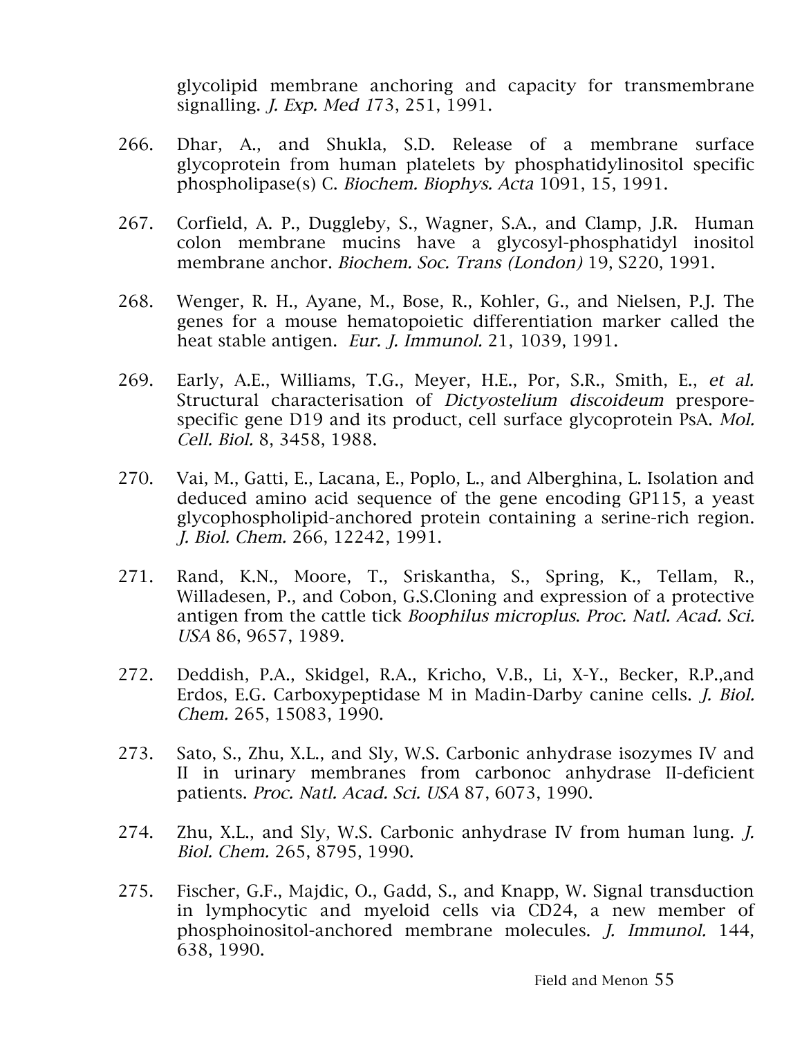glycolipid membrane anchoring and capacity for transmembrane signalling. *J. Exp. Med 1*73, 251, 1991.

266. Dhar, A., and Shukla, S.D. Release of a membrane surface glycoprotein from human platelets by phosphatidylinositol specific phospholipase(s) C. *Biochem. Biophys. Acta* 1091, 15, 1991.

267. Corfield, A. P., Duggleby, S., Wagner, S.A., and Clamp, J.R. Human colon membrane mucins have a glycosyl-phosphatidyl inositol membrane anchor. *Biochem. Soc. Trans (London)* 19, S220, 1991.

268. Wenger, R. H., Ayane, M., Bose, R., Kohler, G., and Nielsen, P.J. The genes for a mouse hematopoietic differentiation marker called the heat stable antigen. *Eur. J. Immunol.* 21, 1039, 1991.

269. Early, A.E., Williams, T.G., Meyer, H.E., Por, S.R., Smith, E., *et al.* Structural characterisation of *Dictyostelium discoideum* prespore-specific gene D19 and its product, cell surface glycoprotein PsA. *Mol. Cell. Biol.* 8, 3458, 1988.

270. Vai, M., Gatti, E., Lacana, E., Poplo, L., and Alberghina, L. Isolation and deduced amino acid sequence of the gene encoding GP115, a yeast glycophospholipid-anchored protein containing a serine-rich region. *J. Biol. Chem.* 266, 12242, 1991.

271. Rand, K.N., Moore, T., Sriskantha, S., Spring, K., Tellam, R., Willadesen, P., and Cobon, G.S.Cloning and expression of a protective antigen from the cattle tick *Boophilus microplus*. *Proc. Natl. Acad. Sci. USA* 86, 9657, 1989.

272. Deddish, P.A., Skidgel, R.A., Kricho, V.B., Li, X-Y., Becker, R.P.,and Erdos, E.G. Carboxypeptidase M in Madin-Darby canine cells. *J. Biol. Chem.* 265, 15083, 1990.

273. Sato, S., Zhu, X.L., and Sly, W.S. Carbonic anhydrase isozymes IV and II in urinary membranes from carbonoc anhydrase II-deficient patients. *Proc. Natl. Acad. Sci. USA* 87, 6073, 1990.

274. Zhu, X.L., and Sly, W.S. Carbonic anhydrase IV from human lung. *J. Biol. Chem.* 265, 8795, 1990.

275. Fischer, G.F., Majdic, O., Gadd, S., and Knapp, W. Signal transduction in lymphocytic and myeloid cells via CD24, a new member of phosphoinositol-anchored membrane molecules. *J. Immunol.* 144, 638, 1990.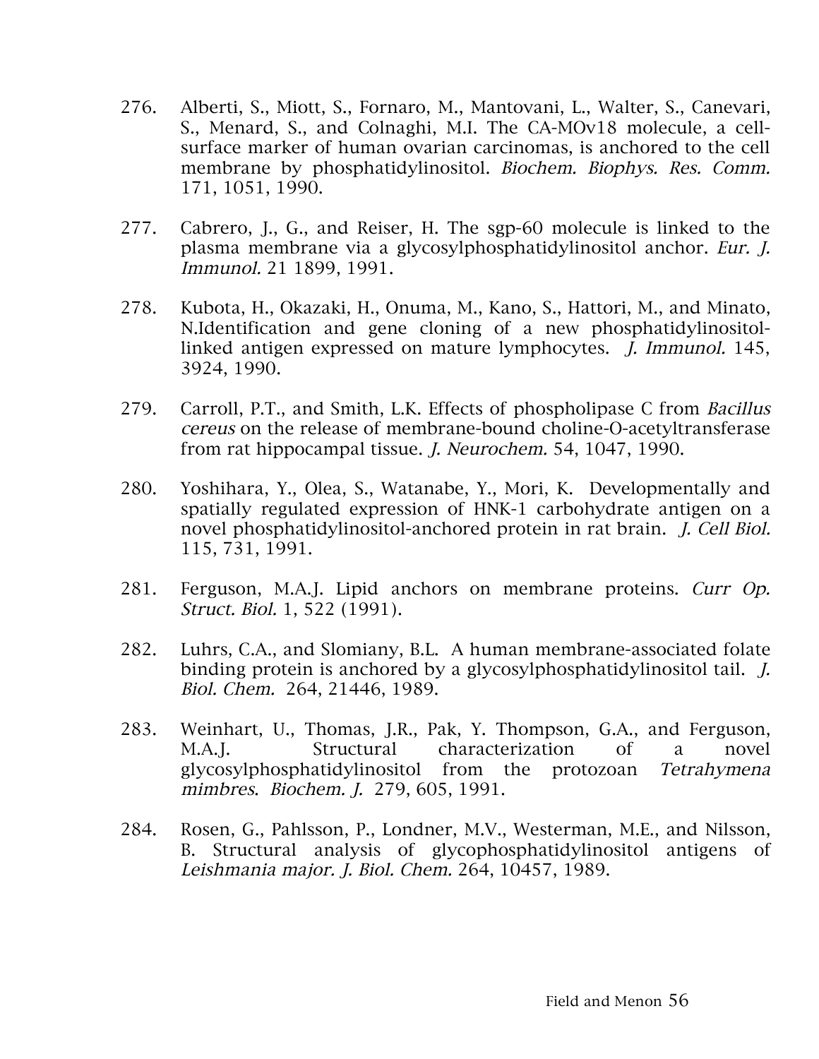276. Alberti, S., Miott, S., Fornaro, M., Mantovani, L., Walter, S., Canevari, S., Menard, S., and Colnaghi, M.I. The CA-MOv18 molecule, a cell-surface marker of human ovarian carcinomas, is anchored to the cell membrane by phosphatidylinositol. *Biochem. Biophys. Res. Comm.* 171, 1051, 1990.

277. Cabrero, J., G., and Reiser, H. The sgp-60 molecule is linked to the plasma membrane via a glycosylphosphatidylinositol anchor. *Eur. J. Immunol.* 21 1899, 1991.

278. Kubota, H., Okazaki, H., Onuma, M., Kano, S., Hattori, M., and Minato, N.Identification and gene cloning of a new phosphatidylinositol-linked antigen expressed on mature lymphocytes. *J. Immunol.* 145, 3924, 1990.

279. Carroll, P.T., and Smith, L.K. Effects of phospholipase C from *Bacillus cereus* on the release of membrane-bound choline-O-acetyltransferase from rat hippocampal tissue. *J. Neurochem.* 54, 1047, 1990.

280. Yoshihara, Y., Olea, S., Watanabe, Y., Mori, K. Developmentally and spatially regulated expression of HNK-1 carbohydrate antigen on a novel phosphatidylinositol-anchored protein in rat brain. *J. Cell Biol.* 115, 731, 1991.

281. Ferguson, M.A.J. Lipid anchors on membrane proteins. *Curr Op. Struct. Biol.* 1, 522 (1991).

282. Luhrs, C.A., and Slomiany, B.L. A human membrane-associated folate binding protein is anchored by a glycosylphosphatidylinositol tail. *J. Biol. Chem.* 264, 21446, 1989.

283. Weinhart, U., Thomas, J.R., Pak, Y. Thompson, G.A., and Ferguson, M.A.J. Structural characterization of a novel glycosylphosphatidylinositol from the protozoan *Tetrahymena mimbres*. *Biochem. J.* 279, 605, 1991.

284. Rosen, G., Pahlsson, P., Londner, M.V., Westerman, M.E., and Nilsson, B. Structural analysis of glycophosphatidylinositol antigens of *Leishmania major*. *J. Biol. Chem.* 264, 10457, 1989.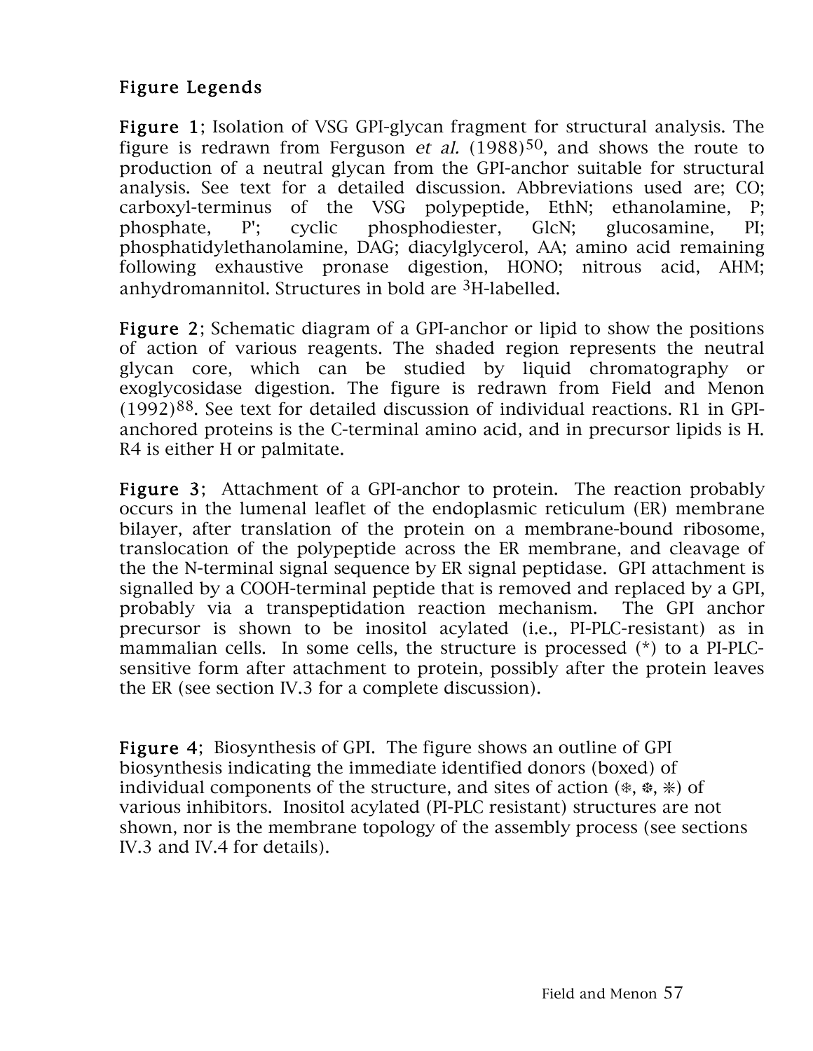## Figure Legends

**Figure 1**; Isolation of VSG GPI-glycan fragment for structural analysis. The figure is redrawn from Ferguson *et al.* (1988)[50], and shows the route to production of a neutral glycan from the GPI-anchor suitable for structural analysis. See text for a detailed discussion. Abbreviations used are; CO; carboxyl-terminus of the VSG polypeptide, EthN; ethanolamine, P; phosphate, P'; cyclic phosphodiester, GlcN; glucosamine, PI; phosphatidylethanolamine, DAG; diacylglycerol, AA; amino acid remaining following exhaustive pronase digestion, HONO; nitrous acid, AHM; anhydromannitol. Structures in bold are $^{3}$H-labelled.

**Figure 2**; Schematic diagram of a GPI-anchor or lipid to show the positions of action of various reagents. The shaded region represents the neutral glycan core, which can be studied by liquid chromatography or exoglycosidase digestion. The figure is redrawn from Field and Menon (1992)[88]. See text for detailed discussion of individual reactions. R1 in GPI-anchored proteins is the C-terminal amino acid, and in precursor lipids is H. R4 is either H or palmitate.

**Figure 3**; Attachment of a GPI-anchor to protein. The reaction probably occurs in the lumenal leaflet of the endoplasmic reticulum (ER) membrane bilayer, after translation of the protein on a membrane-bound ribosome, translocation of the polypeptide across the ER membrane, and cleavage of the the N-terminal signal sequence by ER signal peptidase. GPI attachment is signalled by a COOH-terminal peptide that is removed and replaced by a GPI, probably via a transpeptidation reaction mechanism. The GPI anchor precursor is shown to be inositol acylated (i.e., PI-PLC-resistant) as in mammalian cells. In some cells, the structure is processed (*) to a PI-PLC-sensitive form after attachment to protein, possibly after the protein leaves the ER (see section IV.3 for a complete discussion).

**Figure 4**; Biosynthesis of GPI. The figure shows an outline of GPI biosynthesis indicating the immediate identified donors (boxed) of individual components of the structure, and sites of action (❄, ❆, ✳) of various inhibitors. Inositol acylated (PI-PLC resistant) structures are not shown, nor is the membrane topology of the assembly process (see sections IV.3 and IV.4 for details).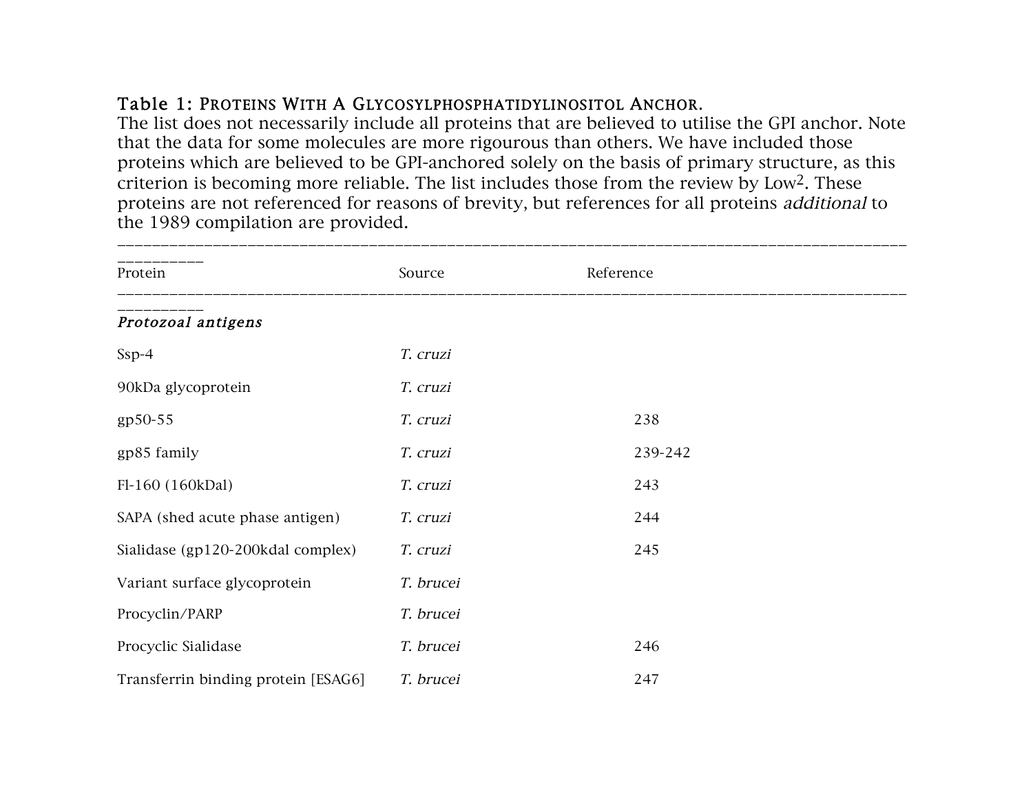**Table 1: Proteins With A Glycosylphosphatidylinositol Anchor.**
The list does not necessarily include all proteins that are believed to utilise the GPI anchor. Note that the data for some molecules are more rigourous than others. We have included those proteins which are believed to be GPI-anchored solely on the basis of primary structure, as this criterion is becoming more reliable. The list includes those from the review by Low[2]. These proteins are not referenced for reasons of brevity, but references for all proteins *additional* to the 1989 compilation are provided.

| Protein | Source | Reference |
|---|---|---|
| ***Protozoal antigens*** | | |
| Ssp-4 | *T. cruzi* | |
| 90kDa glycoprotein | *T. cruzi* | |
| gp50-55 | *T. cruzi* | 238 |
| gp85 family | *T. cruzi* | 239-242 |
| Fl-160 (160kDal) | *T. cruzi* | 243 |
| SAPA (shed acute phase antigen) | *T. cruzi* | 244 |
| Sialidase (gp120-200kdal complex) | *T. cruzi* | 245 |
| Variant surface glycoprotein | *T. brucei* | |
| Procyclin/PARP | *T. brucei* | |
| Procyclic Sialidase | *T. brucei* | 246 |
| Transferrin binding protein [ESAG6] | *T. brucei* | 247 |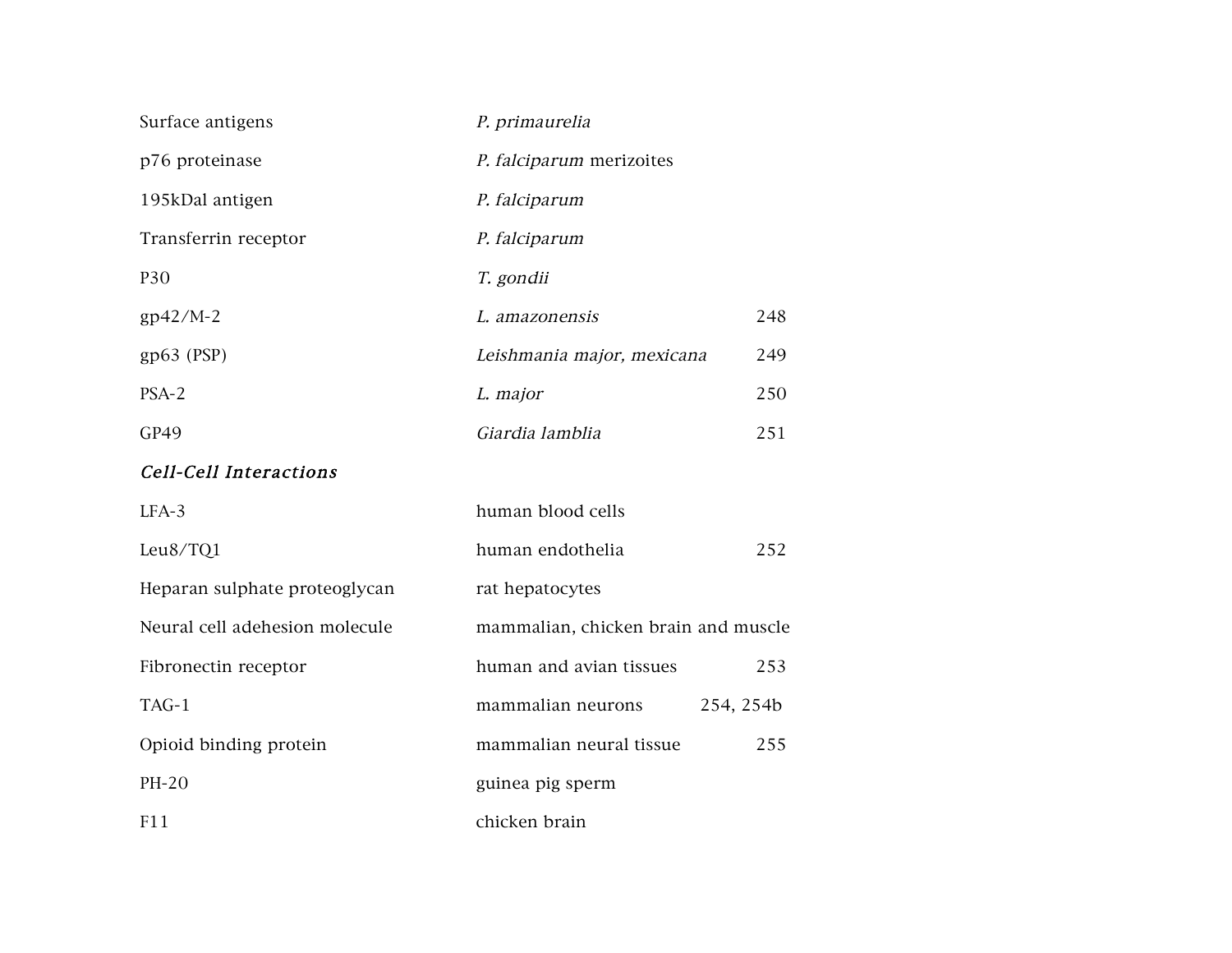| | | |
|---|---|---|
| Surface antigens | *P. primaurelia* | |
| p76 proteinase | *P. falciparum* merizoites | |
| 195kDal antigen | *P. falciparum* | |
| Transferrin receptor | *P. falciparum* | |
| P30 | *T. gondii* | |
| gp42/M-2 | *L. amazonensis* | 248 |
| gp63 (PSP) | *Leishmania major, mexicana* | 249 |
| PSA-2 | *L. major* | 250 |
| GP49 | *Giardia lamblia* | 251 |
| ***Cell-Cell Interactions*** | | |
| LFA-3 | human blood cells | |
| Leu8/TQ1 | human endothelia | 252 |
| Heparan sulphate proteoglycan | rat hepatocytes | |
| Neural cell adehesion molecule | mammalian, chicken brain and muscle | |
| Fibronectin receptor | human and avian tissues | 253 |
| TAG-1 | mammalian neurons | 254, 254b |
| Opioid binding protein | mammalian neural tissue | 255 |
| PH-20 | guinea pig sperm | |
| F11 | chicken brain | |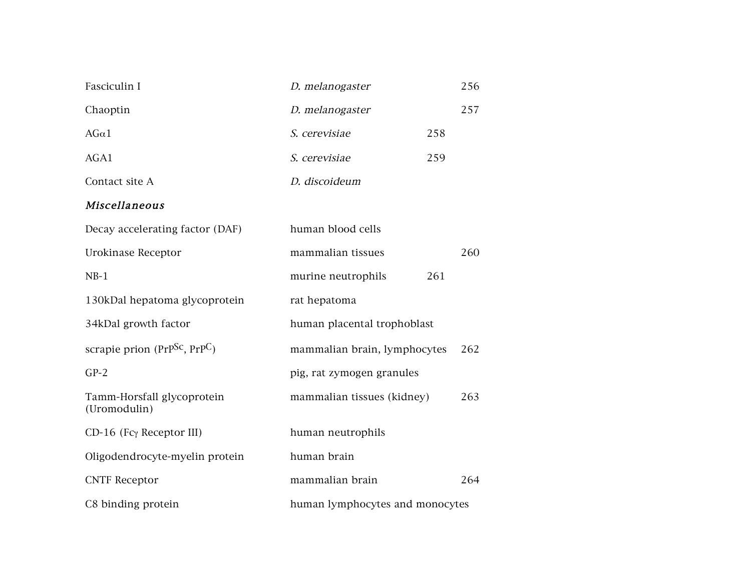| | | |
|---|---|---|
| Fasciculin I | *D. melanogaster* | 256 |
| Chaoptin | *D. melanogaster* | 257 |
| AGα1 | *S. cerevisiae* | 258 |
| AGA1 | *S. cerevisiae* | 259 |
| Contact site A | *D. discoideum* | |
| ***Miscellaneous*** | | |
| Decay accelerating factor (DAF) | human blood cells | |
| Urokinase Receptor | mammalian tissues | 260 |
| NB-1 | murine neutrophils | 261 |
| 130kDal hepatoma glycoprotein | rat hepatoma | |
| 34kDal growth factor | human placental trophoblast | |
| scrapie prion ($PrP^{Sc}$, $PrP^{C}$) | mammalian brain, lymphocytes | 262 |
| GP-2 | pig, rat zymogen granules | |
| Tamm-Horsfall glycoprotein (Uromodulin) | mammalian tissues (kidney) | 263 |
| CD-16 (Fcγ Receptor III) | human neutrophils | |
| Oligodendrocyte-myelin protein | human brain | |
| CNTF Receptor | mammalian brain | 264 |
| C8 binding protein | human lymphocytes and monocytes | |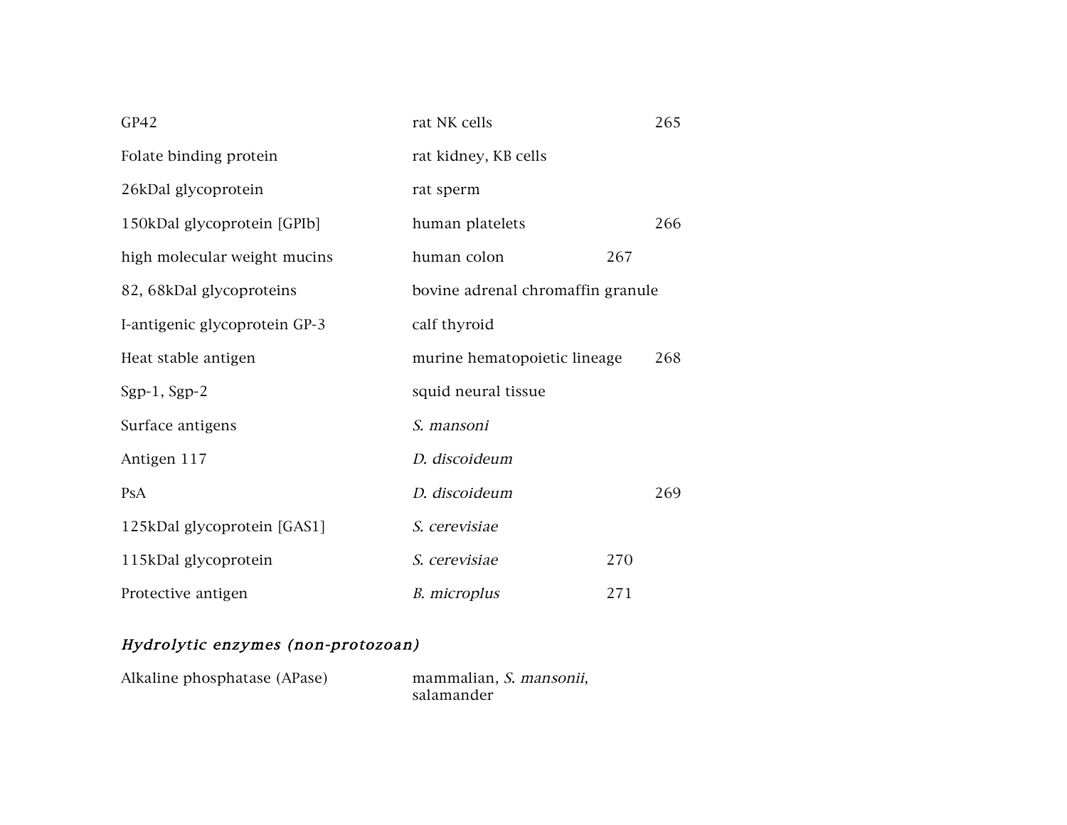| | | |
|---|---|---|
| GP42 | rat NK cells | 265 |
| Folate binding protein | rat kidney, KB cells | |
| 26kDal glycoprotein | rat sperm | |
| 150kDal glycoprotein [GPIb] | human platelets | 266 |
| high molecular weight mucins | human colon | 267 |
| 82, 68kDal glycoproteins | bovine adrenal chromaffin granule | |
| I-antigenic glycoprotein GP-3 | calf thyroid | |
| Heat stable antigen | murine hematopoietic lineage | 268 |
| Sgp-1, Sgp-2 | squid neural tissue | |
| Surface antigens | *S. mansoni* | |
| Antigen 117 | *D. discoideum* | |
| PsA | *D. discoideum* | 269 |
| 125kDal glycoprotein [GAS1] | *S. cerevisiae* | |
| 115kDal glycoprotein | *S. cerevisiae* | 270 |
| Protective antigen | *B. microplus* | 271 |

*Hydrolytic enzymes (non-protozoan)*

| | | |
|---|---|---|
| Alkaline phosphatase (APase) | mammalian, *S. mansonii*, salamander | |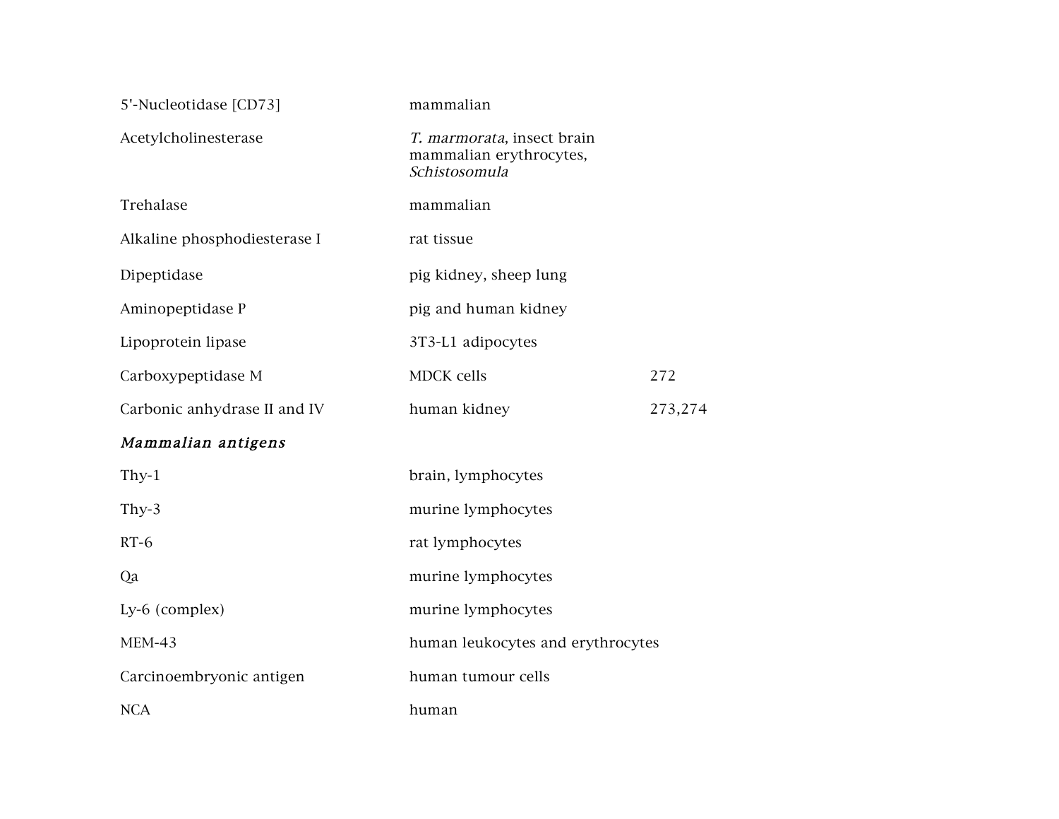| | | |
|---|---|---|
| 5'-Nucleotidase [CD73] | mammalian | |
| Acetylcholinesterase | *T. marmorata*, insect brain mammalian erythrocytes, *Schistosomula* | |
| Trehalase | mammalian | |
| Alkaline phosphodiesterase I | rat tissue | |
| Dipeptidase | pig kidney, sheep lung | |
| Aminopeptidase P | pig and human kidney | |
| Lipoprotein lipase | 3T3-L1 adipocytes | |
| Carboxypeptidase M | MDCK cells | 272 |
| Carbonic anhydrase II and IV | human kidney | 273,274 |
| ***Mammalian antigens*** | | |
| Thy-1 | brain, lymphocytes | |
| Thy-3 | murine lymphocytes | |
| RT-6 | rat lymphocytes | |
| Qa | murine lymphocytes | |
| Ly-6 (complex) | murine lymphocytes | |
| MEM-43 | human leukocytes and erythrocytes | |
| Carcinoembryonic antigen | human tumour cells | |
| NCA | human | |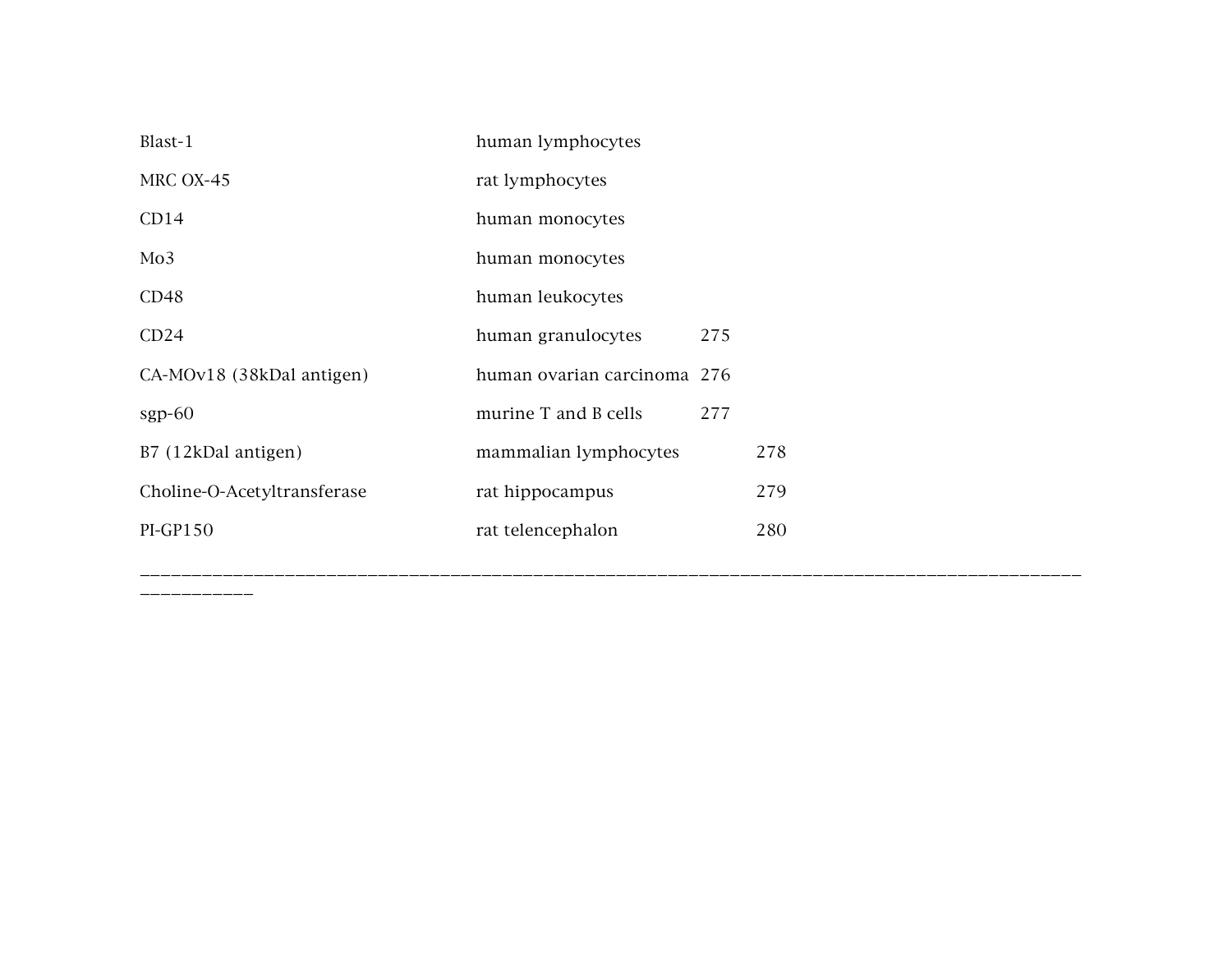| | | |
|---|---|---|
| Blast-1 | human lymphocytes | |
| MRC OX-45 | rat lymphocytes | |
| CD14 | human monocytes | |
| Mo3 | human monocytes | |
| CD48 | human leukocytes | |
| CD24 | human granulocytes | 275 |
| CA-MOv18 (38kDal antigen) | human ovarian carcinoma | 276 |
| sgp-60 | murine T and B cells | 277 |
| B7 (12kDal antigen) | mammalian lymphocytes | 278 |
| Choline-O-Acetyltransferase | rat hippocampus | 279 |
| PI-GP150 | rat telencephalon | 280 |

---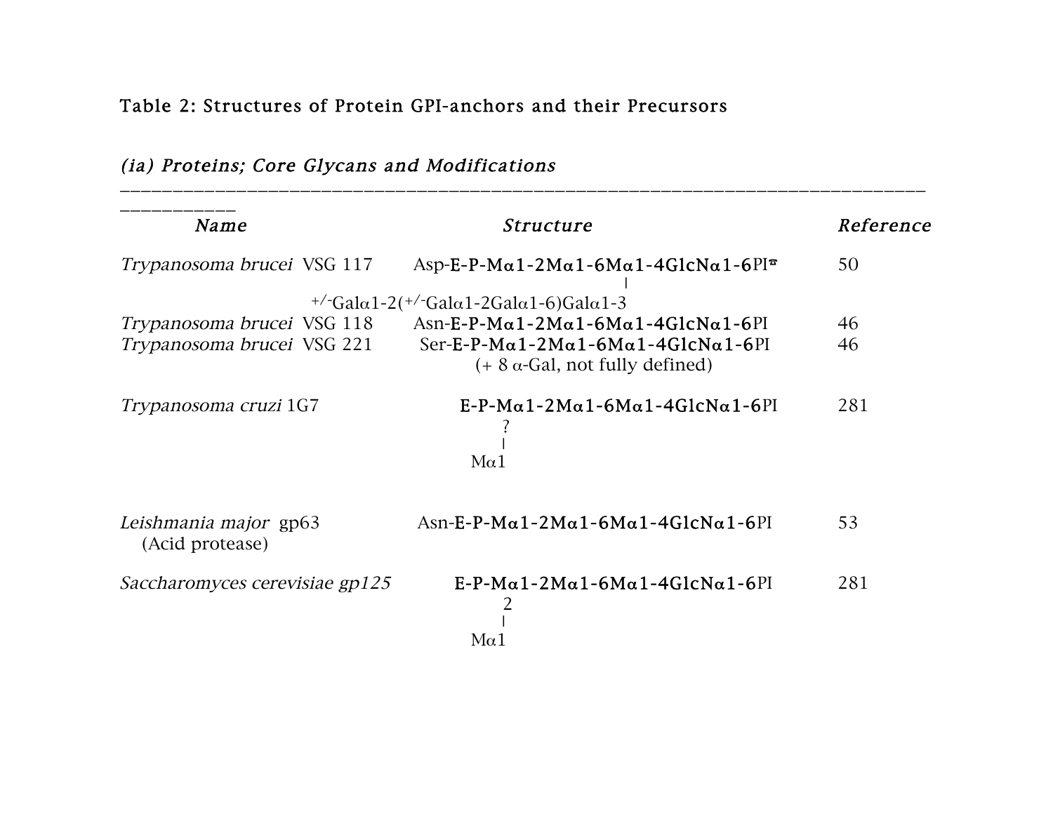# Table 2: Structures of Protein GPI-anchors and their Precursors

## *(ia) Proteins; Core Glycans and Modifications*

| *Name* | *Structure* | *Reference* |
|---|---|---|
| *Trypanosoma brucei* VSG 117 | Asp-E-P-Mα1-2Mα1-6Mα1-4GlcNα1-6PI☎ <br> \| <br> +/-Galα1-2(+/-Galα1-2Galα1-6)Galα1-3 | 50 |
| *Trypanosoma brucei* VSG 118 | Asn-E-P-Mα1-2Mα1-6Mα1-4GlcNα1-6PI | 46 |
| *Trypanosoma brucei* VSG 221 | Ser-E-P-Mα1-2Mα1-6Mα1-4GlcNα1-6PI <br> (+ 8 α-Gal, not fully defined) | 46 |
| *Trypanosoma cruzi* 1G7 | E-P-Mα1-2Mα1-6Mα1-4GlcNα1-6PI <br> ? <br> \| <br> Mα1 | 281 |
| *Leishmania major* gp63 (Acid protease) | Asn-E-P-Mα1-2Mα1-6Mα1-4GlcNα1-6PI | 53 |
| *Saccharomyces cerevisiae gp125* | E-P-Mα1-2Mα1-6Mα1-4GlcNα1-6PI <br> 2 <br> \| <br> Mα1 | 281 |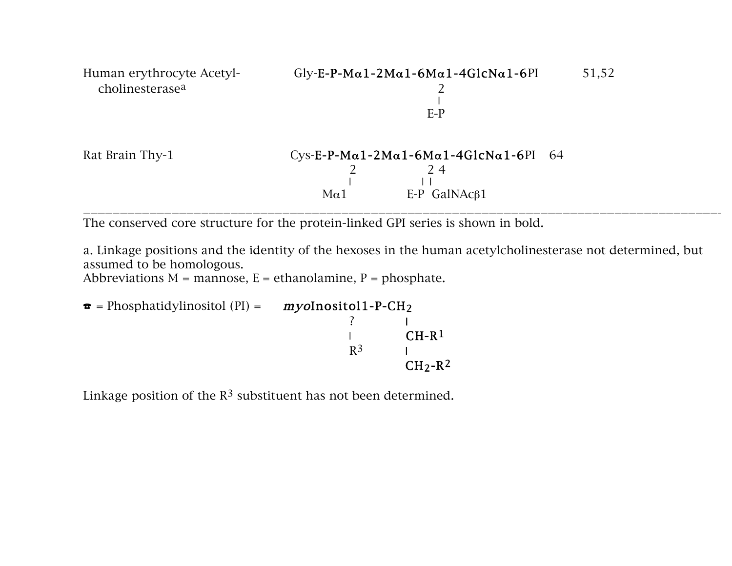| | | |
|---|---|---|
| Human erythrocyte Acetyl-cholinesterase[a] | Gly-**E-P-Mα1-2Mα1-6Mα1-4GlcNα1-6**PI | 51,52 |
| | 2 (on Mα1-4) – E-P | |
| Rat Brain Thy-1 | Cys-**E-P-Mα1-2Mα1-6Mα1-4GlcNα1-6**PI | 64 |
| | 2 (on Mα1-2) – Mα1; 2 (on Mα1-4) – E-P; 4 (on Mα1-4) – GalNAcβ1 | |

```
Human erythrocyte Acetyl-        Gly-E-P-Mα1-2Mα1-6Mα1-4GlcNα1-6PI        51,52
    cholinesterase(a)                             2
                                                  |
                                                 E-P


Rat Brain Thy-1                  Cys-E-P-Mα1-2Mα1-6Mα1-4GlcNα1-6PI    64
                                          2               2 4
                                          |               | |
                                         Mα1            E-P  GalNAcβ1
```

---

The conserved core structure for the protein-linked GPI series is shown in bold.

a. Linkage positions and the identity of the hexoses in the human acetylcholinesterase not determined, but assumed to be homologous.
Abbreviations M = mannose, E = ethanolamine, P = phosphate.

```
☎ = Phosphatidylinositol (PI) =    myoInositol1-P-CH2
                                          ?         |
                                          |        CH-R1
                                          R3        |
                                                   CH2-R2
```

Linkage position of the $R^3$ substituent has not been determined.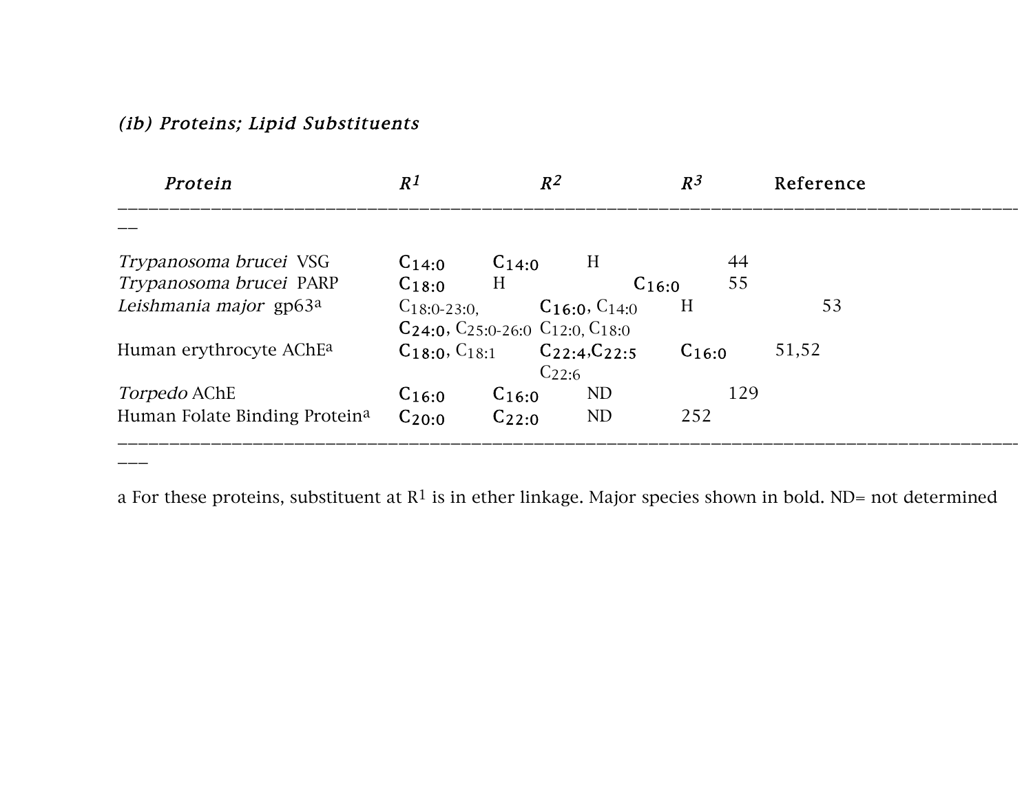### *(ib) Proteins; Lipid Substituents*

| *Protein* | *R[1]* | *R[2]* | *R[3]* | Reference |
|---|---|---|---|---|
| *Trypanosoma brucei* VSG | **$C_{14:0}$** | **$C_{14:0}$** | H | 44 |
| *Trypanosoma brucei* PARP | **$C_{18:0}$** | H | **$C_{16:0}$** | 55 |
| *Leishmania major* gp63[a] | $C_{18:0-23:0}$, **$C_{24:0}$**, $C_{25:0-26:0}$ | **$C_{16:0}$**, $C_{14:0}$, $C_{12:0}$, $C_{18:0}$ | H | 53 |
| Human erythrocyte AChE[a] | **$C_{18:0}$**, $C_{18:1}$ | **$C_{22:4}$**, **$C_{22:5}$**, $C_{22:6}$ | **$C_{16:0}$** | 51,52 |
| *Torpedo* AChE | **$C_{16:0}$** | **$C_{16:0}$** | ND | 129 |
| Human Folate Binding Protein[a] | **$C_{20:0}$** | **$C_{22:0}$** | ND | 252 |

a For these proteins, substituent at R[1] is in ether linkage. Major species shown in bold. ND= not determined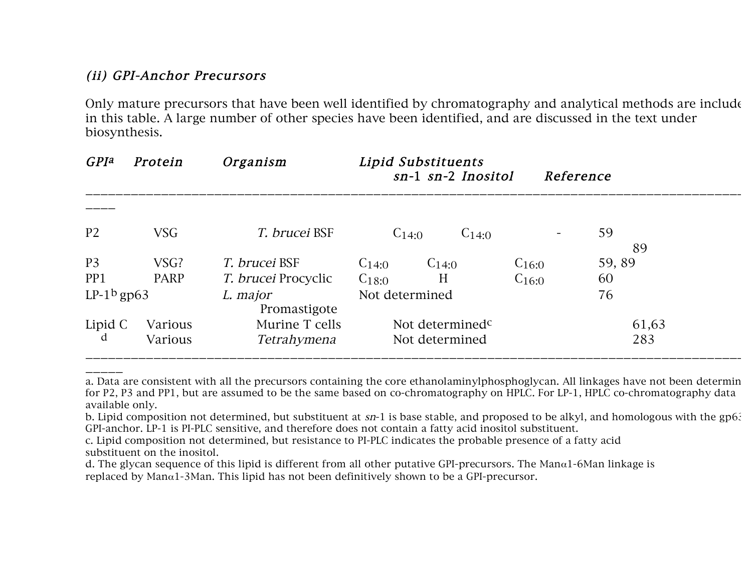### *(ii) GPI-Anchor Precursors*

Only mature precursors that have been well identified by chromatography and analytical methods are include in this table. A large number of other species have been identified, and are discussed in the text under biosynthesis.

| GPI[a] | Protein | Organism | Lipid Substituents *sn*-1 | *sn*-2 | Inositol | Reference |
|---|---|---|---|---|---|---|
| P2 | VSG | *T. brucei* BSF | $C_{14:0}$ | $C_{14:0}$ | - | 59, 89 |
| P3 | VSG? | *T. brucei* BSF | $C_{14:0}$ | $C_{14:0}$ | $C_{16:0}$ | 59, 89 |
| PP1 | PARP | *T. brucei* Procyclic | $C_{18:0}$ | H | $C_{16:0}$ | 60 |
| LP-1[b] | gp63 | *L. major* Promastigote | Not determined | | | 76 |
| Lipid C | Various | Murine T cells | Not determined[c] | | | 61,63 |
| d | Various | *Tetrahymena* | Not determined | | | 283 |

a. Data are consistent with all the precursors containing the core ethanolaminylphosphoglycan. All linkages have not been determin for P2, P3 and PP1, but are assumed to be the same based on co-chromatography on HPLC. For LP-1, HPLC co-chromatography data available only.

b. Lipid composition not determined, but substituent at *sn*-1 is base stable, and proposed to be alkyl, and homologous with the gp63 GPI-anchor. LP-1 is PI-PLC sensitive, and therefore does not contain a fatty acid inositol substituent.

c. Lipid composition not determined, but resistance to PI-PLC indicates the probable presence of a fatty acid substituent on the inositol.

d. The glycan sequence of this lipid is different from all other putative GPI-precursors. The Manα1-6Man linkage is replaced by Manα1-3Man. This lipid has not been definitively shown to be a GPI-precursor.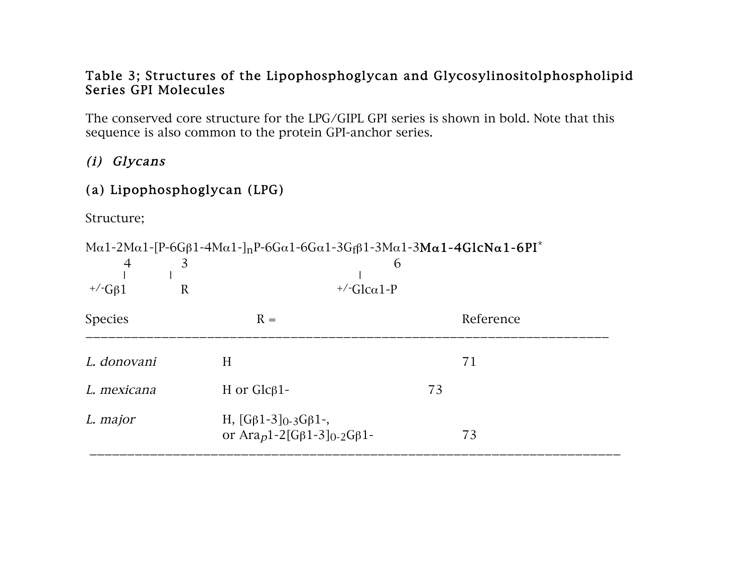### Table 3; Structures of the Lipophosphoglycan and Glycosylinositolphospholipid Series GPI Molecules

The conserved core structure for the LPG/GIPL GPI series is shown in bold. Note that this sequence is also common to the protein GPI-anchor series.

#### *(i) Glycans*

#### (a) Lipophosphoglycan (LPG)

Structure;

```
Mα1-2Mα1-[P-6Gβ1-4Mα1-]nP-6Gα1-6Gα1-3Gfβ1-3Mα1-3Mα1-4GlcNα1-6PI*
        4           3                                  6
        |           |                                  |
   +/-Gβ1           R                         +/-Glcα1-P
```

Mα1-2Mα1-[P-6Gβ1-4Mα1-]$_n$P-6Gα1-6Gα1-3G$_f$β1-3Mα1-3**Mα1-4GlcNα1-6PI***

| Species | R = | Reference |
|---|---|---|
| *L. donovani* | H | 71 |
| *L. mexicana* | H or Glcβ1- | 73 |
| *L. major* | H, [Gβ1-3]$_{0-3}$Gβ1-, or Ara$_p$1-2[Gβ1-3]$_{0-2}$Gβ1- | 73 |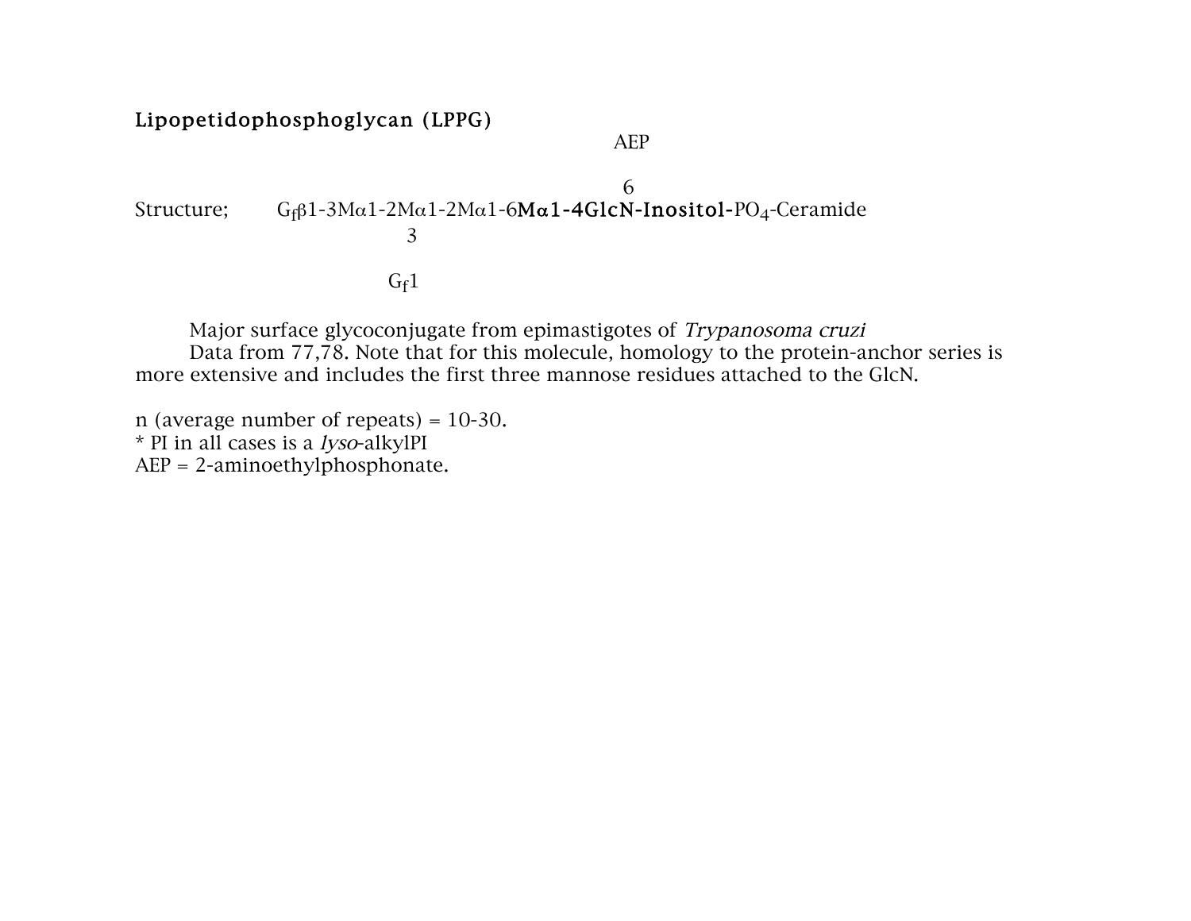**Lipopetidophosphoglycan (LPPG)**

```
                                              AEP

                                               6
Structure;   Gfβ1-3Mα1-2Mα1-2Mα1-6Mα1-4GlcN-Inositol-PO4-Ceramide
                        3

                      Gf1
```

Major surface glycoconjugate from epimastigotes of *Trypanosoma cruzi*

Data from 77,78. Note that for this molecule, homology to the protein-anchor series is more extensive and includes the first three mannose residues attached to the GlcN.

n (average number of repeats) = 10-30.
* PI in all cases is a *lyso*-alkylPI
AEP = 2-aminoethylphosphonate.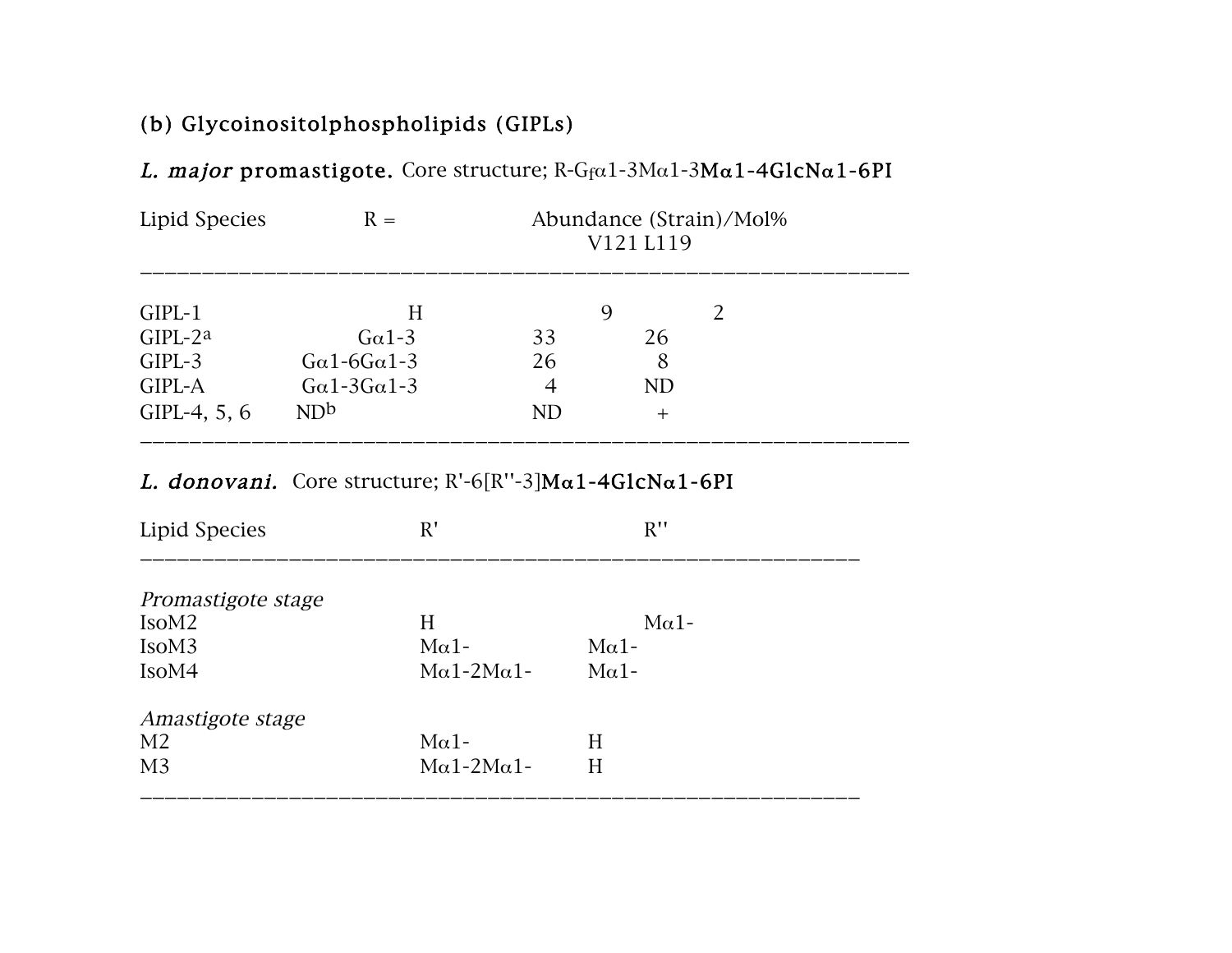**(b) Glycoinositolphospholipids (GIPLs)**

***L. major* promastigote.** Core structure; R-G$_f$α1-3Mα1-3**Mα1-4GlcNα1-6PI**

| Lipid Species | R = | Abundance (Strain)/Mol% V121 | L119 |
|---|---|---|---|
| GIPL-1 | H | 9 | 2 |
| GIPL-2[a] | Gα1-3 | 33 | 26 |
| GIPL-3 | Gα1-6Gα1-3 | 26 | 8 |
| GIPL-A | Gα1-3Gα1-3 | 4 | ND |
| GIPL-4, 5, 6 | ND[b] | ND | + |

***L. donovani.*** Core structure; R'-6[R''-3]**Mα1-4GlcNα1-6PI**

| Lipid Species | R' | R'' |
|---|---|---|
| *Promastigote stage* | | |
| IsoM2 | H | Mα1- |
| IsoM3 | Mα1- | Mα1- |
| IsoM4 | Mα1-2Mα1- | Mα1- |
| *Amastigote stage* | | |
| M2 | Mα1- | H |
| M3 | Mα1-2Mα1- | H |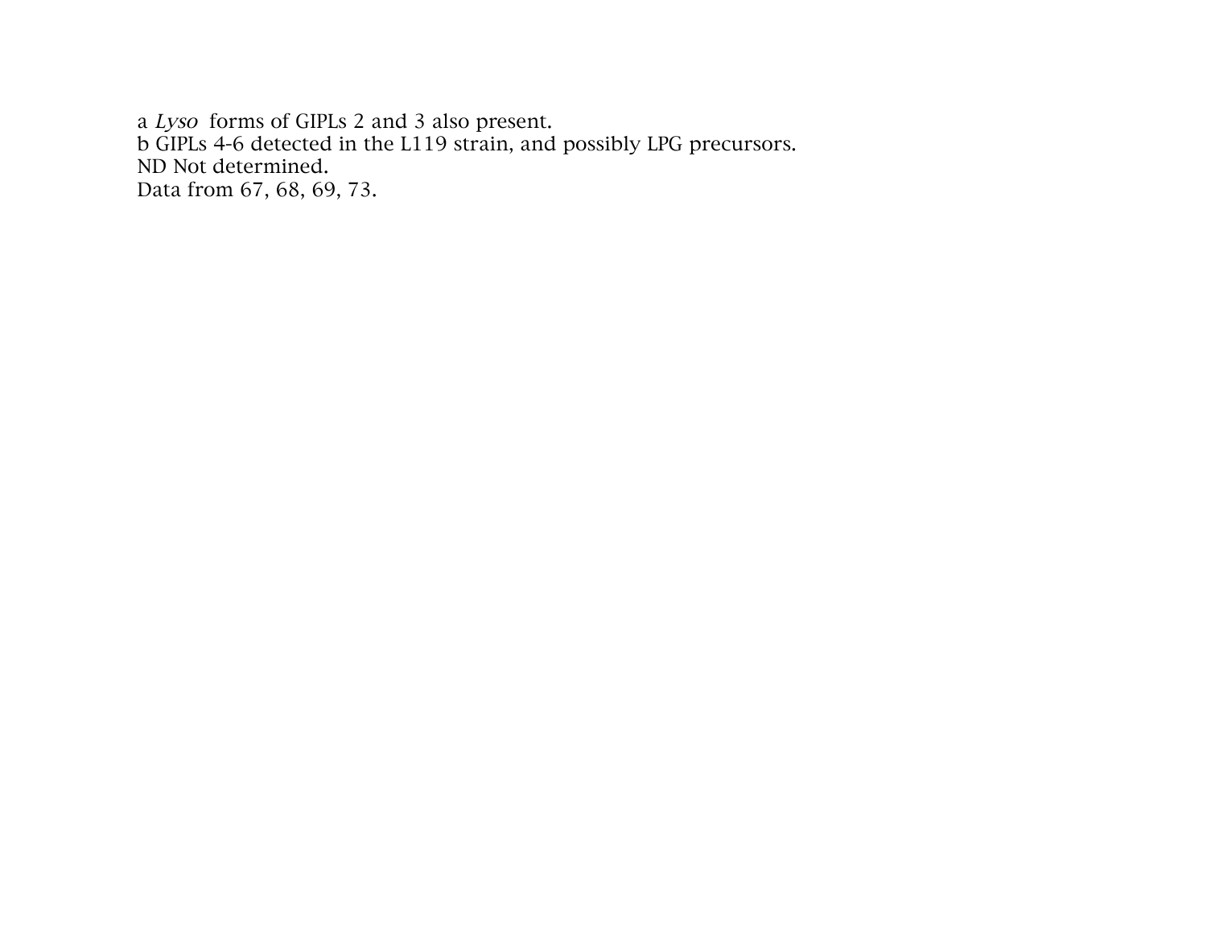a *Lyso* forms of GIPLs 2 and 3 also present.
b GIPLs 4-6 detected in the L119 strain, and possibly LPG precursors.
ND Not determined.
Data from 67, 68, 69, 73.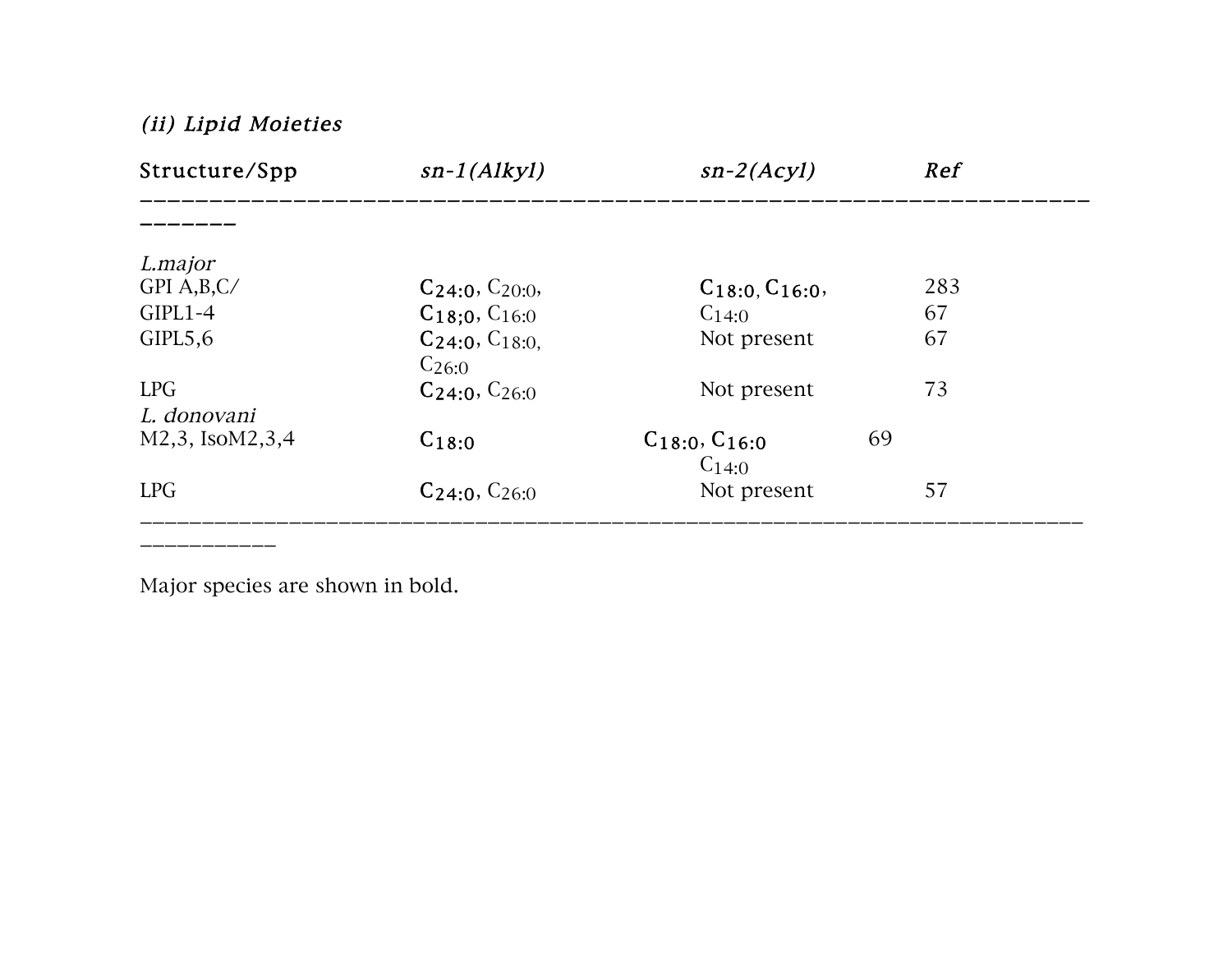### *(ii) Lipid Moieties*

| Structure/Spp | *sn-1(Alkyl)* | *sn-2(Acyl)* | *Ref* |
|---|---|---|---|
| *L.major* | | | |
| GPI A,B,C/ | **$C_{24:0}$**, $C_{20:0}$, | **$C_{18:0}$**, **$C_{16:0}$**, | 283 |
| GIPL1-4 | **$C_{18;0}$**, $C_{16:0}$ | $C_{14:0}$ | 67 |
| GIPL5,6 | **$C_{24:0}$**, $C_{18:0}$, $C_{26:0}$ | Not present | 67 |
| LPG | **$C_{24:0}$**, $C_{26:0}$ | Not present | 73 |
| *L. donovani* | | | |
| M2,3, IsoM2,3,4 | **$C_{18:0}$** | **$C_{18:0}$**, **$C_{16:0}$** $C_{14:0}$ | 69 |
| LPG | **$C_{24:0}$**, $C_{26:0}$ | Not present | 57 |

Major species are shown in bold.